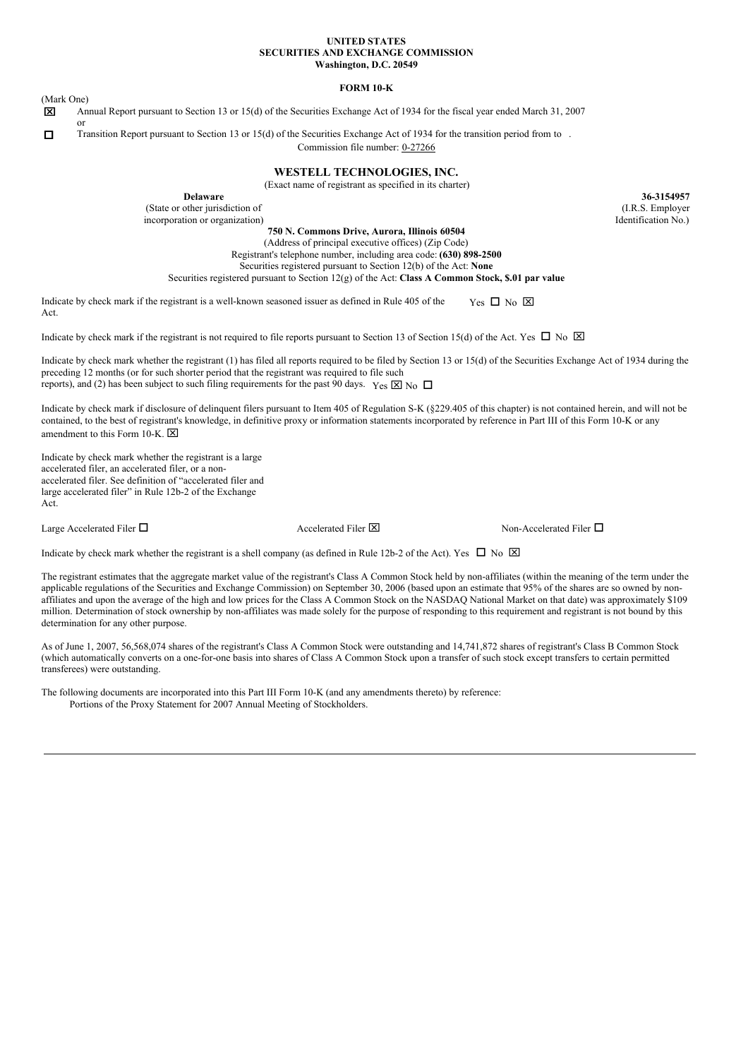**UNITED STATES**
**SECURITIES AND EXCHANGE COMMISSION**
**Washington, D.C. 20549**

**FORM 10-K**

(Mark One)

☒ Annual Report pursuant to Section 13 or 15(d) of the Securities Exchange Act of 1934 for the fiscal year ended March 31, 2007

or

☐ Transition Report pursuant to Section 13 or 15(d) of the Securities Exchange Act of 1934 for the transition period from to .

Commission file number: 0-27266

# WESTELL TECHNOLOGIES, INC.

(Exact name of registrant as specified in its charter)

| **Delaware** | **36-3154957** |
|---|---|
| (State or other jurisdiction of incorporation or organization) | (I.R.S. Employer Identification No.) |

**750 N. Commons Drive, Aurora, Illinois 60504**
(Address of principal executive offices) (Zip Code)
Registrant's telephone number, including area code: **(630) 898-2500**
Securities registered pursuant to Section 12(b) of the Act: **None**
Securities registered pursuant to Section 12(g) of the Act: **Class A Common Stock, $.01 par value**

Indicate by check mark if the registrant is a well-known seasoned issuer as defined in Rule 405 of the Act. Yes ☐ No ☒

Indicate by check mark if the registrant is not required to file reports pursuant to Section 13 of Section 15(d) of the Act. Yes ☐ No ☒

Indicate by check mark whether the registrant (1) has filed all reports required to be filed by Section 13 or 15(d) of the Securities Exchange Act of 1934 during the preceding 12 months (or for such shorter period that the registrant was required to file such reports), and (2) has been subject to such filing requirements for the past 90 days. Yes ☒ No ☐

Indicate by check mark if disclosure of delinquent filers pursuant to Item 405 of Regulation S-K (§229.405 of this chapter) is not contained herein, and will not be contained, to the best of registrant's knowledge, in definitive proxy or information statements incorporated by reference in Part III of this Form 10-K or any amendment to this Form 10-K. ☒

Indicate by check mark whether the registrant is a large accelerated filer, an accelerated filer, or a non-accelerated filer. See definition of "accelerated filer and large accelerated filer" in Rule 12b-2 of the Exchange Act.

Large Accelerated Filer ☐ Accelerated Filer ☒ Non-Accelerated Filer ☐

Indicate by check mark whether the registrant is a shell company (as defined in Rule 12b-2 of the Act). Yes ☐ No ☒

The registrant estimates that the aggregate market value of the registrant's Class A Common Stock held by non-affiliates (within the meaning of the term under the applicable regulations of the Securities and Exchange Commission) on September 30, 2006 (based upon an estimate that 95% of the shares are so owned by non-affiliates and upon the average of the high and low prices for the Class A Common Stock on the NASDAQ National Market on that date) was approximately $109 million. Determination of stock ownership by non-affiliates was made solely for the purpose of responding to this requirement and registrant is not bound by this determination for any other purpose.

As of June 1, 2007, 56,568,074 shares of the registrant's Class A Common Stock were outstanding and 14,741,872 shares of registrant's Class B Common Stock (which automatically converts on a one-for-one basis into shares of Class A Common Stock upon a transfer of such stock except transfers to certain permitted transferees) were outstanding.

The following documents are incorporated into this Part III Form 10-K (and any amendments thereto) by reference:
Portions of the Proxy Statement for 2007 Annual Meeting of Stockholders.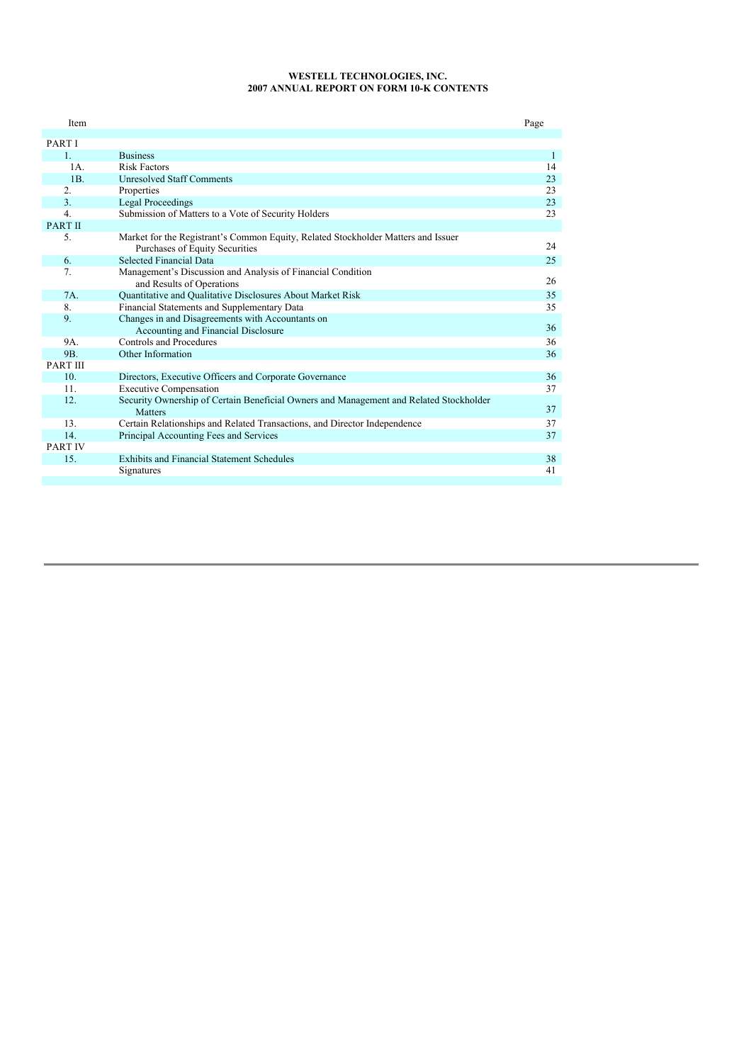# WESTELL TECHNOLOGIES, INC.
## 2007 ANNUAL REPORT ON FORM 10-K CONTENTS

| Item | | Page |
|---|---|---|
| PART I | | |
| 1. | Business | 1 |
| 1A. | Risk Factors | 14 |
| 1B. | Unresolved Staff Comments | 23 |
| 2. | Properties | 23 |
| 3. | Legal Proceedings | 23 |
| 4. | Submission of Matters to a Vote of Security Holders | 23 |
| PART II | | |
| 5. | Market for the Registrant's Common Equity, Related Stockholder Matters and Issuer Purchases of Equity Securities | 24 |
| 6. | Selected Financial Data | 25 |
| 7. | Management's Discussion and Analysis of Financial Condition and Results of Operations | 26 |
| 7A. | Quantitative and Qualitative Disclosures About Market Risk | 35 |
| 8. | Financial Statements and Supplementary Data | 35 |
| 9. | Changes in and Disagreements with Accountants on Accounting and Financial Disclosure | 36 |
| 9A. | Controls and Procedures | 36 |
| 9B. | Other Information | 36 |
| PART III | | |
| 10. | Directors, Executive Officers and Corporate Governance | 36 |
| 11. | Executive Compensation | 37 |
| 12. | Security Ownership of Certain Beneficial Owners and Management and Related Stockholder Matters | 37 |
| 13. | Certain Relationships and Related Transactions, and Director Independence | 37 |
| 14. | Principal Accounting Fees and Services | 37 |
| PART IV | | |
| 15. | Exhibits and Financial Statement Schedules | 38 |
| | Signatures | 41 |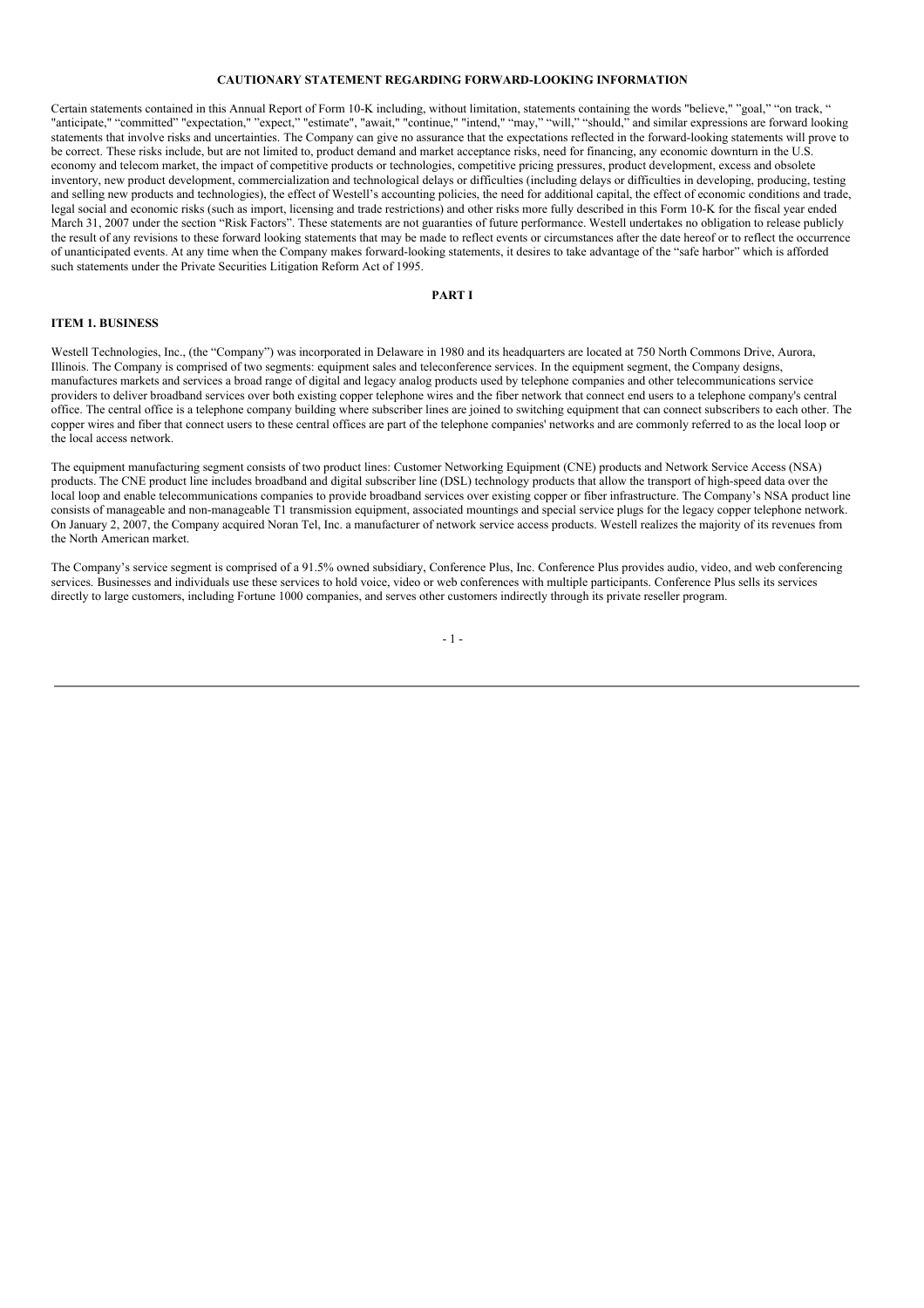**CAUTIONARY STATEMENT REGARDING FORWARD-LOOKING INFORMATION**

Certain statements contained in this Annual Report of Form 10-K including, without limitation, statements containing the words "believe," "goal," "on track, " "anticipate," "committed" "expectation," "expect," "estimate", "await," "continue," "intend," "may," "will," "should," and similar expressions are forward looking statements that involve risks and uncertainties. The Company can give no assurance that the expectations reflected in the forward-looking statements will prove to be correct. These risks include, but are not limited to, product demand and market acceptance risks, need for financing, any economic downturn in the U.S. economy and telecom market, the impact of competitive products or technologies, competitive pricing pressures, product development, excess and obsolete inventory, new product development, commercialization and technological delays or difficulties (including delays or difficulties in developing, producing, testing and selling new products and technologies), the effect of Westell's accounting policies, the need for additional capital, the effect of economic conditions and trade, legal social and economic risks (such as import, licensing and trade restrictions) and other risks more fully described in this Form 10-K for the fiscal year ended March 31, 2007 under the section "Risk Factors". These statements are not guaranties of future performance. Westell undertakes no obligation to release publicly the result of any revisions to these forward looking statements that may be made to reflect events or circumstances after the date hereof or to reflect the occurrence of unanticipated events. At any time when the Company makes forward-looking statements, it desires to take advantage of the "safe harbor" which is afforded such statements under the Private Securities Litigation Reform Act of 1995.

# PART I

## ITEM 1. BUSINESS

Westell Technologies, Inc., (the "Company") was incorporated in Delaware in 1980 and its headquarters are located at 750 North Commons Drive, Aurora, Illinois. The Company is comprised of two segments: equipment sales and teleconference services. In the equipment segment, the Company designs, manufactures markets and services a broad range of digital and legacy analog products used by telephone companies and other telecommunications service providers to deliver broadband services over both existing copper telephone wires and the fiber network that connect end users to a telephone company's central office. The central office is a telephone company building where subscriber lines are joined to switching equipment that can connect subscribers to each other. The copper wires and fiber that connect users to these central offices are part of the telephone companies' networks and are commonly referred to as the local loop or the local access network.

The equipment manufacturing segment consists of two product lines: Customer Networking Equipment (CNE) products and Network Service Access (NSA) products. The CNE product line includes broadband and digital subscriber line (DSL) technology products that allow the transport of high-speed data over the local loop and enable telecommunications companies to provide broadband services over existing copper or fiber infrastructure. The Company's NSA product line consists of manageable and non-manageable T1 transmission equipment, associated mountings and special service plugs for the legacy copper telephone network. On January 2, 2007, the Company acquired Noran Tel, Inc. a manufacturer of network service access products. Westell realizes the majority of its revenues from the North American market.

The Company's service segment is comprised of a 91.5% owned subsidiary, Conference Plus, Inc. Conference Plus provides audio, video, and web conferencing services. Businesses and individuals use these services to hold voice, video or web conferences with multiple participants. Conference Plus sells its services directly to large customers, including Fortune 1000 companies, and serves other customers indirectly through its private reseller program.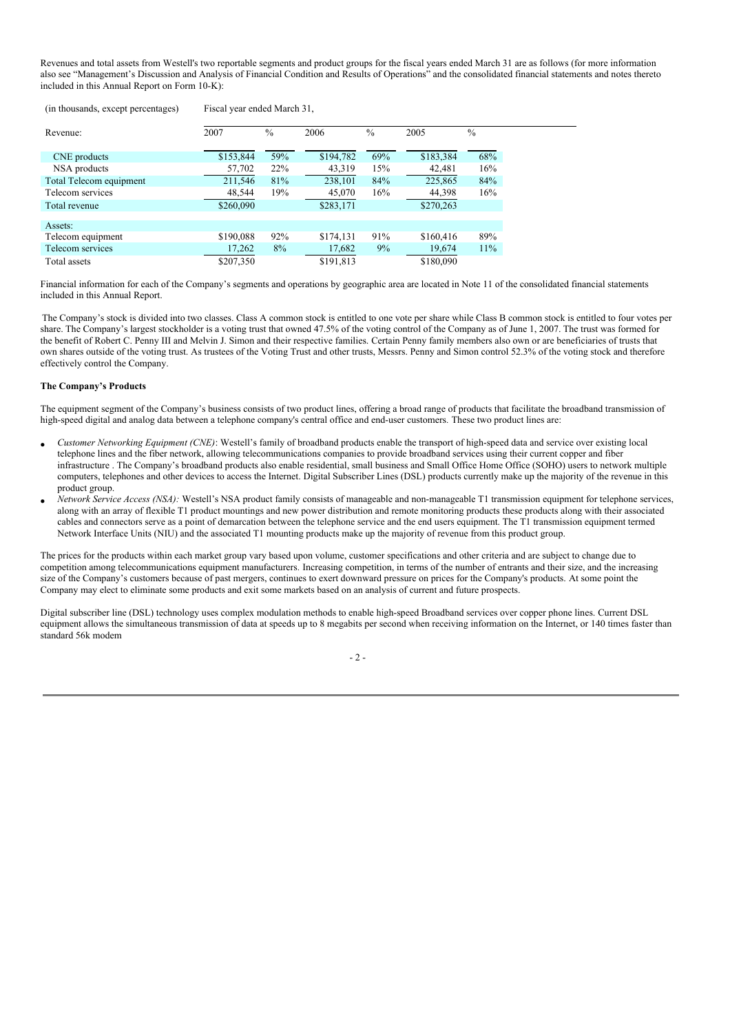Revenues and total assets from Westell's two reportable segments and product groups for the fiscal years ended March 31 are as follows (for more information also see "Management's Discussion and Analysis of Financial Condition and Results of Operations" and the consolidated financial statements and notes thereto included in this Annual Report on Form 10-K):

| (in thousands, except percentages) | Fiscal year ended March 31, | | | | | |
|---|---|---|---|---|---|---|
| Revenue: | 2007 | % | 2006 | % | 2005 | % |
| CNE products | $153,844 | 59% | $194,782 | 69% | $183,384 | 68% |
| NSA products | 57,702 | 22% | 43,319 | 15% | 42,481 | 16% |
| Total Telecom equipment | 211,546 | 81% | 238,101 | 84% | 225,865 | 84% |
| Telecom services | 48,544 | 19% | 45,070 | 16% | 44,398 | 16% |
| Total revenue | $260,090 | | $283,171 | | $270,263 | |
| Assets: | | | | | | |
| Telecom equipment | $190,088 | 92% | $174,131 | 91% | $160,416 | 89% |
| Telecom services | 17,262 | 8% | 17,682 | 9% | 19,674 | 11% |
| Total assets | $207,350 | | $191,813 | | $180,090 | |

Financial information for each of the Company's segments and operations by geographic area are located in Note 11 of the consolidated financial statements included in this Annual Report.

The Company's stock is divided into two classes. Class A common stock is entitled to one vote per share while Class B common stock is entitled to four votes per share. The Company's largest stockholder is a voting trust that owned 47.5% of the voting control of the Company as of June 1, 2007. The trust was formed for the benefit of Robert C. Penny III and Melvin J. Simon and their respective families. Certain Penny family members also own or are beneficiaries of trusts that own shares outside of the voting trust. As trustees of the Voting Trust and other trusts, Messrs. Penny and Simon control 52.3% of the voting stock and therefore effectively control the Company.

**The Company's Products**

The equipment segment of the Company's business consists of two product lines, offering a broad range of products that facilitate the broadband transmission of high-speed digital and analog data between a telephone company's central office and end-user customers. These two product lines are:

- *Customer Networking Equipment (CNE)*: Westell's family of broadband products enable the transport of high-speed data and service over existing local telephone lines and the fiber network, allowing telecommunications companies to provide broadband services using their current copper and fiber infrastructure . The Company's broadband products also enable residential, small business and Small Office Home Office (SOHO) users to network multiple computers, telephones and other devices to access the Internet. Digital Subscriber Lines (DSL) products currently make up the majority of the revenue in this product group.
- *Network Service Access (NSA):* Westell's NSA product family consists of manageable and non-manageable T1 transmission equipment for telephone services, along with an array of flexible T1 product mountings and new power distribution and remote monitoring products these products along with their associated cables and connectors serve as a point of demarcation between the telephone service and the end users equipment. The T1 transmission equipment termed Network Interface Units (NIU) and the associated T1 mounting products make up the majority of revenue from this product group.

The prices for the products within each market group vary based upon volume, customer specifications and other criteria and are subject to change due to competition among telecommunications equipment manufacturers. Increasing competition, in terms of the number of entrants and their size, and the increasing size of the Company's customers because of past mergers, continues to exert downward pressure on prices for the Company's products. At some point the Company may elect to eliminate some products and exit some markets based on an analysis of current and future prospects.

Digital subscriber line (DSL) technology uses complex modulation methods to enable high-speed Broadband services over copper phone lines. Current DSL equipment allows the simultaneous transmission of data at speeds up to 8 megabits per second when receiving information on the Internet, or 140 times faster than standard 56k modem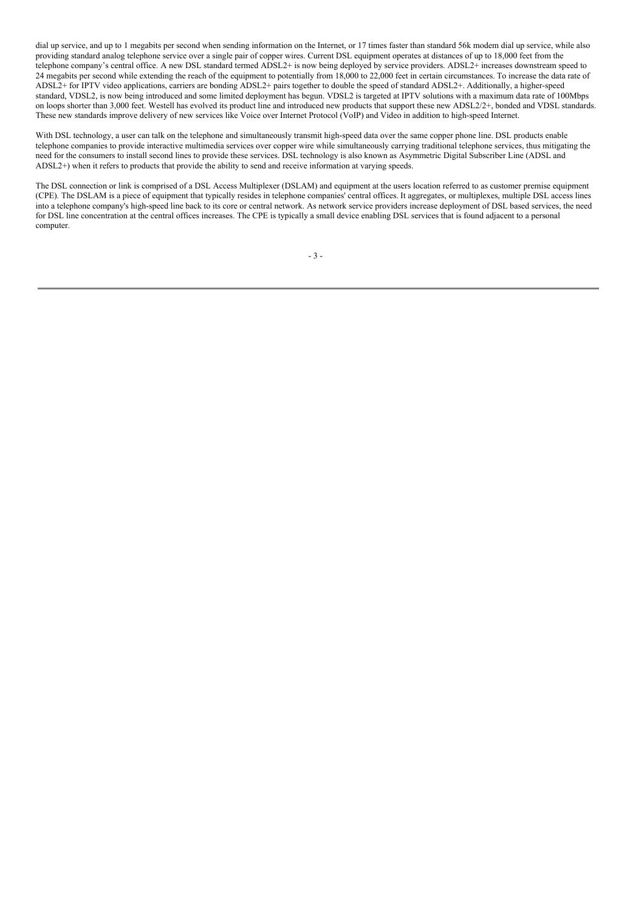dial up service, and up to 1 megabits per second when sending information on the Internet, or 17 times faster than standard 56k modem dial up service, while also providing standard analog telephone service over a single pair of copper wires. Current DSL equipment operates at distances of up to 18,000 feet from the telephone company's central office. A new DSL standard termed ADSL2+ is now being deployed by service providers. ADSL2+ increases downstream speed to 24 megabits per second while extending the reach of the equipment to potentially from 18,000 to 22,000 feet in certain circumstances. To increase the data rate of ADSL2+ for IPTV video applications, carriers are bonding ADSL2+ pairs together to double the speed of standard ADSL2+. Additionally, a higher-speed standard, VDSL2, is now being introduced and some limited deployment has begun. VDSL2 is targeted at IPTV solutions with a maximum data rate of 100Mbps on loops shorter than 3,000 feet. Westell has evolved its product line and introduced new products that support these new ADSL2/2+, bonded and VDSL standards. These new standards improve delivery of new services like Voice over Internet Protocol (VoIP) and Video in addition to high-speed Internet.

With DSL technology, a user can talk on the telephone and simultaneously transmit high-speed data over the same copper phone line. DSL products enable telephone companies to provide interactive multimedia services over copper wire while simultaneously carrying traditional telephone services, thus mitigating the need for the consumers to install second lines to provide these services. DSL technology is also known as Asymmetric Digital Subscriber Line (ADSL and ADSL2+) when it refers to products that provide the ability to send and receive information at varying speeds.

The DSL connection or link is comprised of a DSL Access Multiplexer (DSLAM) and equipment at the users location referred to as customer premise equipment (CPE). The DSLAM is a piece of equipment that typically resides in telephone companies' central offices. It aggregates, or multiplexes, multiple DSL access lines into a telephone company's high-speed line back to its core or central network. As network service providers increase deployment of DSL based services, the need for DSL line concentration at the central offices increases. The CPE is typically a small device enabling DSL services that is found adjacent to a personal computer.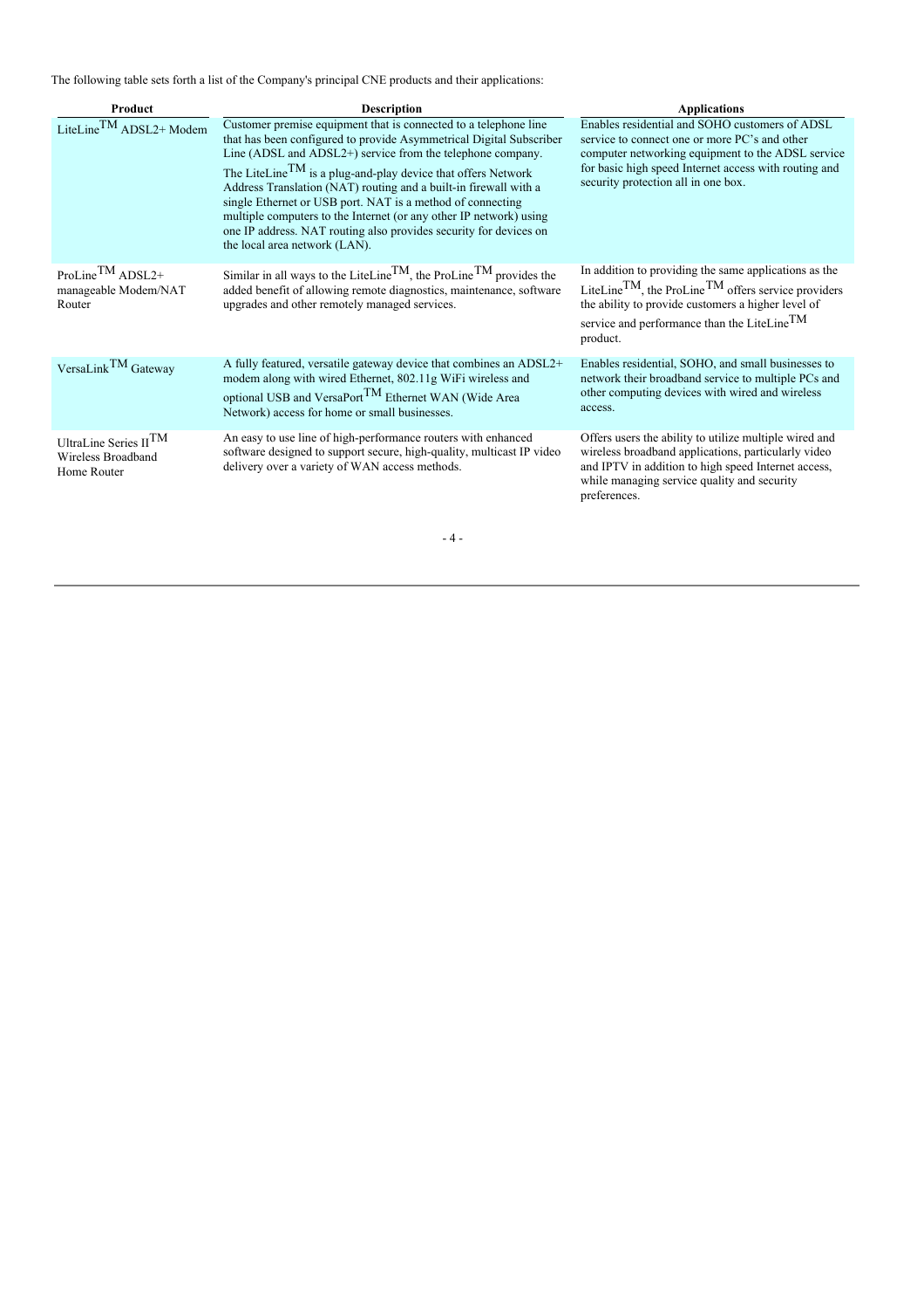The following table sets forth a list of the Company's principal CNE products and their applications:

| Product | Description | Applications |
|---|---|---|
| LiteLine™ ADSL2+ Modem | Customer premise equipment that is connected to a telephone line that has been configured to provide Asymmetrical Digital Subscriber Line (ADSL and ADSL2+) service from the telephone company. The LiteLine™ is a plug-and-play device that offers Network Address Translation (NAT) routing and a built-in firewall with a single Ethernet or USB port. NAT is a method of connecting multiple computers to the Internet (or any other IP network) using one IP address. NAT routing also provides security for devices on the local area network (LAN). | Enables residential and SOHO customers of ADSL service to connect one or more PC's and other computer networking equipment to the ADSL service for basic high speed Internet access with routing and security protection all in one box. |
| ProLine™ ADSL2+ manageable Modem/NAT Router | Similar in all ways to the LiteLine™, the ProLine™ provides the added benefit of allowing remote diagnostics, maintenance, software upgrades and other remotely managed services. | In addition to providing the same applications as the LiteLine™, the ProLine™ offers service providers the ability to provide customers a higher level of service and performance than the LiteLine™ product. |
| VersaLink™ Gateway | A fully featured, versatile gateway device that combines an ADSL2+ modem along with wired Ethernet, 802.11g WiFi wireless and optional USB and VersaPort™ Ethernet WAN (Wide Area Network) access for home or small businesses. | Enables residential, SOHO, and small businesses to network their broadband service to multiple PCs and other computing devices with wired and wireless access. |
| UltraLine Series II™ Wireless Broadband Home Router | An easy to use line of high-performance routers with enhanced software designed to support secure, high-quality, multicast IP video delivery over a variety of WAN access methods. | Offers users the ability to utilize multiple wired and wireless broadband applications, particularly video and IPTV in addition to high speed Internet access, while managing service quality and security preferences. |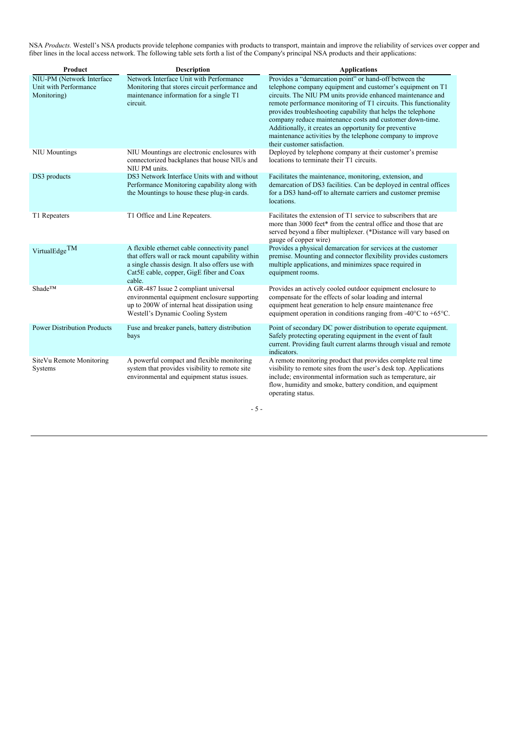NSA *Products.* Westell's NSA products provide telephone companies with products to transport, maintain and improve the reliability of services over copper and fiber lines in the local access network. The following table sets forth a list of the Company's principal NSA products and their applications:

| Product | Description | Applications |
|---|---|---|
| NIU-PM (Network Interface Unit with Performance Monitoring) | Network Interface Unit with Performance Monitoring that stores circuit performance and maintenance information for a single T1 circuit. | Provides a "demarcation point" or hand-off between the telephone company equipment and customer's equipment on T1 circuits. The NIU PM units provide enhanced maintenance and remote performance monitoring of T1 circuits. This functionality provides troubleshooting capability that helps the telephone company reduce maintenance costs and customer down-time. Additionally, it creates an opportunity for preventive maintenance activities by the telephone company to improve their customer satisfaction. |
| NIU Mountings | NIU Mountings are electronic enclosures with connectorized backplanes that house NIUs and NIU PM units. | Deployed by telephone company at their customer's premise locations to terminate their T1 circuits. |
| DS3 products | DS3 Network Interface Units with and without Performance Monitoring capability along with the Mountings to house these plug-in cards. | Facilitates the maintenance, monitoring, extension, and demarcation of DS3 facilities. Can be deployed in central offices for a DS3 hand-off to alternate carriers and customer premise locations. |
| T1 Repeaters | T1 Office and Line Repeaters. | Facilitates the extension of T1 service to subscribers that are more than 3000 feet* from the central office and those that are served beyond a fiber multiplexer. (*Distance will vary based on gauge of copper wire) |
| VirtualEdge™ | A flexible ethernet cable connectivity panel that offers wall or rack mount capability within a single chassis design. It also offers use with Cat5E cable, copper, GigE fiber and Coax cable. | Provides a physical demarcation for services at the customer premise. Mounting and connector flexibility provides customers multiple applications, and minimizes space required in equipment rooms. |
| Shade™ | A GR-487 Issue 2 compliant universal environmental equipment enclosure supporting up to 200W of internal heat dissipation using Westell's Dynamic Cooling System | Provides an actively cooled outdoor equipment enclosure to compensate for the effects of solar loading and internal equipment heat generation to help ensure maintenance free equipment operation in conditions ranging from -40°C to +65°C. |
| Power Distribution Products | Fuse and breaker panels, battery distribution bays | Point of secondary DC power distribution to operate equipment. Safely protecting operating equipment in the event of fault current. Providing fault current alarms through visual and remote indicators. |
| SiteVu Remote Monitoring Systems | A powerful compact and flexible monitoring system that provides visibility to remote site environmental and equipment status issues. | A remote monitoring product that provides complete real time visibility to remote sites from the user's desk top. Applications include; environmental information such as temperature, air flow, humidity and smoke, battery condition, and equipment operating status. |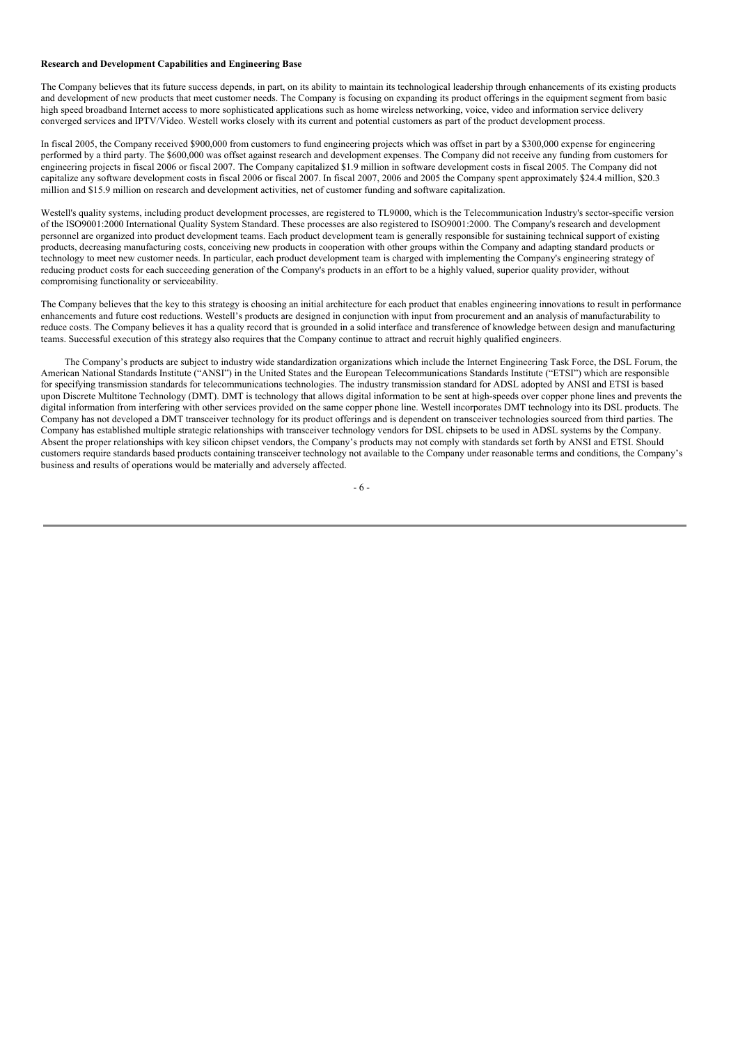**Research and Development Capabilities and Engineering Base**

The Company believes that its future success depends, in part, on its ability to maintain its technological leadership through enhancements of its existing products and development of new products that meet customer needs. The Company is focusing on expanding its product offerings in the equipment segment from basic high speed broadband Internet access to more sophisticated applications such as home wireless networking, voice, video and information service delivery converged services and IPTV/Video. Westell works closely with its current and potential customers as part of the product development process.

In fiscal 2005, the Company received $900,000 from customers to fund engineering projects which was offset in part by a $300,000 expense for engineering performed by a third party. The $600,000 was offset against research and development expenses. The Company did not receive any funding from customers for engineering projects in fiscal 2006 or fiscal 2007. The Company capitalized $1.9 million in software development costs in fiscal 2005. The Company did not capitalize any software development costs in fiscal 2006 or fiscal 2007. In fiscal 2007, 2006 and 2005 the Company spent approximately $24.4 million, $20.3 million and $15.9 million on research and development activities, net of customer funding and software capitalization.

Westell's quality systems, including product development processes, are registered to TL9000, which is the Telecommunication Industry's sector-specific version of the ISO9001:2000 International Quality System Standard. These processes are also registered to ISO9001:2000. The Company's research and development personnel are organized into product development teams. Each product development team is generally responsible for sustaining technical support of existing products, decreasing manufacturing costs, conceiving new products in cooperation with other groups within the Company and adapting standard products or technology to meet new customer needs. In particular, each product development team is charged with implementing the Company's engineering strategy of reducing product costs for each succeeding generation of the Company's products in an effort to be a highly valued, superior quality provider, without compromising functionality or serviceability.

The Company believes that the key to this strategy is choosing an initial architecture for each product that enables engineering innovations to result in performance enhancements and future cost reductions. Westell's products are designed in conjunction with input from procurement and an analysis of manufacturability to reduce costs. The Company believes it has a quality record that is grounded in a solid interface and transference of knowledge between design and manufacturing teams. Successful execution of this strategy also requires that the Company continue to attract and recruit highly qualified engineers.

The Company's products are subject to industry wide standardization organizations which include the Internet Engineering Task Force, the DSL Forum, the American National Standards Institute ("ANSI") in the United States and the European Telecommunications Standards Institute ("ETSI") which are responsible for specifying transmission standards for telecommunications technologies. The industry transmission standard for ADSL adopted by ANSI and ETSI is based upon Discrete Multitone Technology (DMT). DMT is technology that allows digital information to be sent at high-speeds over copper phone lines and prevents the digital information from interfering with other services provided on the same copper phone line. Westell incorporates DMT technology into its DSL products. The Company has not developed a DMT transceiver technology for its product offerings and is dependent on transceiver technologies sourced from third parties. The Company has established multiple strategic relationships with transceiver technology vendors for DSL chipsets to be used in ADSL systems by the Company. Absent the proper relationships with key silicon chipset vendors, the Company's products may not comply with standards set forth by ANSI and ETSI. Should customers require standards based products containing transceiver technology not available to the Company under reasonable terms and conditions, the Company's business and results of operations would be materially and adversely affected.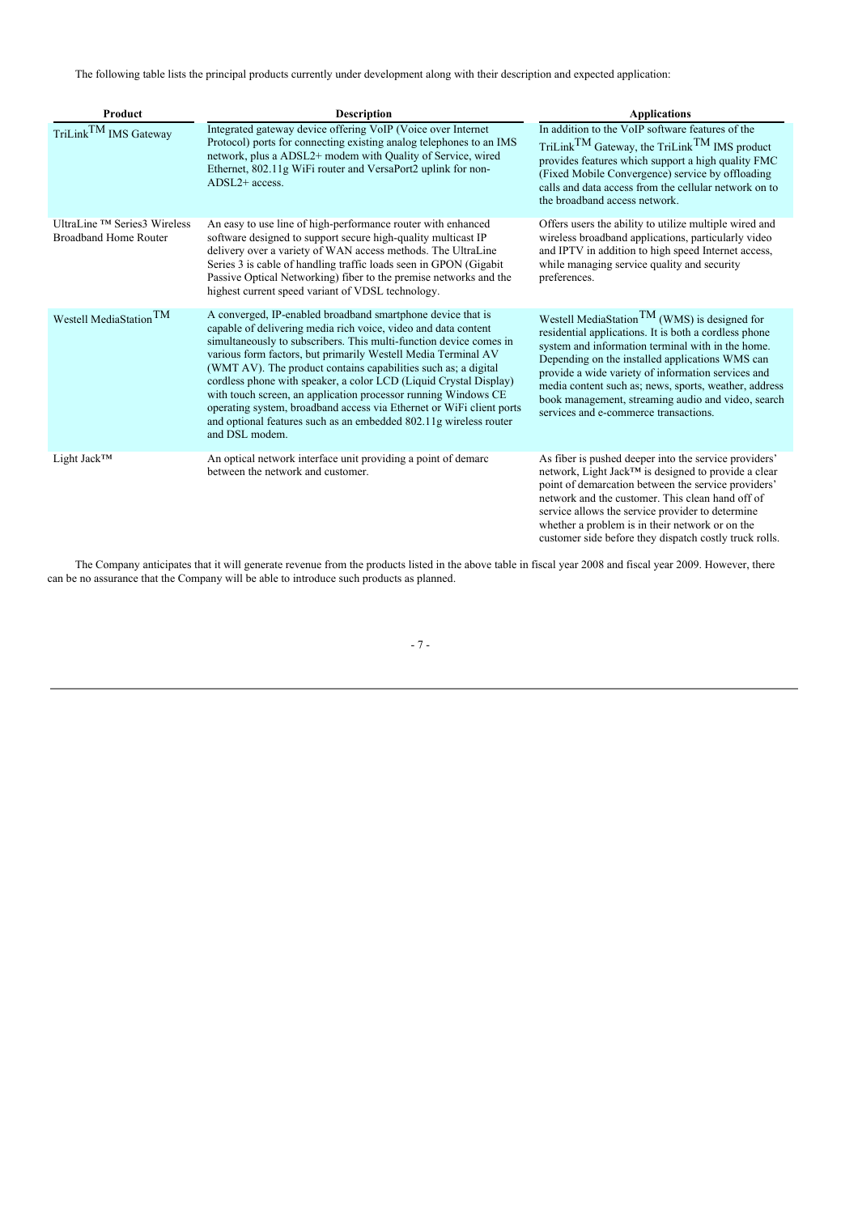The following table lists the principal products currently under development along with their description and expected application:

| Product | Description | Applications |
|---|---|---|
| TriLink™ IMS Gateway | Integrated gateway device offering VoIP (Voice over Internet Protocol) ports for connecting existing analog telephones to an IMS network, plus a ADSL2+ modem with Quality of Service, wired Ethernet, 802.11g WiFi router and VersaPort2 uplink for non-ADSL2+ access. | In addition to the VoIP software features of the TriLink™ Gateway, the TriLink™ IMS product provides features which support a high quality FMC (Fixed Mobile Convergence) service by offloading calls and data access from the cellular network on to the broadband access network. |
| UltraLine ™ Series3 Wireless Broadband Home Router | An easy to use line of high-performance router with enhanced software designed to support secure high-quality multicast IP delivery over a variety of WAN access methods. The UltraLine Series 3 is cable of handling traffic loads seen in GPON (Gigabit Passive Optical Networking) fiber to the premise networks and the highest current speed variant of VDSL technology. | Offers users the ability to utilize multiple wired and wireless broadband applications, particularly video and IPTV in addition to high speed Internet access, while managing service quality and security preferences. |
| Westell MediaStation™ | A converged, IP-enabled broadband smartphone device that is capable of delivering media rich voice, video and data content simultaneously to subscribers. This multi-function device comes in various form factors, but primarily Westell Media Terminal AV (WMT AV). The product contains capabilities such as; a digital cordless phone with speaker, a color LCD (Liquid Crystal Display) with touch screen, an application processor running Windows CE operating system, broadband access via Ethernet or WiFi client ports and optional features such as an embedded 802.11g wireless router and DSL modem. | Westell MediaStation™ (WMS) is designed for residential applications. It is both a cordless phone system and information terminal with in the home. Depending on the installed applications WMS can provide a wide variety of information services and media content such as; news, sports, weather, address book management, streaming audio and video, search services and e-commerce transactions. |
| Light Jack™ | An optical network interface unit providing a point of demarc between the network and customer. | As fiber is pushed deeper into the service providers' network, Light Jack™ is designed to provide a clear point of demarcation between the service providers' network and the customer. This clean hand off of service allows the service provider to determine whether a problem is in their network or on the customer side before they dispatch costly truck rolls. |

The Company anticipates that it will generate revenue from the products listed in the above table in fiscal year 2008 and fiscal year 2009. However, there can be no assurance that the Company will be able to introduce such products as planned.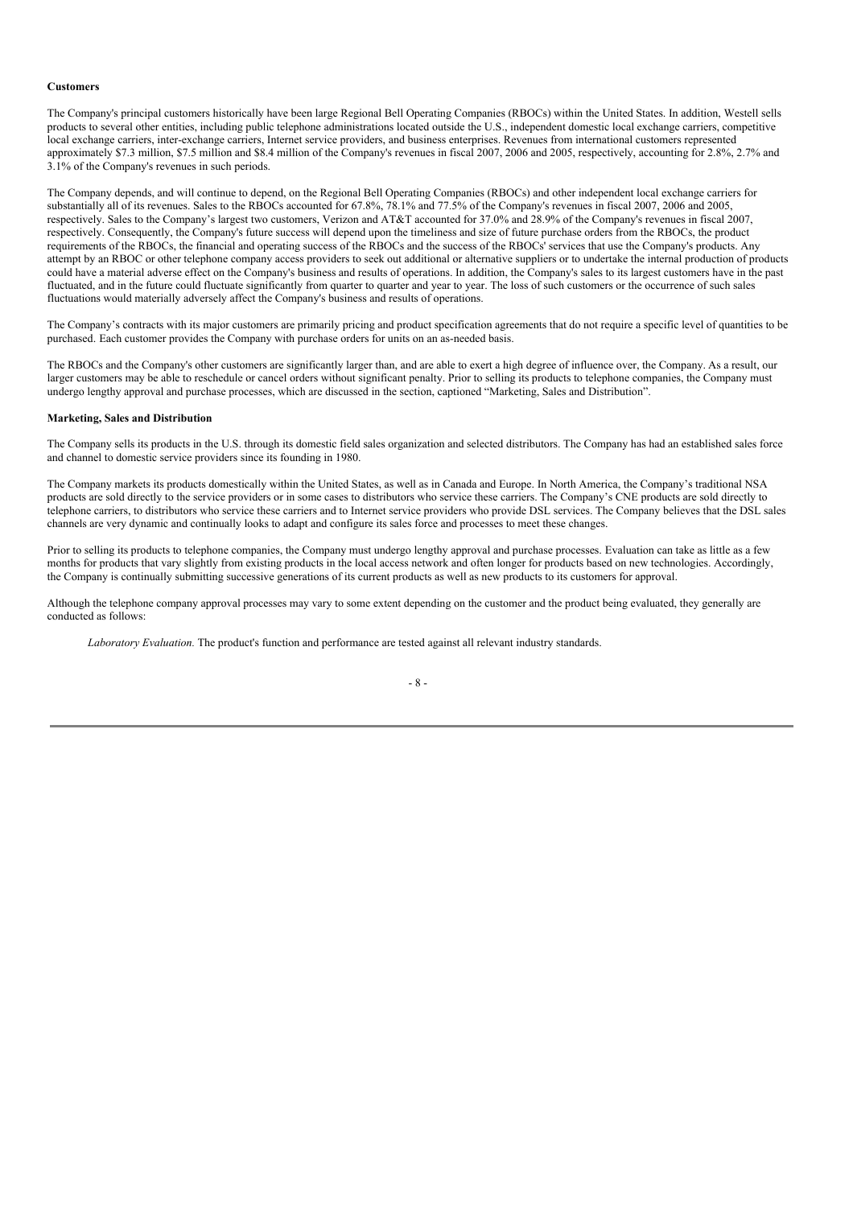**Customers**

The Company's principal customers historically have been large Regional Bell Operating Companies (RBOCs) within the United States. In addition, Westell sells products to several other entities, including public telephone administrations located outside the U.S., independent domestic local exchange carriers, competitive local exchange carriers, inter-exchange carriers, Internet service providers, and business enterprises. Revenues from international customers represented approximately $7.3 million, $7.5 million and $8.4 million of the Company's revenues in fiscal 2007, 2006 and 2005, respectively, accounting for 2.8%, 2.7% and 3.1% of the Company's revenues in such periods.

The Company depends, and will continue to depend, on the Regional Bell Operating Companies (RBOCs) and other independent local exchange carriers for substantially all of its revenues. Sales to the RBOCs accounted for 67.8%, 78.1% and 77.5% of the Company's revenues in fiscal 2007, 2006 and 2005, respectively. Sales to the Company's largest two customers, Verizon and AT&T accounted for 37.0% and 28.9% of the Company's revenues in fiscal 2007, respectively. Consequently, the Company's future success will depend upon the timeliness and size of future purchase orders from the RBOCs, the product requirements of the RBOCs, the financial and operating success of the RBOCs and the success of the RBOCs' services that use the Company's products. Any attempt by an RBOC or other telephone company access providers to seek out additional or alternative suppliers or to undertake the internal production of products could have a material adverse effect on the Company's business and results of operations. In addition, the Company's sales to its largest customers have in the past fluctuated, and in the future could fluctuate significantly from quarter to quarter and year to year. The loss of such customers or the occurrence of such sales fluctuations would materially adversely affect the Company's business and results of operations.

The Company's contracts with its major customers are primarily pricing and product specification agreements that do not require a specific level of quantities to be purchased. Each customer provides the Company with purchase orders for units on an as-needed basis.

The RBOCs and the Company's other customers are significantly larger than, and are able to exert a high degree of influence over, the Company. As a result, our larger customers may be able to reschedule or cancel orders without significant penalty. Prior to selling its products to telephone companies, the Company must undergo lengthy approval and purchase processes, which are discussed in the section, captioned "Marketing, Sales and Distribution".

**Marketing, Sales and Distribution**

The Company sells its products in the U.S. through its domestic field sales organization and selected distributors. The Company has had an established sales force and channel to domestic service providers since its founding in 1980.

The Company markets its products domestically within the United States, as well as in Canada and Europe. In North America, the Company's traditional NSA products are sold directly to the service providers or in some cases to distributors who service these carriers. The Company's CNE products are sold directly to telephone carriers, to distributors who service these carriers and to Internet service providers who provide DSL services. The Company believes that the DSL sales channels are very dynamic and continually looks to adapt and configure its sales force and processes to meet these changes.

Prior to selling its products to telephone companies, the Company must undergo lengthy approval and purchase processes. Evaluation can take as little as a few months for products that vary slightly from existing products in the local access network and often longer for products based on new technologies. Accordingly, the Company is continually submitting successive generations of its current products as well as new products to its customers for approval.

Although the telephone company approval processes may vary to some extent depending on the customer and the product being evaluated, they generally are conducted as follows:

*Laboratory Evaluation.* The product's function and performance are tested against all relevant industry standards.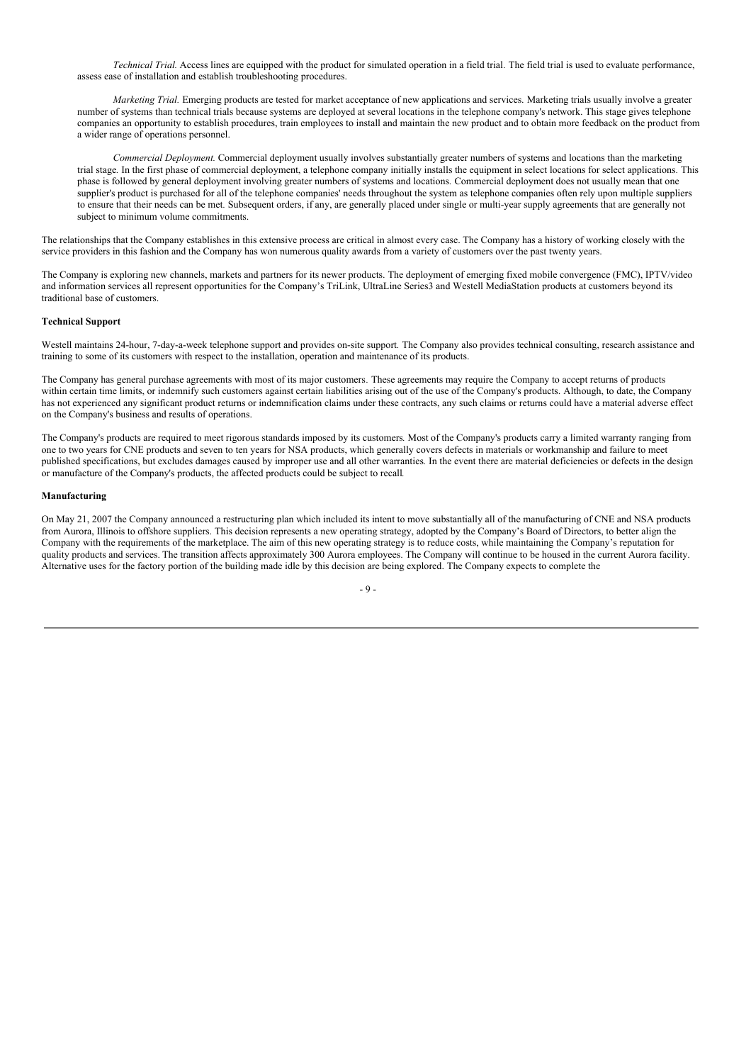*Technical Trial.* Access lines are equipped with the product for simulated operation in a field trial. The field trial is used to evaluate performance, assess ease of installation and establish troubleshooting procedures.

*Marketing Trial.* Emerging products are tested for market acceptance of new applications and services. Marketing trials usually involve a greater number of systems than technical trials because systems are deployed at several locations in the telephone company's network. This stage gives telephone companies an opportunity to establish procedures, train employees to install and maintain the new product and to obtain more feedback on the product from a wider range of operations personnel.

*Commercial Deployment.* Commercial deployment usually involves substantially greater numbers of systems and locations than the marketing trial stage. In the first phase of commercial deployment, a telephone company initially installs the equipment in select locations for select applications. This phase is followed by general deployment involving greater numbers of systems and locations. Commercial deployment does not usually mean that one supplier's product is purchased for all of the telephone companies' needs throughout the system as telephone companies often rely upon multiple suppliers to ensure that their needs can be met. Subsequent orders, if any, are generally placed under single or multi-year supply agreements that are generally not subject to minimum volume commitments.

The relationships that the Company establishes in this extensive process are critical in almost every case. The Company has a history of working closely with the service providers in this fashion and the Company has won numerous quality awards from a variety of customers over the past twenty years.

The Company is exploring new channels, markets and partners for its newer products. The deployment of emerging fixed mobile convergence (FMC), IPTV/video and information services all represent opportunities for the Company's TriLink, UltraLine Series3 and Westell MediaStation products at customers beyond its traditional base of customers.

**Technical Support**

Westell maintains 24-hour, 7-day-a-week telephone support and provides on-site support. The Company also provides technical consulting, research assistance and training to some of its customers with respect to the installation, operation and maintenance of its products.

The Company has general purchase agreements with most of its major customers. These agreements may require the Company to accept returns of products within certain time limits, or indemnify such customers against certain liabilities arising out of the use of the Company's products. Although, to date, the Company has not experienced any significant product returns or indemnification claims under these contracts, any such claims or returns could have a material adverse effect on the Company's business and results of operations.

The Company's products are required to meet rigorous standards imposed by its customers. Most of the Company's products carry a limited warranty ranging from one to two years for CNE products and seven to ten years for NSA products, which generally covers defects in materials or workmanship and failure to meet published specifications, but excludes damages caused by improper use and all other warranties. In the event there are material deficiencies or defects in the design or manufacture of the Company's products, the affected products could be subject to recall.

**Manufacturing**

On May 21, 2007 the Company announced a restructuring plan which included its intent to move substantially all of the manufacturing of CNE and NSA products from Aurora, Illinois to offshore suppliers. This decision represents a new operating strategy, adopted by the Company's Board of Directors, to better align the Company with the requirements of the marketplace. The aim of this new operating strategy is to reduce costs, while maintaining the Company's reputation for quality products and services. The transition affects approximately 300 Aurora employees. The Company will continue to be housed in the current Aurora facility. Alternative uses for the factory portion of the building made idle by this decision are being explored. The Company expects to complete the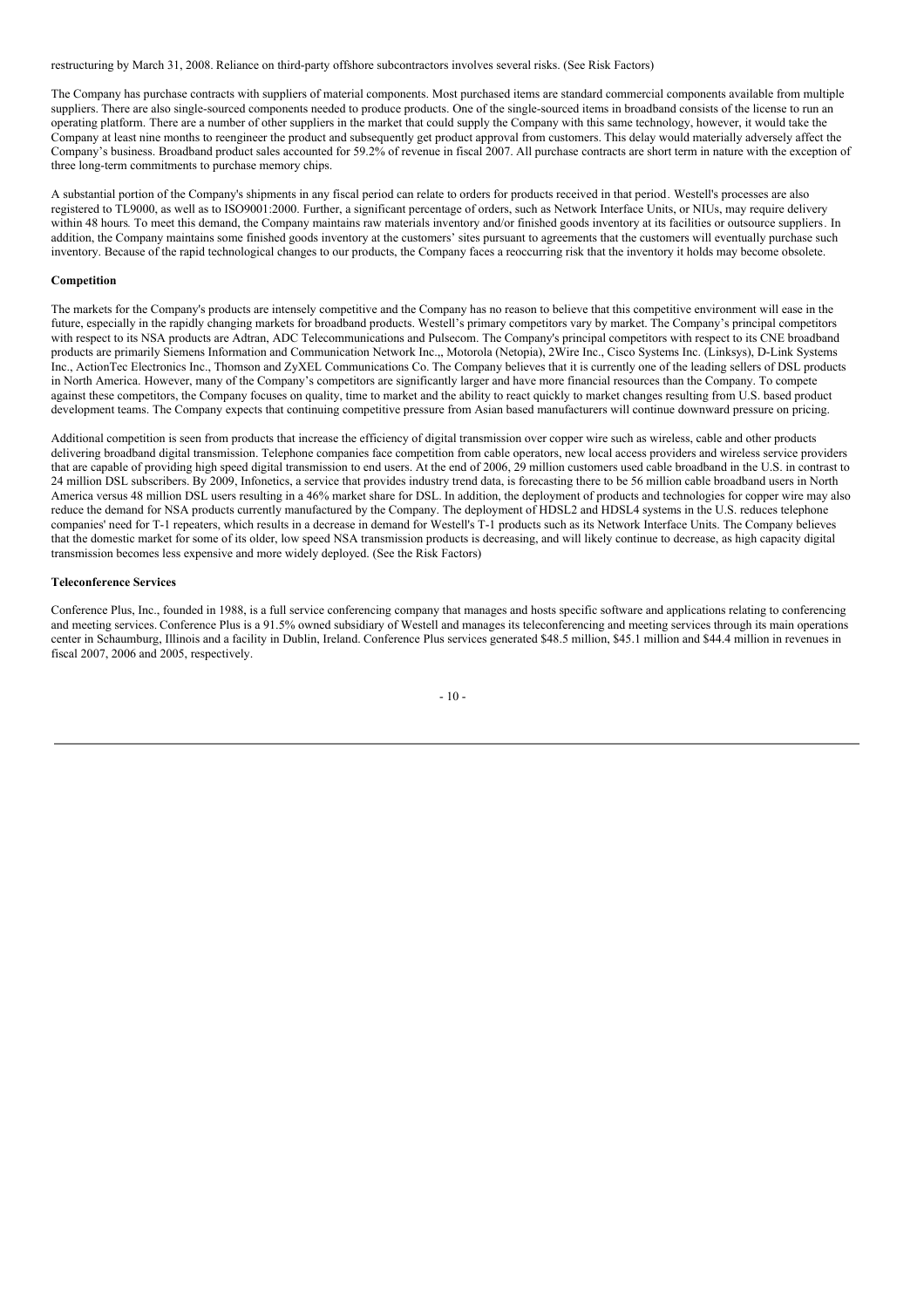restructuring by March 31, 2008. Reliance on third-party offshore subcontractors involves several risks. (See Risk Factors)

The Company has purchase contracts with suppliers of material components. Most purchased items are standard commercial components available from multiple suppliers. There are also single-sourced components needed to produce products. One of the single-sourced items in broadband consists of the license to run an operating platform. There are a number of other suppliers in the market that could supply the Company with this same technology, however, it would take the Company at least nine months to reengineer the product and subsequently get product approval from customers. This delay would materially adversely affect the Company's business. Broadband product sales accounted for 59.2% of revenue in fiscal 2007. All purchase contracts are short term in nature with the exception of three long-term commitments to purchase memory chips.

A substantial portion of the Company's shipments in any fiscal period can relate to orders for products received in that period. Westell's processes are also registered to TL9000, as well as to ISO9001:2000. Further, a significant percentage of orders, such as Network Interface Units, or NIUs, may require delivery within 48 hours. To meet this demand, the Company maintains raw materials inventory and/or finished goods inventory at its facilities or outsource suppliers. In addition, the Company maintains some finished goods inventory at the customers' sites pursuant to agreements that the customers will eventually purchase such inventory. Because of the rapid technological changes to our products, the Company faces a reoccurring risk that the inventory it holds may become obsolete.

**Competition**

The markets for the Company's products are intensely competitive and the Company has no reason to believe that this competitive environment will ease in the future, especially in the rapidly changing markets for broadband products. Westell's primary competitors vary by market. The Company's principal competitors with respect to its NSA products are Adtran, ADC Telecommunications and Pulsecom. The Company's principal competitors with respect to its CNE broadband products are primarily Siemens Information and Communication Network Inc.,, Motorola (Netopia), 2Wire Inc., Cisco Systems Inc. (Linksys), D-Link Systems Inc., ActionTec Electronics Inc., Thomson and ZyXEL Communications Co. The Company believes that it is currently one of the leading sellers of DSL products in North America. However, many of the Company's competitors are significantly larger and have more financial resources than the Company. To compete against these competitors, the Company focuses on quality, time to market and the ability to react quickly to market changes resulting from U.S. based product development teams. The Company expects that continuing competitive pressure from Asian based manufacturers will continue downward pressure on pricing.

Additional competition is seen from products that increase the efficiency of digital transmission over copper wire such as wireless, cable and other products delivering broadband digital transmission. Telephone companies face competition from cable operators, new local access providers and wireless service providers that are capable of providing high speed digital transmission to end users. At the end of 2006, 29 million customers used cable broadband in the U.S. in contrast to 24 million DSL subscribers. By 2009, Infonetics, a service that provides industry trend data, is forecasting there to be 56 million cable broadband users in North America versus 48 million DSL users resulting in a 46% market share for DSL. In addition, the deployment of products and technologies for copper wire may also reduce the demand for NSA products currently manufactured by the Company. The deployment of HDSL2 and HDSL4 systems in the U.S. reduces telephone companies' need for T-1 repeaters, which results in a decrease in demand for Westell's T-1 products such as its Network Interface Units. The Company believes that the domestic market for some of its older, low speed NSA transmission products is decreasing, and will likely continue to decrease, as high capacity digital transmission becomes less expensive and more widely deployed. (See the Risk Factors)

**Teleconference Services**

Conference Plus, Inc., founded in 1988, is a full service conferencing company that manages and hosts specific software and applications relating to conferencing and meeting services. Conference Plus is a 91.5% owned subsidiary of Westell and manages its teleconferencing and meeting services through its main operations center in Schaumburg, Illinois and a facility in Dublin, Ireland. Conference Plus services generated $48.5 million, $45.1 million and $44.4 million in revenues in fiscal 2007, 2006 and 2005, respectively.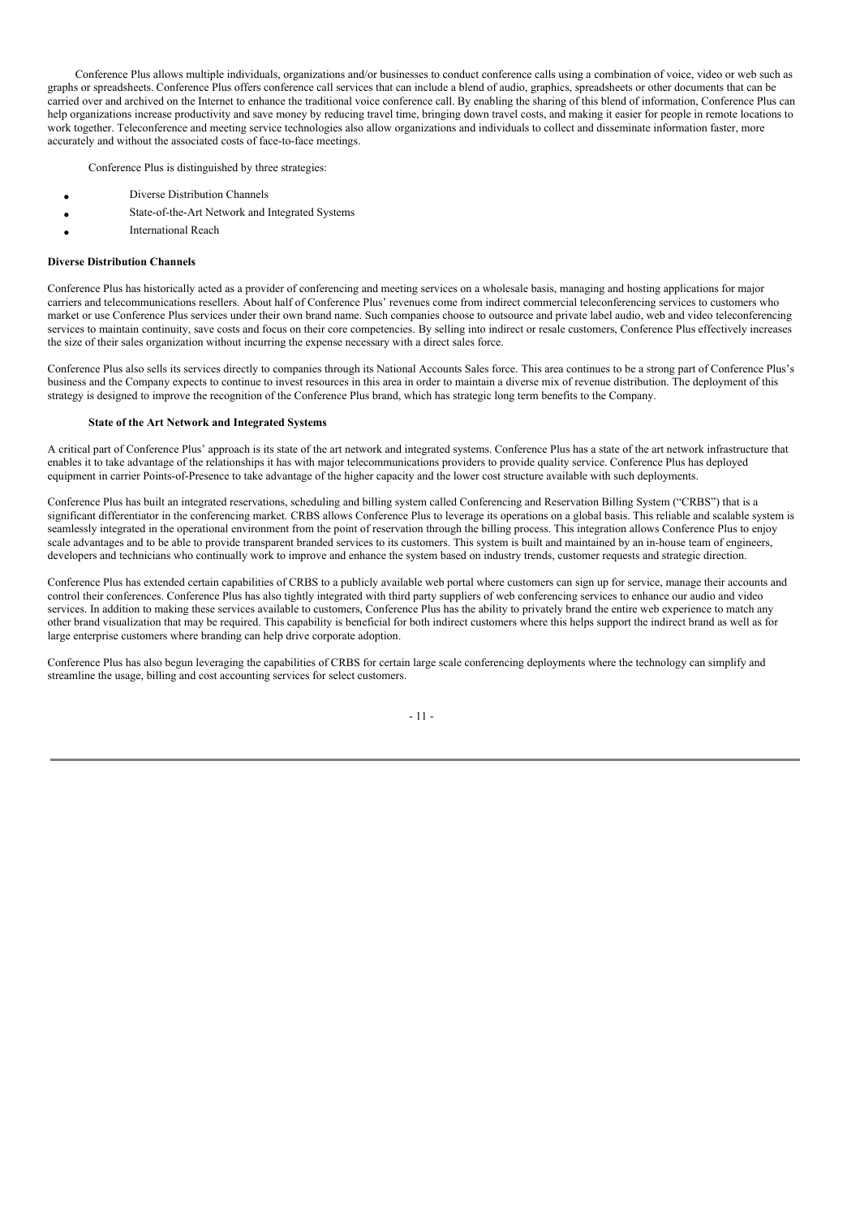Conference Plus allows multiple individuals, organizations and/or businesses to conduct conference calls using a combination of voice, video or web such as graphs or spreadsheets. Conference Plus offers conference call services that can include a blend of audio, graphics, spreadsheets or other documents that can be carried over and archived on the Internet to enhance the traditional voice conference call. By enabling the sharing of this blend of information, Conference Plus can help organizations increase productivity and save money by reducing travel time, bringing down travel costs, and making it easier for people in remote locations to work together. Teleconference and meeting service technologies also allow organizations and individuals to collect and disseminate information faster, more accurately and without the associated costs of face-to-face meetings.

Conference Plus is distinguished by three strategies:

- Diverse Distribution Channels
- State-of-the-Art Network and Integrated Systems
- International Reach

**Diverse Distribution Channels**

Conference Plus has historically acted as a provider of conferencing and meeting services on a wholesale basis, managing and hosting applications for major carriers and telecommunications resellers. About half of Conference Plus' revenues come from indirect commercial teleconferencing services to customers who market or use Conference Plus services under their own brand name. Such companies choose to outsource and private label audio, web and video teleconferencing services to maintain continuity, save costs and focus on their core competencies. By selling into indirect or resale customers, Conference Plus effectively increases the size of their sales organization without incurring the expense necessary with a direct sales force.

Conference Plus also sells its services directly to companies through its National Accounts Sales force. This area continues to be a strong part of Conference Plus's business and the Company expects to continue to invest resources in this area in order to maintain a diverse mix of revenue distribution. The deployment of this strategy is designed to improve the recognition of the Conference Plus brand, which has strategic long term benefits to the Company.

**State of the Art Network and Integrated Systems**

A critical part of Conference Plus' approach is its state of the art network and integrated systems. Conference Plus has a state of the art network infrastructure that enables it to take advantage of the relationships it has with major telecommunications providers to provide quality service. Conference Plus has deployed equipment in carrier Points-of-Presence to take advantage of the higher capacity and the lower cost structure available with such deployments.

Conference Plus has built an integrated reservations, scheduling and billing system called Conferencing and Reservation Billing System ("CRBS") that is a significant differentiator in the conferencing market. CRBS allows Conference Plus to leverage its operations on a global basis. This reliable and scalable system is seamlessly integrated in the operational environment from the point of reservation through the billing process. This integration allows Conference Plus to enjoy scale advantages and to be able to provide transparent branded services to its customers. This system is built and maintained by an in-house team of engineers, developers and technicians who continually work to improve and enhance the system based on industry trends, customer requests and strategic direction.

Conference Plus has extended certain capabilities of CRBS to a publicly available web portal where customers can sign up for service, manage their accounts and control their conferences. Conference Plus has also tightly integrated with third party suppliers of web conferencing services to enhance our audio and video services. In addition to making these services available to customers, Conference Plus has the ability to privately brand the entire web experience to match any other brand visualization that may be required. This capability is beneficial for both indirect customers where this helps support the indirect brand as well as for large enterprise customers where branding can help drive corporate adoption.

Conference Plus has also begun leveraging the capabilities of CRBS for certain large scale conferencing deployments where the technology can simplify and streamline the usage, billing and cost accounting services for select customers.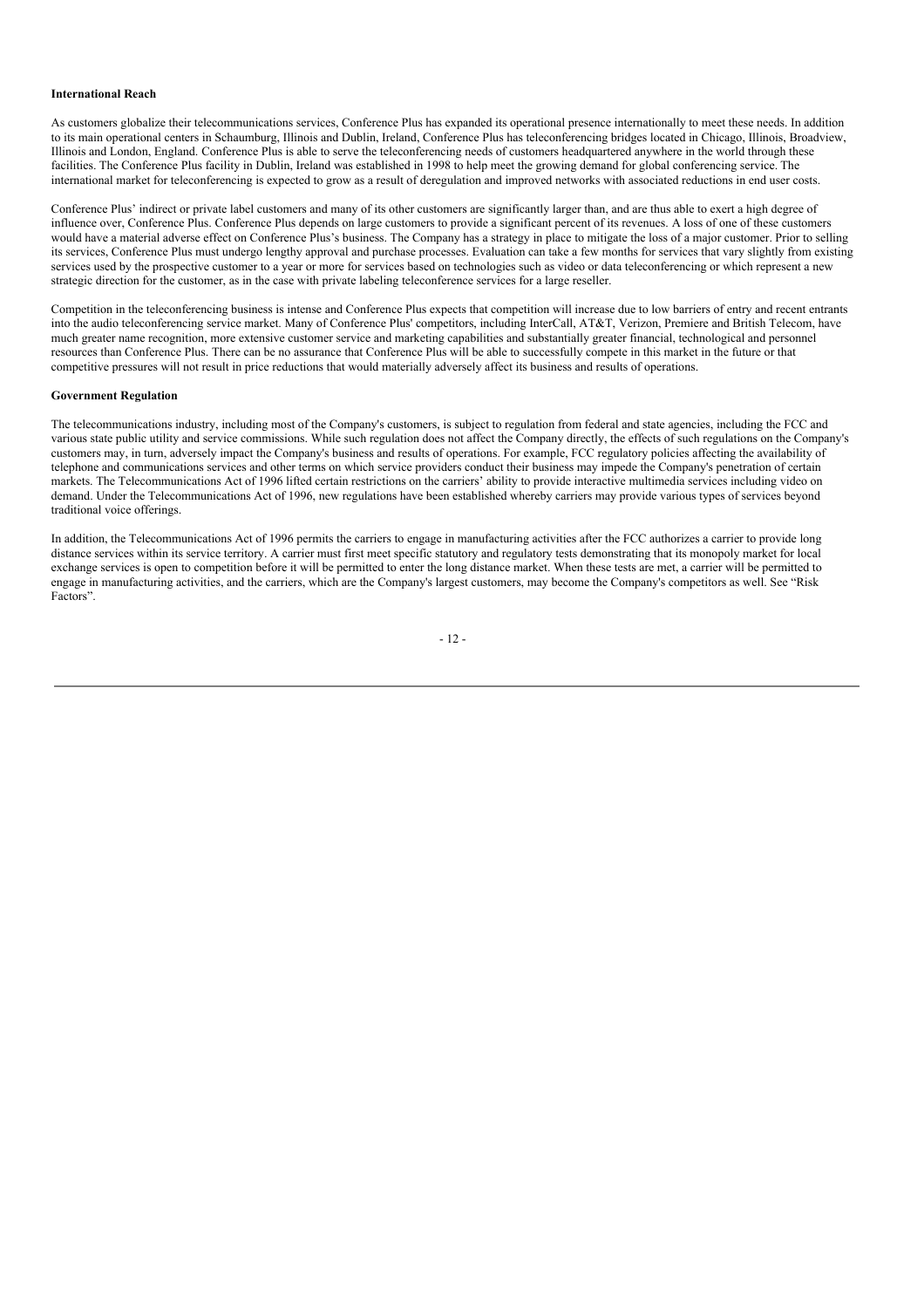**International Reach**

As customers globalize their telecommunications services, Conference Plus has expanded its operational presence internationally to meet these needs. In addition to its main operational centers in Schaumburg, Illinois and Dublin, Ireland, Conference Plus has teleconferencing bridges located in Chicago, Illinois, Broadview, Illinois and London, England. Conference Plus is able to serve the teleconferencing needs of customers headquartered anywhere in the world through these facilities. The Conference Plus facility in Dublin, Ireland was established in 1998 to help meet the growing demand for global conferencing service. The international market for teleconferencing is expected to grow as a result of deregulation and improved networks with associated reductions in end user costs.

Conference Plus' indirect or private label customers and many of its other customers are significantly larger than, and are thus able to exert a high degree of influence over, Conference Plus. Conference Plus depends on large customers to provide a significant percent of its revenues. A loss of one of these customers would have a material adverse effect on Conference Plus's business. The Company has a strategy in place to mitigate the loss of a major customer. Prior to selling its services, Conference Plus must undergo lengthy approval and purchase processes. Evaluation can take a few months for services that vary slightly from existing services used by the prospective customer to a year or more for services based on technologies such as video or data teleconferencing or which represent a new strategic direction for the customer, as in the case with private labeling teleconference services for a large reseller.

Competition in the teleconferencing business is intense and Conference Plus expects that competition will increase due to low barriers of entry and recent entrants into the audio teleconferencing service market. Many of Conference Plus' competitors, including InterCall, AT&T, Verizon, Premiere and British Telecom, have much greater name recognition, more extensive customer service and marketing capabilities and substantially greater financial, technological and personnel resources than Conference Plus. There can be no assurance that Conference Plus will be able to successfully compete in this market in the future or that competitive pressures will not result in price reductions that would materially adversely affect its business and results of operations.

**Government Regulation**

The telecommunications industry, including most of the Company's customers, is subject to regulation from federal and state agencies, including the FCC and various state public utility and service commissions. While such regulation does not affect the Company directly, the effects of such regulations on the Company's customers may, in turn, adversely impact the Company's business and results of operations. For example, FCC regulatory policies affecting the availability of telephone and communications services and other terms on which service providers conduct their business may impede the Company's penetration of certain markets. The Telecommunications Act of 1996 lifted certain restrictions on the carriers' ability to provide interactive multimedia services including video on demand. Under the Telecommunications Act of 1996, new regulations have been established whereby carriers may provide various types of services beyond traditional voice offerings.

In addition, the Telecommunications Act of 1996 permits the carriers to engage in manufacturing activities after the FCC authorizes a carrier to provide long distance services within its service territory. A carrier must first meet specific statutory and regulatory tests demonstrating that its monopoly market for local exchange services is open to competition before it will be permitted to enter the long distance market. When these tests are met, a carrier will be permitted to engage in manufacturing activities, and the carriers, which are the Company's largest customers, may become the Company's competitors as well. See "Risk Factors".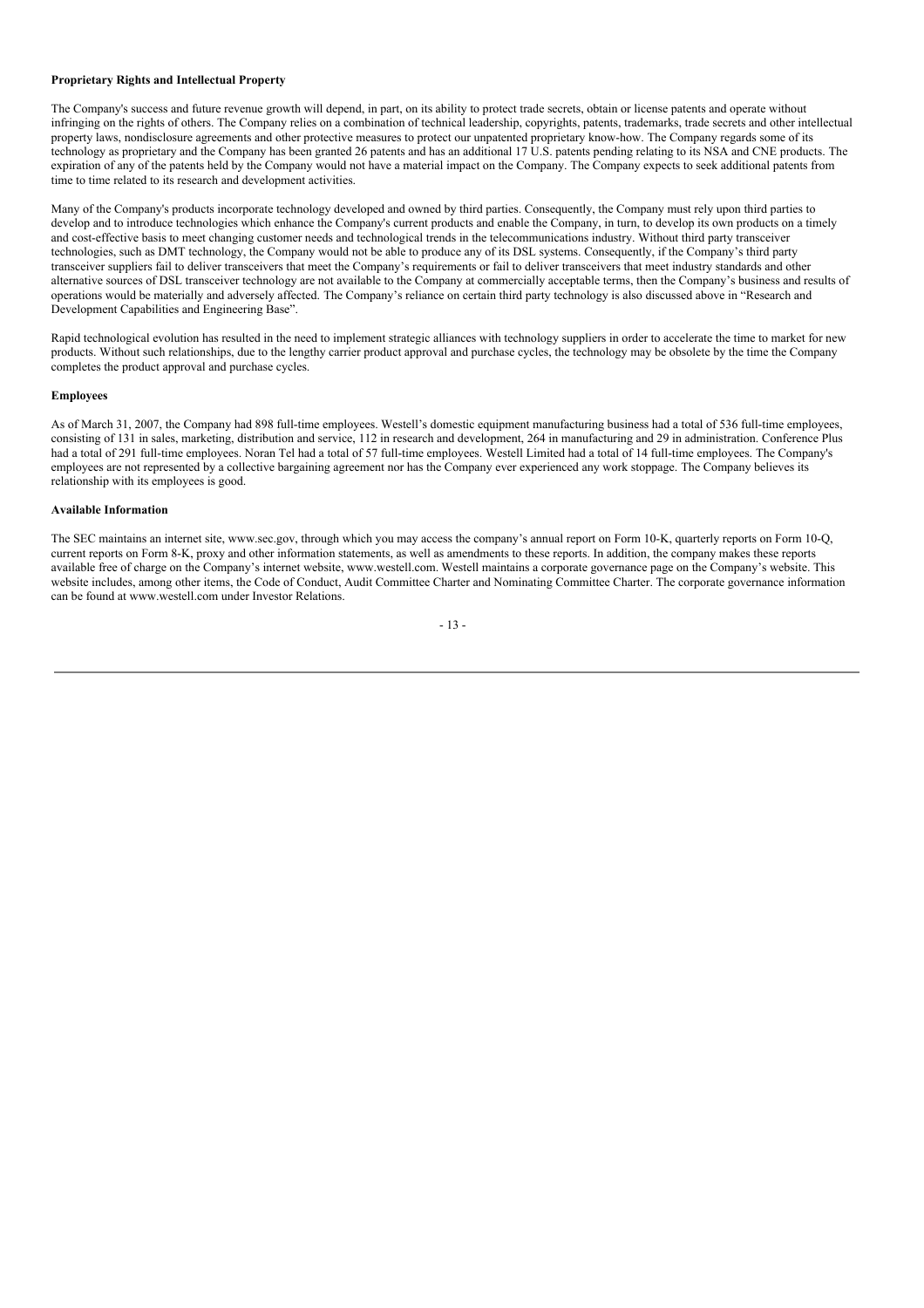**Proprietary Rights and Intellectual Property**

The Company's success and future revenue growth will depend, in part, on its ability to protect trade secrets, obtain or license patents and operate without infringing on the rights of others. The Company relies on a combination of technical leadership, copyrights, patents, trademarks, trade secrets and other intellectual property laws, nondisclosure agreements and other protective measures to protect our unpatented proprietary know-how. The Company regards some of its technology as proprietary and the Company has been granted 26 patents and has an additional 17 U.S. patents pending relating to its NSA and CNE products. The expiration of any of the patents held by the Company would not have a material impact on the Company. The Company expects to seek additional patents from time to time related to its research and development activities.

Many of the Company's products incorporate technology developed and owned by third parties. Consequently, the Company must rely upon third parties to develop and to introduce technologies which enhance the Company's current products and enable the Company, in turn, to develop its own products on a timely and cost-effective basis to meet changing customer needs and technological trends in the telecommunications industry. Without third party transceiver technologies, such as DMT technology, the Company would not be able to produce any of its DSL systems. Consequently, if the Company's third party transceiver suppliers fail to deliver transceivers that meet the Company's requirements or fail to deliver transceivers that meet industry standards and other alternative sources of DSL transceiver technology are not available to the Company at commercially acceptable terms, then the Company's business and results of operations would be materially and adversely affected. The Company's reliance on certain third party technology is also discussed above in "Research and Development Capabilities and Engineering Base".

Rapid technological evolution has resulted in the need to implement strategic alliances with technology suppliers in order to accelerate the time to market for new products. Without such relationships, due to the lengthy carrier product approval and purchase cycles, the technology may be obsolete by the time the Company completes the product approval and purchase cycles.

**Employees**

As of March 31, 2007, the Company had 898 full-time employees. Westell's domestic equipment manufacturing business had a total of 536 full-time employees, consisting of 131 in sales, marketing, distribution and service, 112 in research and development, 264 in manufacturing and 29 in administration. Conference Plus had a total of 291 full-time employees. Noran Tel had a total of 57 full-time employees. Westell Limited had a total of 14 full-time employees. The Company's employees are not represented by a collective bargaining agreement nor has the Company ever experienced any work stoppage. The Company believes its relationship with its employees is good.

**Available Information**

The SEC maintains an internet site, www.sec.gov, through which you may access the company's annual report on Form 10-K, quarterly reports on Form 10-Q, current reports on Form 8-K, proxy and other information statements, as well as amendments to these reports. In addition, the company makes these reports available free of charge on the Company's internet website, www.westell.com. Westell maintains a corporate governance page on the Company's website. This website includes, among other items, the Code of Conduct, Audit Committee Charter and Nominating Committee Charter. The corporate governance information can be found at www.westell.com under Investor Relations.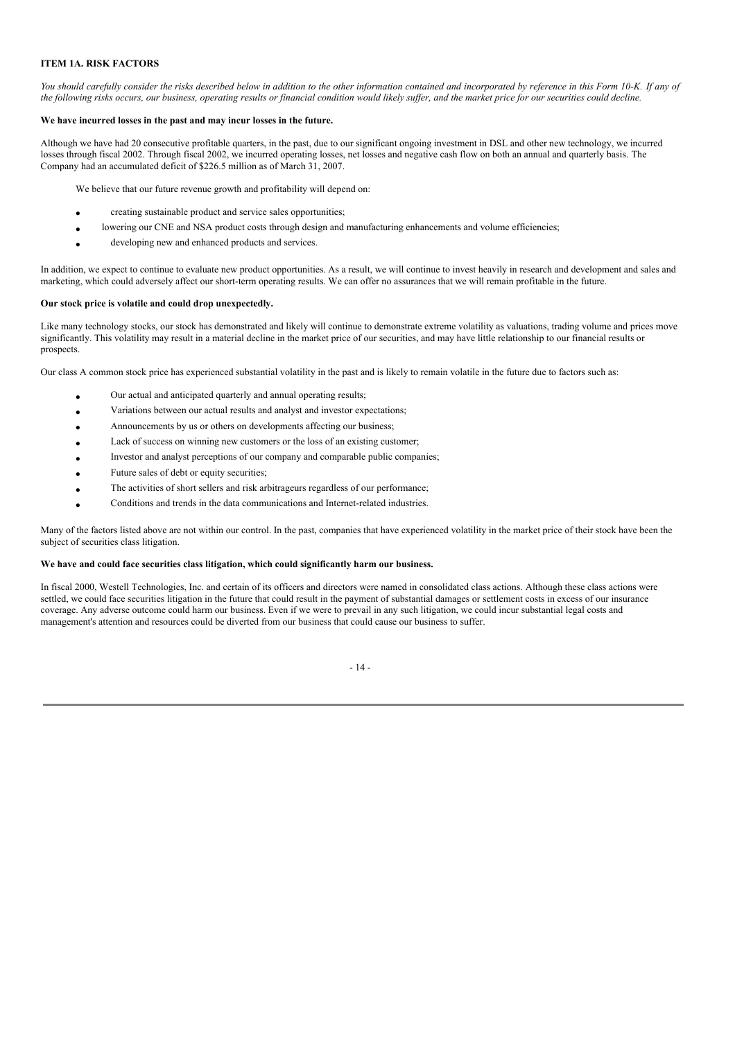## ITEM 1A. RISK FACTORS

*You should carefully consider the risks described below in addition to the other information contained and incorporated by reference in this Form 10-K. If any of the following risks occurs, our business, operating results or financial condition would likely suffer, and the market price for our securities could decline.*

**We have incurred losses in the past and may incur losses in the future.**

Although we have had 20 consecutive profitable quarters, in the past, due to our significant ongoing investment in DSL and other new technology, we incurred losses through fiscal 2002. Through fiscal 2002, we incurred operating losses, net losses and negative cash flow on both an annual and quarterly basis. The Company had an accumulated deficit of $226.5 million as of March 31, 2007.

We believe that our future revenue growth and profitability will depend on:

- creating sustainable product and service sales opportunities;
- lowering our CNE and NSA product costs through design and manufacturing enhancements and volume efficiencies;
- developing new and enhanced products and services.

In addition, we expect to continue to evaluate new product opportunities. As a result, we will continue to invest heavily in research and development and sales and marketing, which could adversely affect our short-term operating results. We can offer no assurances that we will remain profitable in the future.

**Our stock price is volatile and could drop unexpectedly.**

Like many technology stocks, our stock has demonstrated and likely will continue to demonstrate extreme volatility as valuations, trading volume and prices move significantly. This volatility may result in a material decline in the market price of our securities, and may have little relationship to our financial results or prospects.

Our class A common stock price has experienced substantial volatility in the past and is likely to remain volatile in the future due to factors such as:

- Our actual and anticipated quarterly and annual operating results;
- Variations between our actual results and analyst and investor expectations;
- Announcements by us or others on developments affecting our business;
- Lack of success on winning new customers or the loss of an existing customer;
- Investor and analyst perceptions of our company and comparable public companies;
- Future sales of debt or equity securities;
- The activities of short sellers and risk arbitrageurs regardless of our performance;
- Conditions and trends in the data communications and Internet-related industries.

Many of the factors listed above are not within our control. In the past, companies that have experienced volatility in the market price of their stock have been the subject of securities class litigation.

**We have and could face securities class litigation, which could significantly harm our business.**

In fiscal 2000, Westell Technologies, Inc. and certain of its officers and directors were named in consolidated class actions. Although these class actions were settled, we could face securities litigation in the future that could result in the payment of substantial damages or settlement costs in excess of our insurance coverage. Any adverse outcome could harm our business. Even if we were to prevail in any such litigation, we could incur substantial legal costs and management's attention and resources could be diverted from our business that could cause our business to suffer.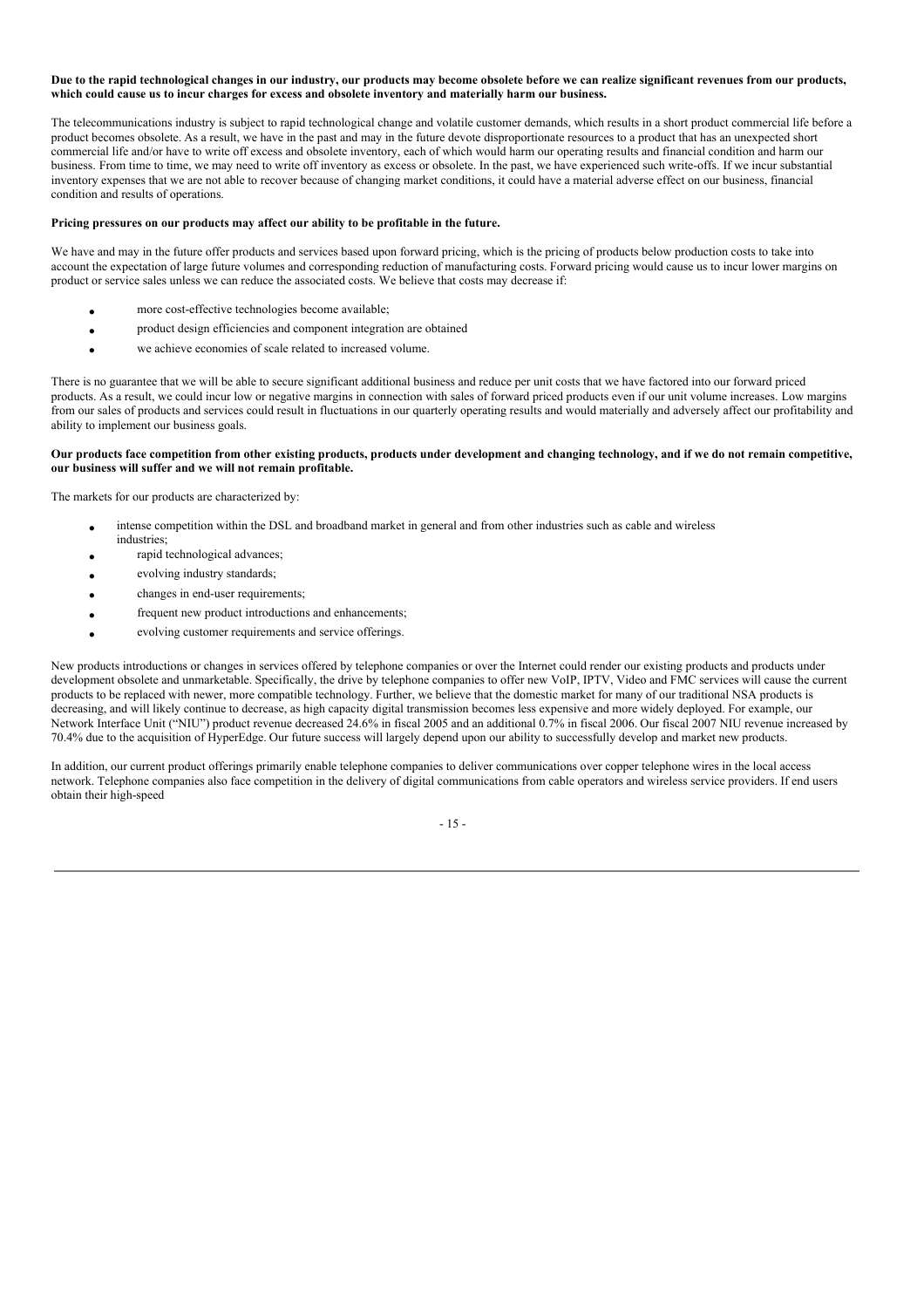**Due to the rapid technological changes in our industry, our products may become obsolete before we can realize significant revenues from our products, which could cause us to incur charges for excess and obsolete inventory and materially harm our business.**

The telecommunications industry is subject to rapid technological change and volatile customer demands, which results in a short product commercial life before a product becomes obsolete. As a result, we have in the past and may in the future devote disproportionate resources to a product that has an unexpected short commercial life and/or have to write off excess and obsolete inventory, each of which would harm our operating results and financial condition and harm our business. From time to time, we may need to write off inventory as excess or obsolete. In the past, we have experienced such write-offs. If we incur substantial inventory expenses that we are not able to recover because of changing market conditions, it could have a material adverse effect on our business, financial condition and results of operations.

**Pricing pressures on our products may affect our ability to be profitable in the future.**

We have and may in the future offer products and services based upon forward pricing, which is the pricing of products below production costs to take into account the expectation of large future volumes and corresponding reduction of manufacturing costs. Forward pricing would cause us to incur lower margins on product or service sales unless we can reduce the associated costs. We believe that costs may decrease if:

- more cost-effective technologies become available;
- product design efficiencies and component integration are obtained
- we achieve economies of scale related to increased volume.

There is no guarantee that we will be able to secure significant additional business and reduce per unit costs that we have factored into our forward priced products. As a result, we could incur low or negative margins in connection with sales of forward priced products even if our unit volume increases. Low margins from our sales of products and services could result in fluctuations in our quarterly operating results and would materially and adversely affect our profitability and ability to implement our business goals.

**Our products face competition from other existing products, products under development and changing technology, and if we do not remain competitive, our business will suffer and we will not remain profitable.**

The markets for our products are characterized by:

- intense competition within the DSL and broadband market in general and from other industries such as cable and wireless industries;
- rapid technological advances;
- evolving industry standards;
- changes in end-user requirements;
- frequent new product introductions and enhancements;
- evolving customer requirements and service offerings.

New products introductions or changes in services offered by telephone companies or over the Internet could render our existing products and products under development obsolete and unmarketable. Specifically, the drive by telephone companies to offer new VoIP, IPTV, Video and FMC services will cause the current products to be replaced with newer, more compatible technology. Further, we believe that the domestic market for many of our traditional NSA products is decreasing, and will likely continue to decrease, as high capacity digital transmission becomes less expensive and more widely deployed. For example, our Network Interface Unit ("NIU") product revenue decreased 24.6% in fiscal 2005 and an additional 0.7% in fiscal 2006. Our fiscal 2007 NIU revenue increased by 70.4% due to the acquisition of HyperEdge. Our future success will largely depend upon our ability to successfully develop and market new products.

In addition, our current product offerings primarily enable telephone companies to deliver communications over copper telephone wires in the local access network. Telephone companies also face competition in the delivery of digital communications from cable operators and wireless service providers. If end users obtain their high-speed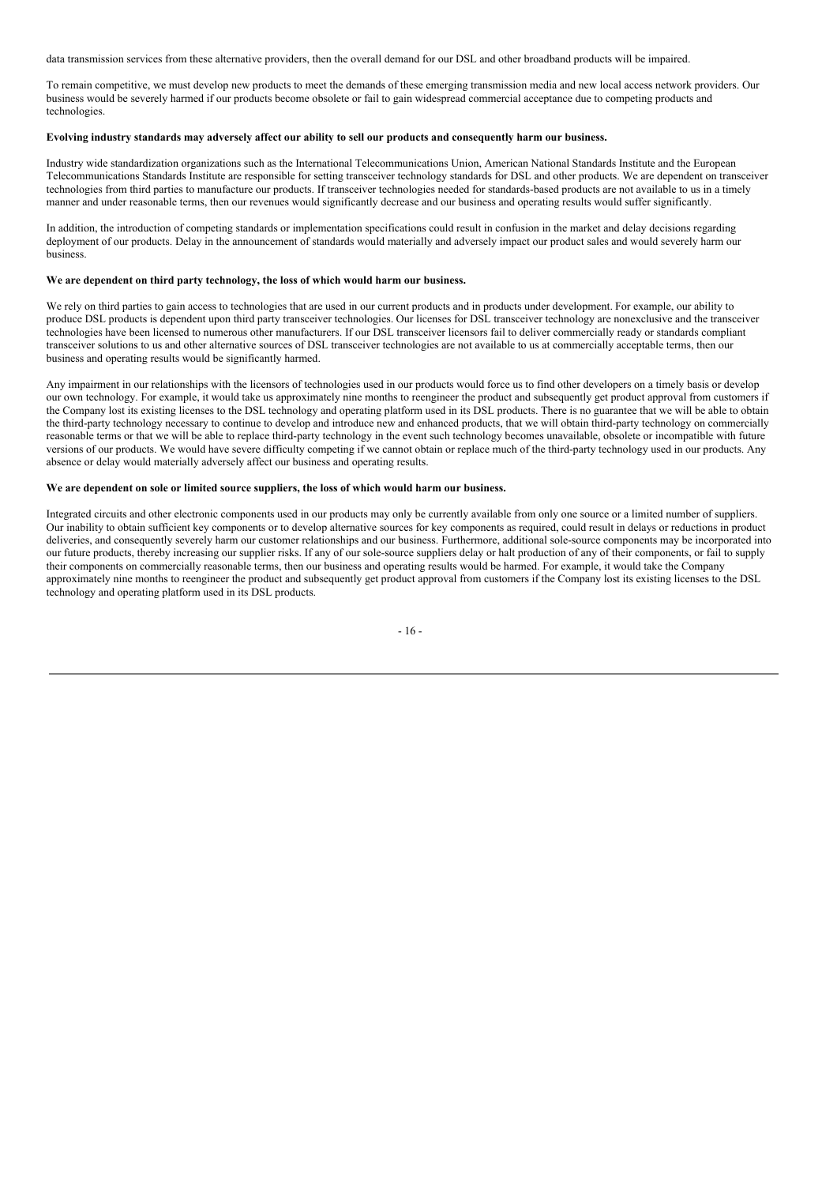data transmission services from these alternative providers, then the overall demand for our DSL and other broadband products will be impaired.

To remain competitive, we must develop new products to meet the demands of these emerging transmission media and new local access network providers. Our business would be severely harmed if our products become obsolete or fail to gain widespread commercial acceptance due to competing products and technologies.

**Evolving industry standards may adversely affect our ability to sell our products and consequently harm our business.**

Industry wide standardization organizations such as the International Telecommunications Union, American National Standards Institute and the European Telecommunications Standards Institute are responsible for setting transceiver technology standards for DSL and other products. We are dependent on transceiver technologies from third parties to manufacture our products. If transceiver technologies needed for standards-based products are not available to us in a timely manner and under reasonable terms, then our revenues would significantly decrease and our business and operating results would suffer significantly.

In addition, the introduction of competing standards or implementation specifications could result in confusion in the market and delay decisions regarding deployment of our products. Delay in the announcement of standards would materially and adversely impact our product sales and would severely harm our business.

**We are dependent on third party technology, the loss of which would harm our business.**

We rely on third parties to gain access to technologies that are used in our current products and in products under development. For example, our ability to produce DSL products is dependent upon third party transceiver technologies. Our licenses for DSL transceiver technology are nonexclusive and the transceiver technologies have been licensed to numerous other manufacturers. If our DSL transceiver licensors fail to deliver commercially ready or standards compliant transceiver solutions to us and other alternative sources of DSL transceiver technologies are not available to us at commercially acceptable terms, then our business and operating results would be significantly harmed.

Any impairment in our relationships with the licensors of technologies used in our products would force us to find other developers on a timely basis or develop our own technology. For example, it would take us approximately nine months to reengineer the product and subsequently get product approval from customers if the Company lost its existing licenses to the DSL technology and operating platform used in its DSL products. There is no guarantee that we will be able to obtain the third-party technology necessary to continue to develop and introduce new and enhanced products, that we will obtain third-party technology on commercially reasonable terms or that we will be able to replace third-party technology in the event such technology becomes unavailable, obsolete or incompatible with future versions of our products. We would have severe difficulty competing if we cannot obtain or replace much of the third-party technology used in our products. Any absence or delay would materially adversely affect our business and operating results.

**We are dependent on sole or limited source suppliers, the loss of which would harm our business.**

Integrated circuits and other electronic components used in our products may only be currently available from only one source or a limited number of suppliers. Our inability to obtain sufficient key components or to develop alternative sources for key components as required, could result in delays or reductions in product deliveries, and consequently severely harm our customer relationships and our business. Furthermore, additional sole-source components may be incorporated into our future products, thereby increasing our supplier risks. If any of our sole-source suppliers delay or halt production of any of their components, or fail to supply their components on commercially reasonable terms, then our business and operating results would be harmed. For example, it would take the Company approximately nine months to reengineer the product and subsequently get product approval from customers if the Company lost its existing licenses to the DSL technology and operating platform used in its DSL products.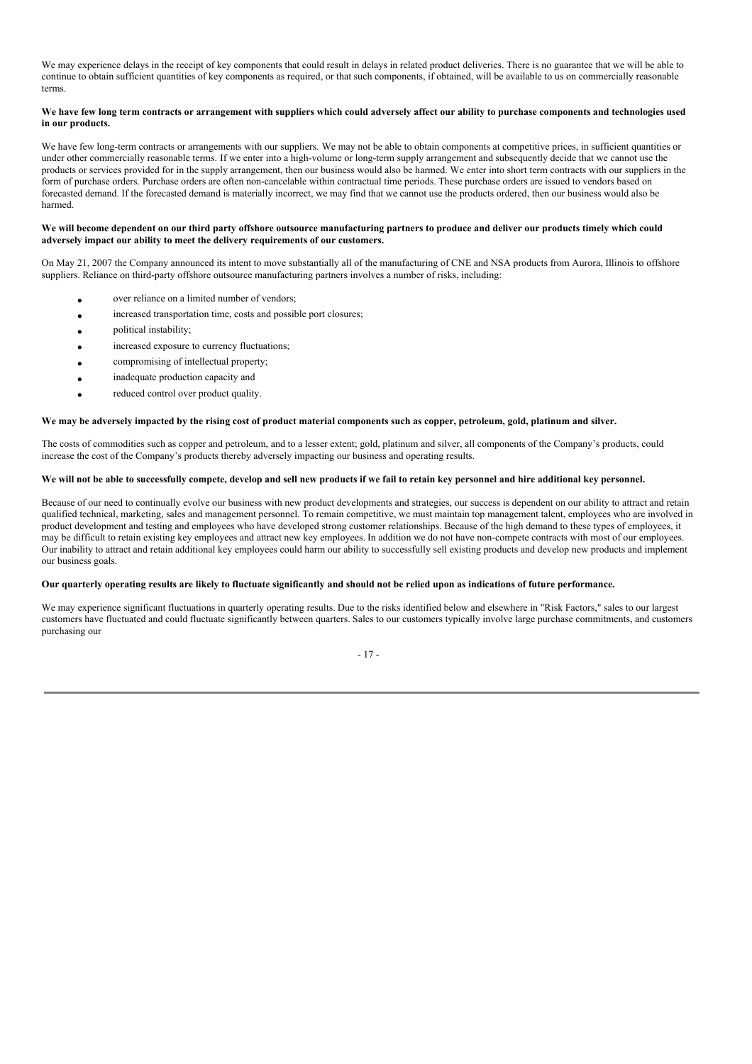We may experience delays in the receipt of key components that could result in delays in related product deliveries. There is no guarantee that we will be able to continue to obtain sufficient quantities of key components as required, or that such components, if obtained, will be available to us on commercially reasonable terms.

**We have few long term contracts or arrangement with suppliers which could adversely affect our ability to purchase components and technologies used in our products.**

We have few long-term contracts or arrangements with our suppliers. We may not be able to obtain components at competitive prices, in sufficient quantities or under other commercially reasonable terms. If we enter into a high-volume or long-term supply arrangement and subsequently decide that we cannot use the products or services provided for in the supply arrangement, then our business would also be harmed. We enter into short term contracts with our suppliers in the form of purchase orders. Purchase orders are often non-cancelable within contractual time periods. These purchase orders are issued to vendors based on forecasted demand. If the forecasted demand is materially incorrect, we may find that we cannot use the products ordered, then our business would also be harmed.

**We will become dependent on our third party offshore outsource manufacturing partners to produce and deliver our products timely which could adversely impact our ability to meet the delivery requirements of our customers.**

On May 21, 2007 the Company announced its intent to move substantially all of the manufacturing of CNE and NSA products from Aurora, Illinois to offshore suppliers. Reliance on third-party offshore outsource manufacturing partners involves a number of risks, including:

- over reliance on a limited number of vendors;
- increased transportation time, costs and possible port closures;
- political instability;
- increased exposure to currency fluctuations;
- compromising of intellectual property;
- inadequate production capacity and
- reduced control over product quality.

**We may be adversely impacted by the rising cost of product material components such as copper, petroleum, gold, platinum and silver.**

The costs of commodities such as copper and petroleum, and to a lesser extent; gold, platinum and silver, all components of the Company's products, could increase the cost of the Company's products thereby adversely impacting our business and operating results.

**We will not be able to successfully compete, develop and sell new products if we fail to retain key personnel and hire additional key personnel.**

Because of our need to continually evolve our business with new product developments and strategies, our success is dependent on our ability to attract and retain qualified technical, marketing, sales and management personnel. To remain competitive, we must maintain top management talent, employees who are involved in product development and testing and employees who have developed strong customer relationships. Because of the high demand to these types of employees, it may be difficult to retain existing key employees and attract new key employees. In addition we do not have non-compete contracts with most of our employees. Our inability to attract and retain additional key employees could harm our ability to successfully sell existing products and develop new products and implement our business goals.

**Our quarterly operating results are likely to fluctuate significantly and should not be relied upon as indications of future performance.**

We may experience significant fluctuations in quarterly operating results. Due to the risks identified below and elsewhere in "Risk Factors," sales to our largest customers have fluctuated and could fluctuate significantly between quarters. Sales to our customers typically involve large purchase commitments, and customers purchasing our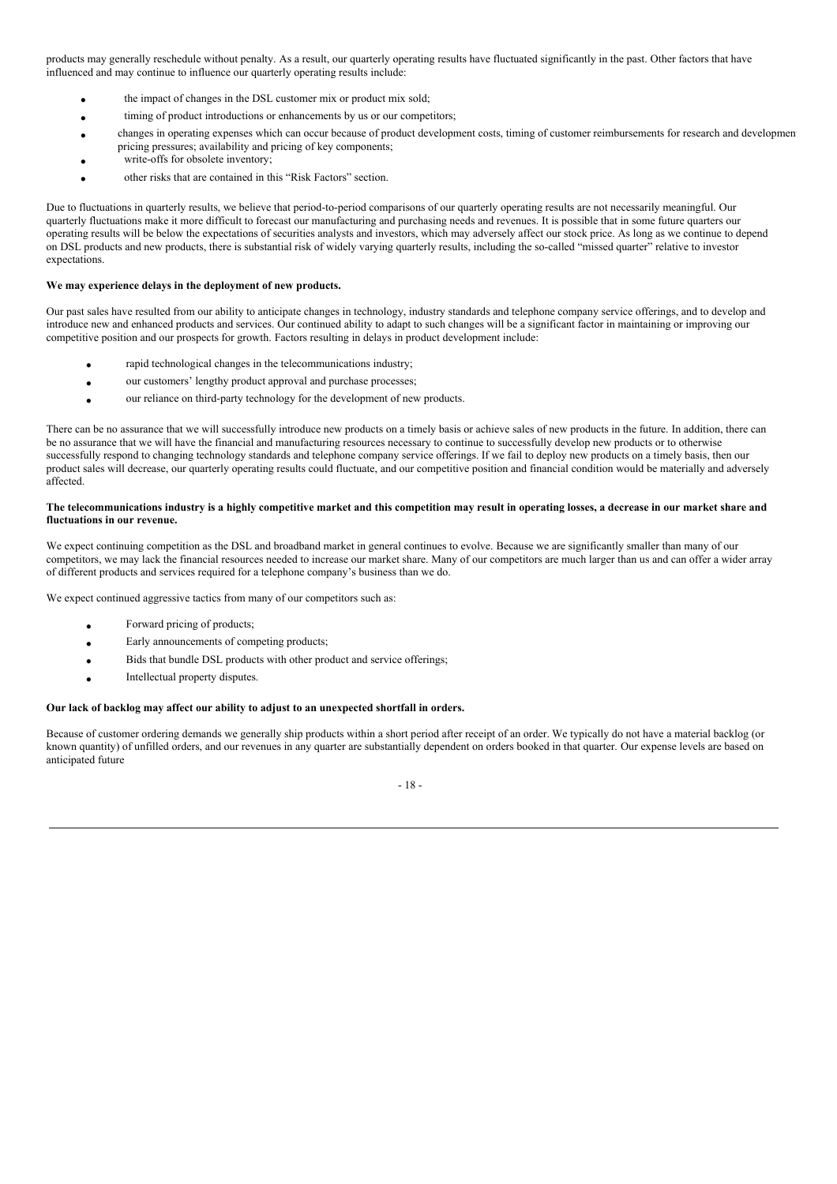products may generally reschedule without penalty. As a result, our quarterly operating results have fluctuated significantly in the past. Other factors that have influenced and may continue to influence our quarterly operating results include:

- the impact of changes in the DSL customer mix or product mix sold;
- timing of product introductions or enhancements by us or our competitors;
- changes in operating expenses which can occur because of product development costs, timing of customer reimbursements for research and developmen pricing pressures; availability and pricing of key components;
- write-offs for obsolete inventory;
- other risks that are contained in this "Risk Factors" section.

Due to fluctuations in quarterly results, we believe that period-to-period comparisons of our quarterly operating results are not necessarily meaningful. Our quarterly fluctuations make it more difficult to forecast our manufacturing and purchasing needs and revenues. It is possible that in some future quarters our operating results will be below the expectations of securities analysts and investors, which may adversely affect our stock price. As long as we continue to depend on DSL products and new products, there is substantial risk of widely varying quarterly results, including the so-called "missed quarter" relative to investor expectations.

**We may experience delays in the deployment of new products.**

Our past sales have resulted from our ability to anticipate changes in technology, industry standards and telephone company service offerings, and to develop and introduce new and enhanced products and services. Our continued ability to adapt to such changes will be a significant factor in maintaining or improving our competitive position and our prospects for growth. Factors resulting in delays in product development include:

- rapid technological changes in the telecommunications industry;
- our customers' lengthy product approval and purchase processes;
- our reliance on third-party technology for the development of new products.

There can be no assurance that we will successfully introduce new products on a timely basis or achieve sales of new products in the future. In addition, there can be no assurance that we will have the financial and manufacturing resources necessary to continue to successfully develop new products or to otherwise successfully respond to changing technology standards and telephone company service offerings. If we fail to deploy new products on a timely basis, then our product sales will decrease, our quarterly operating results could fluctuate, and our competitive position and financial condition would be materially and adversely affected.

**The telecommunications industry is a highly competitive market and this competition may result in operating losses, a decrease in our market share and fluctuations in our revenue.**

We expect continuing competition as the DSL and broadband market in general continues to evolve. Because we are significantly smaller than many of our competitors, we may lack the financial resources needed to increase our market share. Many of our competitors are much larger than us and can offer a wider array of different products and services required for a telephone company's business than we do.

We expect continued aggressive tactics from many of our competitors such as:

- Forward pricing of products;
- Early announcements of competing products;
- Bids that bundle DSL products with other product and service offerings;
- Intellectual property disputes.

**Our lack of backlog may affect our ability to adjust to an unexpected shortfall in orders.**

Because of customer ordering demands we generally ship products within a short period after receipt of an order. We typically do not have a material backlog (or known quantity) of unfilled orders, and our revenues in any quarter are substantially dependent on orders booked in that quarter. Our expense levels are based on anticipated future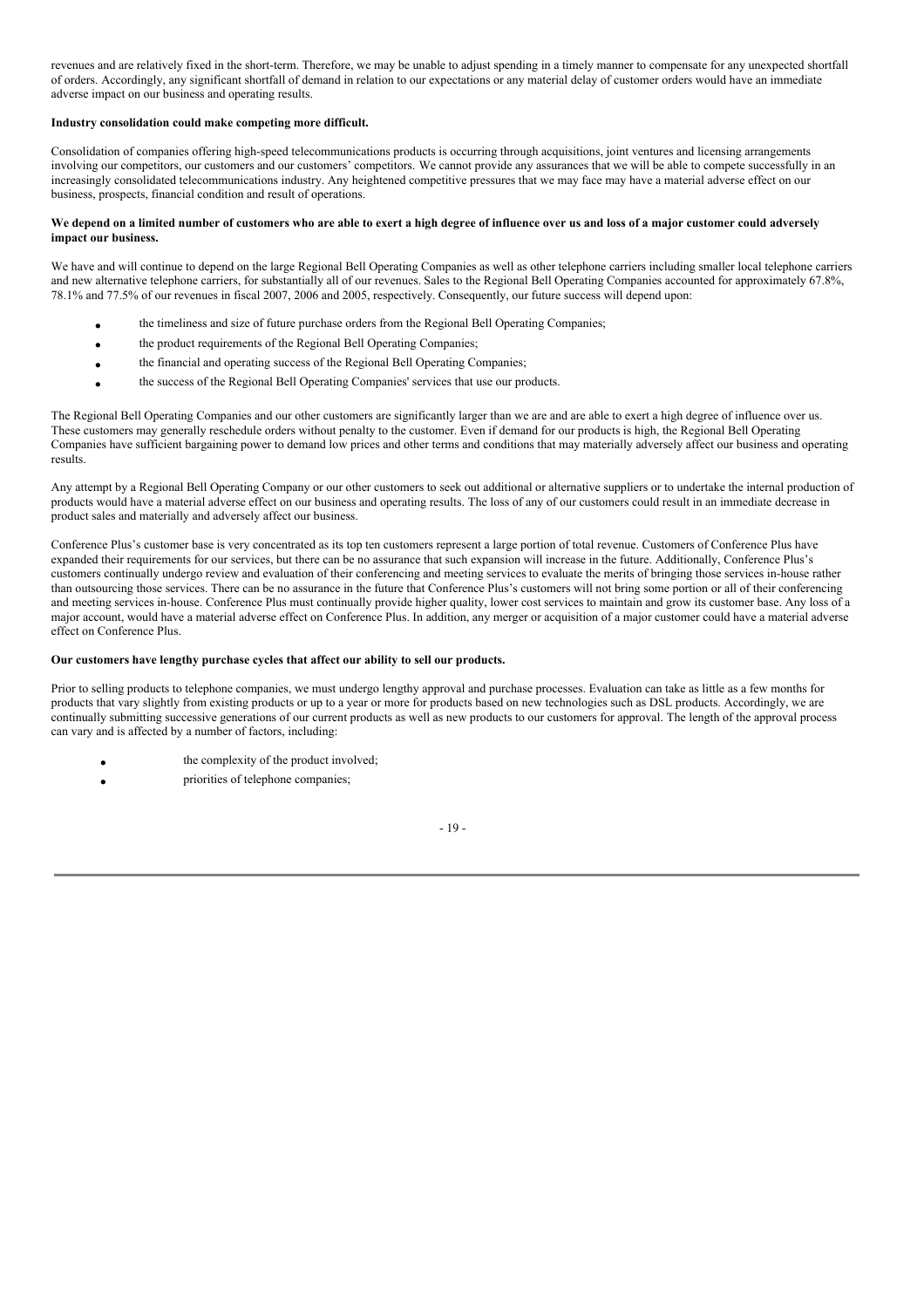revenues and are relatively fixed in the short-term. Therefore, we may be unable to adjust spending in a timely manner to compensate for any unexpected shortfall of orders. Accordingly, any significant shortfall of demand in relation to our expectations or any material delay of customer orders would have an immediate adverse impact on our business and operating results.

**Industry consolidation could make competing more difficult.**

Consolidation of companies offering high-speed telecommunications products is occurring through acquisitions, joint ventures and licensing arrangements involving our competitors, our customers and our customers' competitors. We cannot provide any assurances that we will be able to compete successfully in an increasingly consolidated telecommunications industry. Any heightened competitive pressures that we may face may have a material adverse effect on our business, prospects, financial condition and result of operations.

**We depend on a limited number of customers who are able to exert a high degree of influence over us and loss of a major customer could adversely impact our business.**

We have and will continue to depend on the large Regional Bell Operating Companies as well as other telephone carriers including smaller local telephone carriers and new alternative telephone carriers, for substantially all of our revenues. Sales to the Regional Bell Operating Companies accounted for approximately 67.8%, 78.1% and 77.5% of our revenues in fiscal 2007, 2006 and 2005, respectively. Consequently, our future success will depend upon:

- the timeliness and size of future purchase orders from the Regional Bell Operating Companies;
- the product requirements of the Regional Bell Operating Companies;
- the financial and operating success of the Regional Bell Operating Companies;
- the success of the Regional Bell Operating Companies' services that use our products.

The Regional Bell Operating Companies and our other customers are significantly larger than we are and are able to exert a high degree of influence over us. These customers may generally reschedule orders without penalty to the customer. Even if demand for our products is high, the Regional Bell Operating Companies have sufficient bargaining power to demand low prices and other terms and conditions that may materially adversely affect our business and operating results.

Any attempt by a Regional Bell Operating Company or our other customers to seek out additional or alternative suppliers or to undertake the internal production of products would have a material adverse effect on our business and operating results. The loss of any of our customers could result in an immediate decrease in product sales and materially and adversely affect our business.

Conference Plus's customer base is very concentrated as its top ten customers represent a large portion of total revenue. Customers of Conference Plus have expanded their requirements for our services, but there can be no assurance that such expansion will increase in the future. Additionally, Conference Plus's customers continually undergo review and evaluation of their conferencing and meeting services to evaluate the merits of bringing those services in-house rather than outsourcing those services. There can be no assurance in the future that Conference Plus's customers will not bring some portion or all of their conferencing and meeting services in-house. Conference Plus must continually provide higher quality, lower cost services to maintain and grow its customer base. Any loss of a major account, would have a material adverse effect on Conference Plus. In addition, any merger or acquisition of a major customer could have a material adverse effect on Conference Plus.

**Our customers have lengthy purchase cycles that affect our ability to sell our products.**

Prior to selling products to telephone companies, we must undergo lengthy approval and purchase processes. Evaluation can take as little as a few months for products that vary slightly from existing products or up to a year or more for products based on new technologies such as DSL products. Accordingly, we are continually submitting successive generations of our current products as well as new products to our customers for approval. The length of the approval process can vary and is affected by a number of factors, including:

- the complexity of the product involved;
- priorities of telephone companies;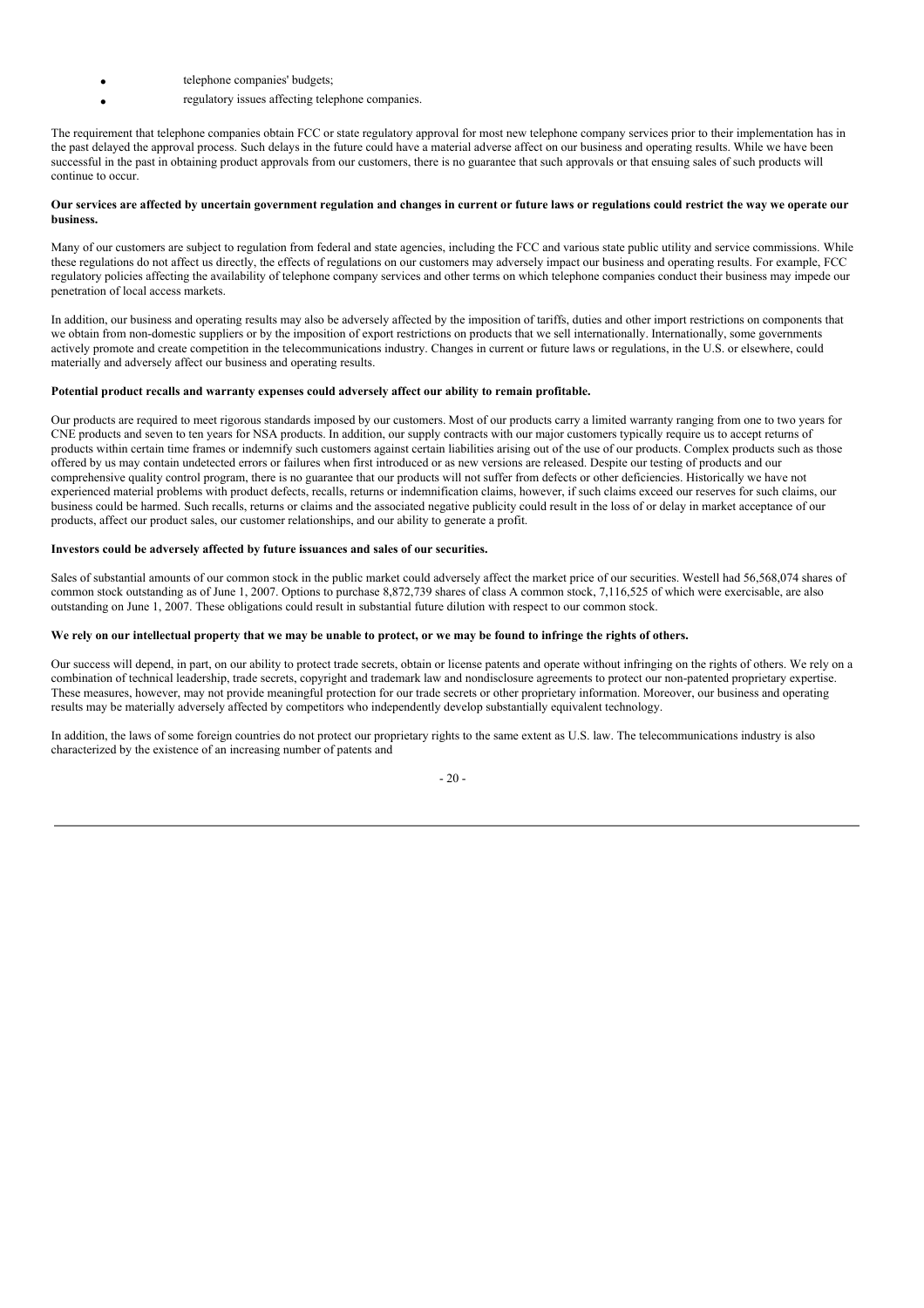- telephone companies' budgets;
- regulatory issues affecting telephone companies.

The requirement that telephone companies obtain FCC or state regulatory approval for most new telephone company services prior to their implementation has in the past delayed the approval process. Such delays in the future could have a material adverse affect on our business and operating results. While we have been successful in the past in obtaining product approvals from our customers, there is no guarantee that such approvals or that ensuing sales of such products will continue to occur.

**Our services are affected by uncertain government regulation and changes in current or future laws or regulations could restrict the way we operate our business.**

Many of our customers are subject to regulation from federal and state agencies, including the FCC and various state public utility and service commissions. While these regulations do not affect us directly, the effects of regulations on our customers may adversely impact our business and operating results. For example, FCC regulatory policies affecting the availability of telephone company services and other terms on which telephone companies conduct their business may impede our penetration of local access markets.

In addition, our business and operating results may also be adversely affected by the imposition of tariffs, duties and other import restrictions on components that we obtain from non-domestic suppliers or by the imposition of export restrictions on products that we sell internationally. Internationally, some governments actively promote and create competition in the telecommunications industry. Changes in current or future laws or regulations, in the U.S. or elsewhere, could materially and adversely affect our business and operating results.

**Potential product recalls and warranty expenses could adversely affect our ability to remain profitable.**

Our products are required to meet rigorous standards imposed by our customers. Most of our products carry a limited warranty ranging from one to two years for CNE products and seven to ten years for NSA products. In addition, our supply contracts with our major customers typically require us to accept returns of products within certain time frames or indemnify such customers against certain liabilities arising out of the use of our products. Complex products such as those offered by us may contain undetected errors or failures when first introduced or as new versions are released. Despite our testing of products and our comprehensive quality control program, there is no guarantee that our products will not suffer from defects or other deficiencies. Historically we have not experienced material problems with product defects, recalls, returns or indemnification claims, however, if such claims exceed our reserves for such claims, our business could be harmed. Such recalls, returns or claims and the associated negative publicity could result in the loss of or delay in market acceptance of our products, affect our product sales, our customer relationships, and our ability to generate a profit.

**Investors could be adversely affected by future issuances and sales of our securities.**

Sales of substantial amounts of our common stock in the public market could adversely affect the market price of our securities. Westell had 56,568,074 shares of common stock outstanding as of June 1, 2007. Options to purchase 8,872,739 shares of class A common stock, 7,116,525 of which were exercisable, are also outstanding on June 1, 2007. These obligations could result in substantial future dilution with respect to our common stock.

**We rely on our intellectual property that we may be unable to protect, or we may be found to infringe the rights of others.**

Our success will depend, in part, on our ability to protect trade secrets, obtain or license patents and operate without infringing on the rights of others. We rely on a combination of technical leadership, trade secrets, copyright and trademark law and nondisclosure agreements to protect our non-patented proprietary expertise. These measures, however, may not provide meaningful protection for our trade secrets or other proprietary information. Moreover, our business and operating results may be materially adversely affected by competitors who independently develop substantially equivalent technology.

In addition, the laws of some foreign countries do not protect our proprietary rights to the same extent as U.S. law. The telecommunications industry is also characterized by the existence of an increasing number of patents and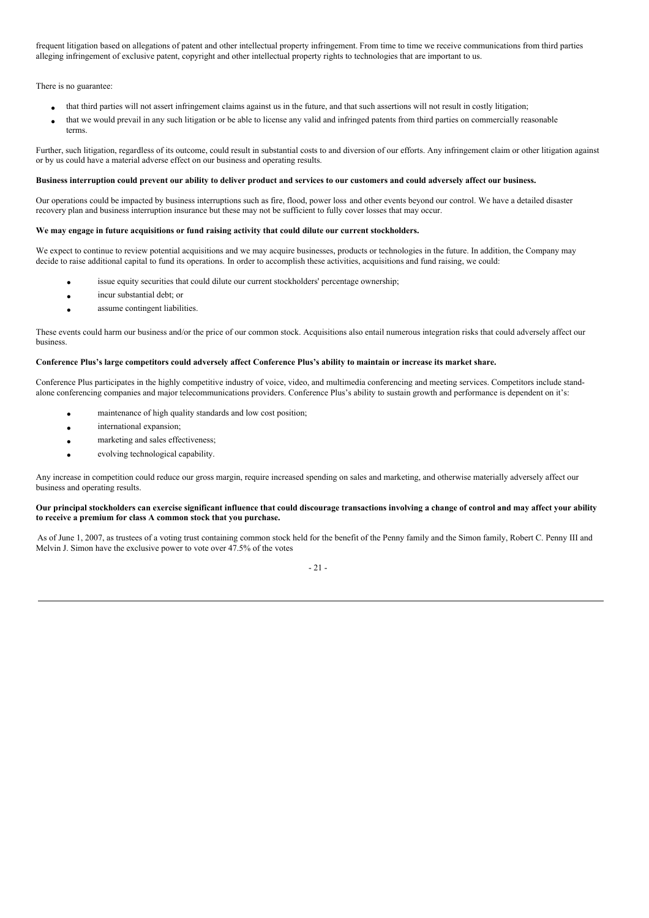frequent litigation based on allegations of patent and other intellectual property infringement. From time to time we receive communications from third parties alleging infringement of exclusive patent, copyright and other intellectual property rights to technologies that are important to us.

There is no guarantee:

- that third parties will not assert infringement claims against us in the future, and that such assertions will not result in costly litigation;
- that we would prevail in any such litigation or be able to license any valid and infringed patents from third parties on commercially reasonable terms.

Further, such litigation, regardless of its outcome, could result in substantial costs to and diversion of our efforts. Any infringement claim or other litigation against or by us could have a material adverse effect on our business and operating results.

**Business interruption could prevent our ability to deliver product and services to our customers and could adversely affect our business.**

Our operations could be impacted by business interruptions such as fire, flood, power loss and other events beyond our control. We have a detailed disaster recovery plan and business interruption insurance but these may not be sufficient to fully cover losses that may occur.

**We may engage in future acquisitions or fund raising activity that could dilute our current stockholders.**

We expect to continue to review potential acquisitions and we may acquire businesses, products or technologies in the future. In addition, the Company may decide to raise additional capital to fund its operations. In order to accomplish these activities, acquisitions and fund raising, we could:

- issue equity securities that could dilute our current stockholders' percentage ownership;
- incur substantial debt; or
- assume contingent liabilities.

These events could harm our business and/or the price of our common stock. Acquisitions also entail numerous integration risks that could adversely affect our business.

**Conference Plus's large competitors could adversely affect Conference Plus's ability to maintain or increase its market share.**

Conference Plus participates in the highly competitive industry of voice, video, and multimedia conferencing and meeting services. Competitors include stand-alone conferencing companies and major telecommunications providers. Conference Plus's ability to sustain growth and performance is dependent on it's:

- maintenance of high quality standards and low cost position;
- international expansion;
- marketing and sales effectiveness;
- evolving technological capability.

Any increase in competition could reduce our gross margin, require increased spending on sales and marketing, and otherwise materially adversely affect our business and operating results.

**Our principal stockholders can exercise significant influence that could discourage transactions involving a change of control and may affect your ability to receive a premium for class A common stock that you purchase.**

As of June 1, 2007, as trustees of a voting trust containing common stock held for the benefit of the Penny family and the Simon family, Robert C. Penny III and Melvin J. Simon have the exclusive power to vote over 47.5% of the votes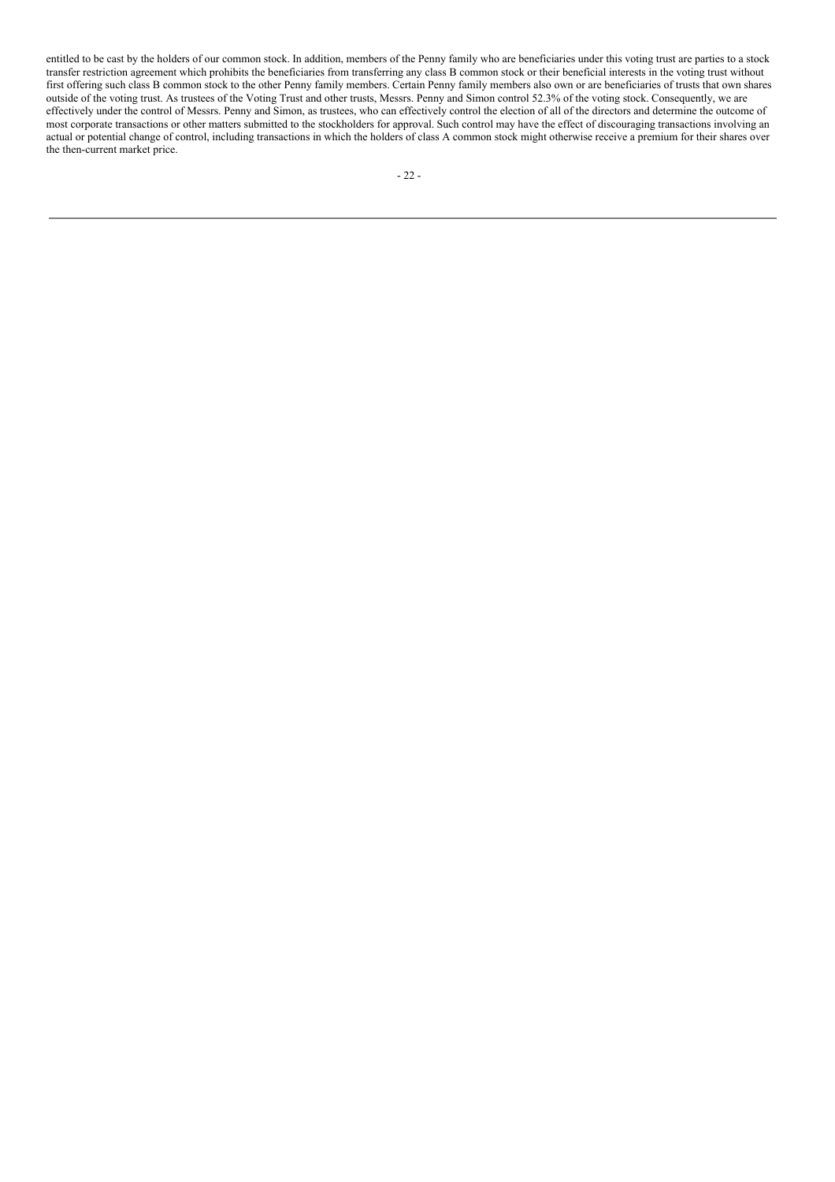entitled to be cast by the holders of our common stock. In addition, members of the Penny family who are beneficiaries under this voting trust are parties to a stock transfer restriction agreement which prohibits the beneficiaries from transferring any class B common stock or their beneficial interests in the voting trust without first offering such class B common stock to the other Penny family members. Certain Penny family members also own or are beneficiaries of trusts that own shares outside of the voting trust. As trustees of the Voting Trust and other trusts, Messrs. Penny and Simon control 52.3% of the voting stock. Consequently, we are effectively under the control of Messrs. Penny and Simon, as trustees, who can effectively control the election of all of the directors and determine the outcome of most corporate transactions or other matters submitted to the stockholders for approval. Such control may have the effect of discouraging transactions involving an actual or potential change of control, including transactions in which the holders of class A common stock might otherwise receive a premium for their shares over the then-current market price.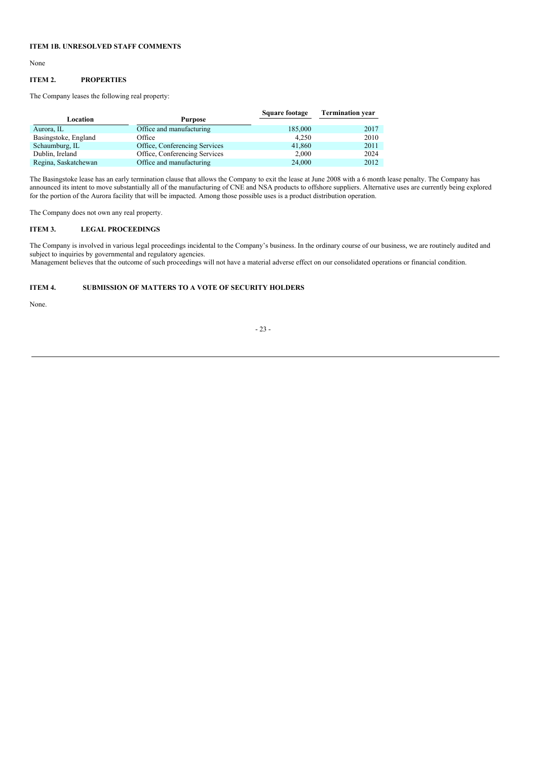### ITEM 1B. UNRESOLVED STAFF COMMENTS

None

### ITEM 2. PROPERTIES

The Company leases the following real property:

| Location | Purpose | Square footage | Termination year |
|---|---|---|---|
| Aurora, IL | Office and manufacturing | 185,000 | 2017 |
| Basingstoke, England | Office | 4,250 | 2010 |
| Schaumburg, IL | Office, Conferencing Services | 41,860 | 2011 |
| Dublin, Ireland | Office, Conferencing Services | 2,000 | 2024 |
| Regina, Saskatchewan | Office and manufacturing | 24,000 | 2012 |

The Basingstoke lease has an early termination clause that allows the Company to exit the lease at June 2008 with a 6 month lease penalty. The Company has announced its intent to move substantially all of the manufacturing of CNE and NSA products to offshore suppliers. Alternative uses are currently being explored for the portion of the Aurora facility that will be impacted. Among those possible uses is a product distribution operation.

The Company does not own any real property.

### ITEM 3. LEGAL PROCEEDINGS

The Company is involved in various legal proceedings incidental to the Company's business. In the ordinary course of our business, we are routinely audited and subject to inquiries by governmental and regulatory agencies.

Management believes that the outcome of such proceedings will not have a material adverse effect on our consolidated operations or financial condition.

### ITEM 4. SUBMISSION OF MATTERS TO A VOTE OF SECURITY HOLDERS

None.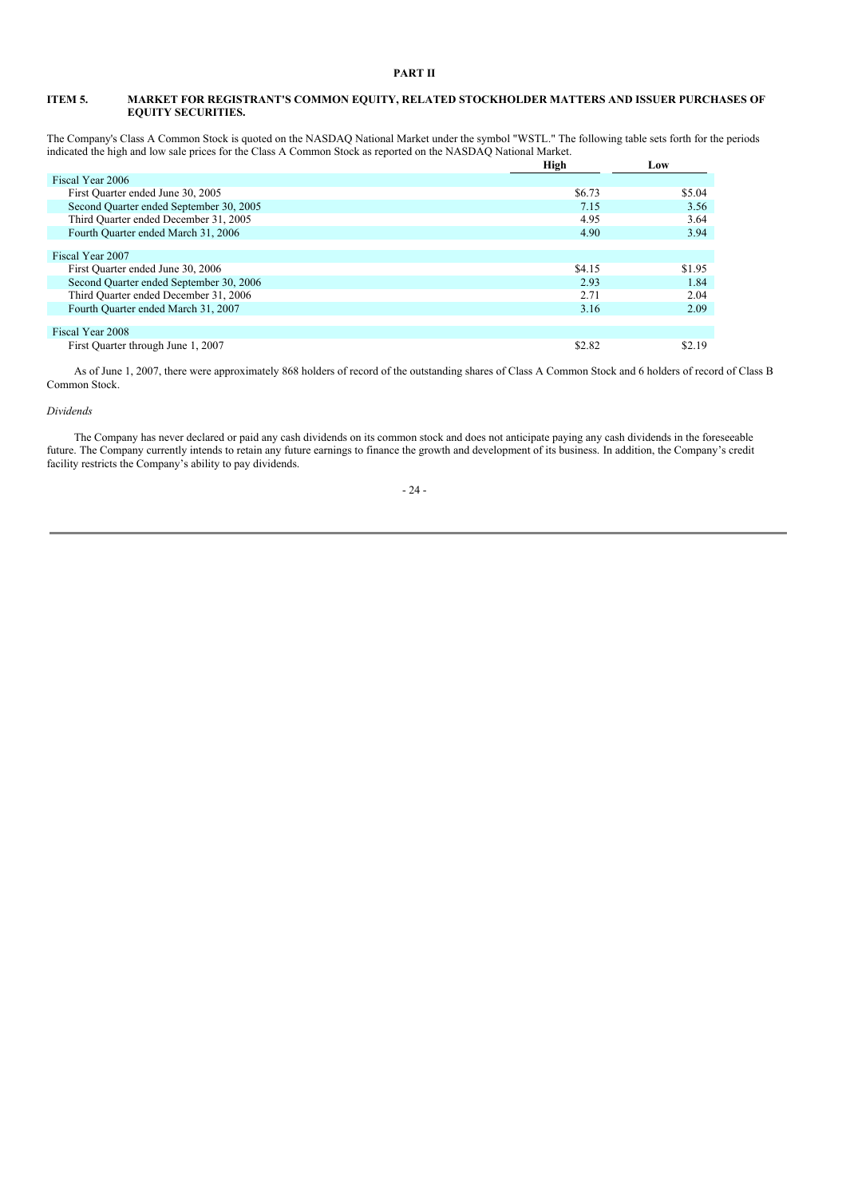# PART II

## ITEM 5. MARKET FOR REGISTRANT'S COMMON EQUITY, RELATED STOCKHOLDER MATTERS AND ISSUER PURCHASES OF EQUITY SECURITIES.

The Company's Class A Common Stock is quoted on the NASDAQ National Market under the symbol "WSTL." The following table sets forth for the periods indicated the high and low sale prices for the Class A Common Stock as reported on the NASDAQ National Market.

| | High | Low |
|---|---|---|
| Fiscal Year 2006 | | |
| First Quarter ended June 30, 2005 | $6.73 | $5.04 |
| Second Quarter ended September 30, 2005 | 7.15 | 3.56 |
| Third Quarter ended December 31, 2005 | 4.95 | 3.64 |
| Fourth Quarter ended March 31, 2006 | 4.90 | 3.94 |
| Fiscal Year 2007 | | |
| First Quarter ended June 30, 2006 | $4.15 | $1.95 |
| Second Quarter ended September 30, 2006 | 2.93 | 1.84 |
| Third Quarter ended December 31, 2006 | 2.71 | 2.04 |
| Fourth Quarter ended March 31, 2007 | 3.16 | 2.09 |
| Fiscal Year 2008 | | |
| First Quarter through June 1, 2007 | $2.82 | $2.19 |

As of June 1, 2007, there were approximately 868 holders of record of the outstanding shares of Class A Common Stock and 6 holders of record of Class B Common Stock.

*Dividends*

The Company has never declared or paid any cash dividends on its common stock and does not anticipate paying any cash dividends in the foreseeable future. The Company currently intends to retain any future earnings to finance the growth and development of its business. In addition, the Company's credit facility restricts the Company's ability to pay dividends.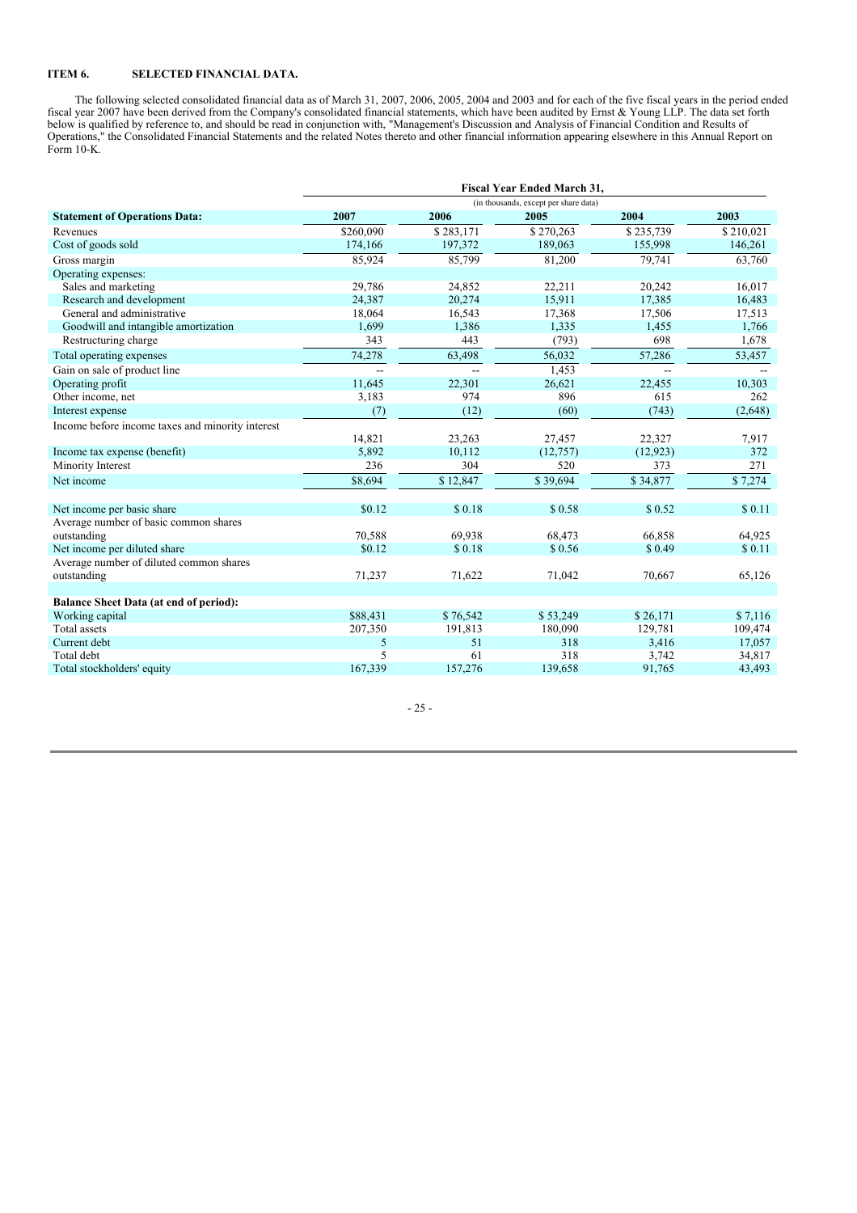## ITEM 6. SELECTED FINANCIAL DATA.

The following selected consolidated financial data as of March 31, 2007, 2006, 2005, 2004 and 2003 and for each of the five fiscal years in the period ended fiscal year 2007 have been derived from the Company's consolidated financial statements, which have been audited by Ernst & Young LLP. The data set forth below is qualified by reference to, and should be read in conjunction with, "Management's Discussion and Analysis of Financial Condition and Results of Operations," the Consolidated Financial Statements and the related Notes thereto and other financial information appearing elsewhere in this Annual Report on Form 10-K.

| | Fiscal Year Ended March 31, (in thousands, except per share data) | | | | |
|---|---|---|---|---|---|
| **Statement of Operations Data:** | **2007** | **2006** | **2005** | **2004** | **2003** |
| Revenues | $260,090 | $ 283,171 | $ 270,263 | $ 235,739 | $ 210,021 |
| Cost of goods sold | 174,166 | 197,372 | 189,063 | 155,998 | 146,261 |
| Gross margin | 85,924 | 85,799 | 81,200 | 79,741 | 63,760 |
| Operating expenses: | | | | | |
| Sales and marketing | 29,786 | 24,852 | 22,211 | 20,242 | 16,017 |
| Research and development | 24,387 | 20,274 | 15,911 | 17,385 | 16,483 |
| General and administrative | 18,064 | 16,543 | 17,368 | 17,506 | 17,513 |
| Goodwill and intangible amortization | 1,699 | 1,386 | 1,335 | 1,455 | 1,766 |
| Restructuring charge | 343 | 443 | (793) | 698 | 1,678 |
| Total operating expenses | 74,278 | 63,498 | 56,032 | 57,286 | 53,457 |
| Gain on sale of product line | -- | -- | 1,453 | -- | -- |
| Operating profit | 11,645 | 22,301 | 26,621 | 22,455 | 10,303 |
| Other income, net | 3,183 | 974 | 896 | 615 | 262 |
| Interest expense | (7) | (12) | (60) | (743) | (2,648) |
| Income before income taxes and minority interest | 14,821 | 23,263 | 27,457 | 22,327 | 7,917 |
| Income tax expense (benefit) | 5,892 | 10,112 | (12,757) | (12,923) | 372 |
| Minority Interest | 236 | 304 | 520 | 373 | 271 |
| Net income | $8,694 | $ 12,847 | $ 39,694 | $ 34,877 | $ 7,274 |
| | | | | | |
| Net income per basic share | $0.12 | $ 0.18 | $ 0.58 | $ 0.52 | $ 0.11 |
| Average number of basic common shares outstanding | 70,588 | 69,938 | 68,473 | 66,858 | 64,925 |
| Net income per diluted share | $0.12 | $ 0.18 | $ 0.56 | $ 0.49 | $ 0.11 |
| Average number of diluted common shares outstanding | 71,237 | 71,622 | 71,042 | 70,667 | 65,126 |
| | | | | | |
| **Balance Sheet Data (at end of period):** | | | | | |
| Working capital | $88,431 | $ 76,542 | $ 53,249 | $ 26,171 | $ 7,116 |
| Total assets | 207,350 | 191,813 | 180,090 | 129,781 | 109,474 |
| Current debt | 5 | 51 | 318 | 3,416 | 17,057 |
| Total debt | 5 | 61 | 318 | 3,742 | 34,817 |
| Total stockholders' equity | 167,339 | 157,276 | 139,658 | 91,765 | 43,493 |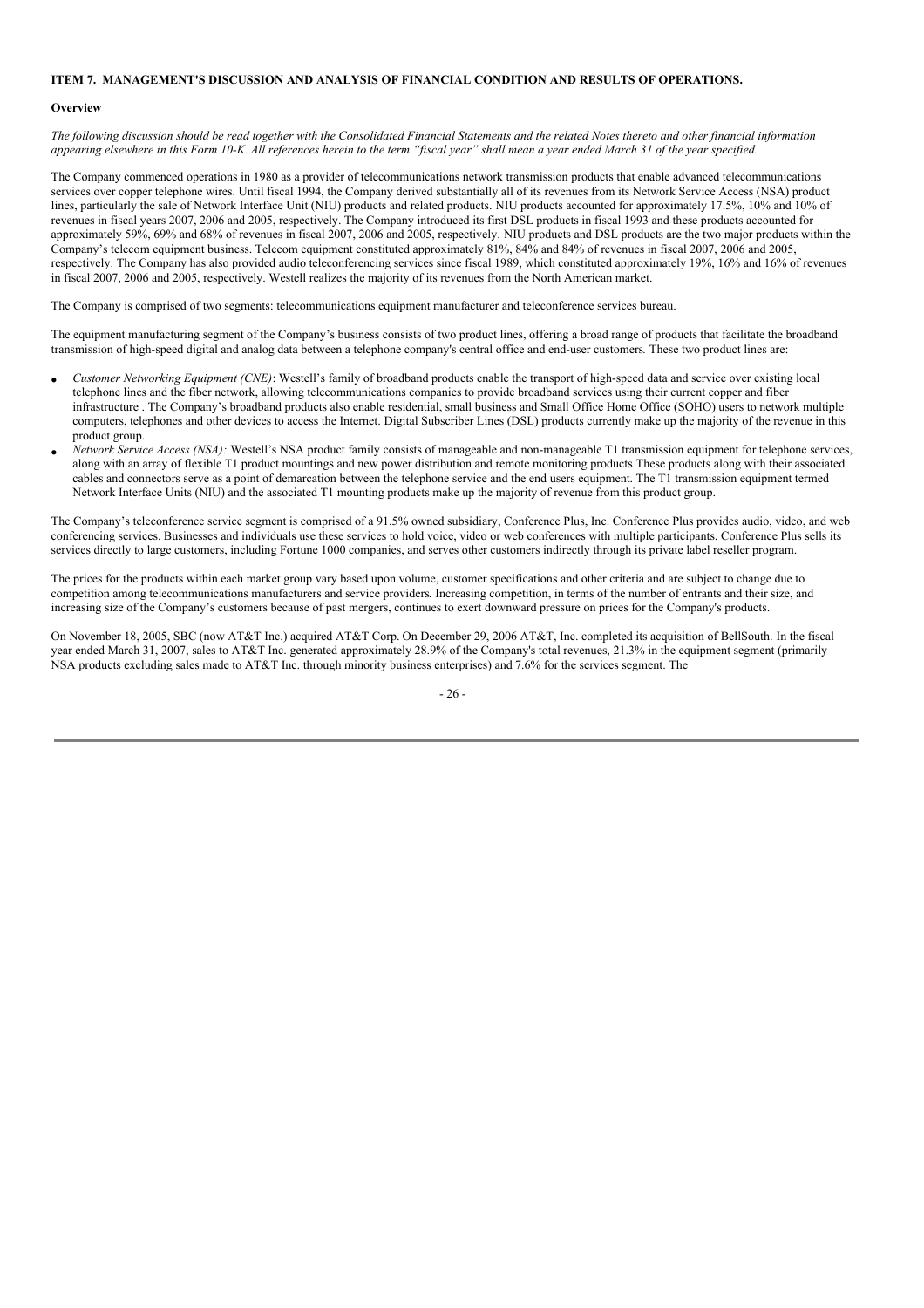## ITEM 7. MANAGEMENT'S DISCUSSION AND ANALYSIS OF FINANCIAL CONDITION AND RESULTS OF OPERATIONS.

### Overview

*The following discussion should be read together with the Consolidated Financial Statements and the related Notes thereto and other financial information appearing elsewhere in this Form 10-K. All references herein to the term "fiscal year" shall mean a year ended March 31 of the year specified.*

The Company commenced operations in 1980 as a provider of telecommunications network transmission products that enable advanced telecommunications services over copper telephone wires. Until fiscal 1994, the Company derived substantially all of its revenues from its Network Service Access (NSA) product lines, particularly the sale of Network Interface Unit (NIU) products and related products. NIU products accounted for approximately 17.5%, 10% and 10% of revenues in fiscal years 2007, 2006 and 2005, respectively. The Company introduced its first DSL products in fiscal 1993 and these products accounted for approximately 59%, 69% and 68% of revenues in fiscal 2007, 2006 and 2005, respectively. NIU products and DSL products are the two major products within the Company's telecom equipment business. Telecom equipment constituted approximately 81%, 84% and 84% of revenues in fiscal 2007, 2006 and 2005, respectively. The Company has also provided audio teleconferencing services since fiscal 1989, which constituted approximately 19%, 16% and 16% of revenues in fiscal 2007, 2006 and 2005, respectively. Westell realizes the majority of its revenues from the North American market.

The Company is comprised of two segments: telecommunications equipment manufacturer and teleconference services bureau.

The equipment manufacturing segment of the Company's business consists of two product lines, offering a broad range of products that facilitate the broadband transmission of high-speed digital and analog data between a telephone company's central office and end-user customers*.* These two product lines are:

- *Customer Networking Equipment (CNE)*: Westell's family of broadband products enable the transport of high-speed data and service over existing local telephone lines and the fiber network, allowing telecommunications companies to provide broadband services using their current copper and fiber infrastructure . The Company's broadband products also enable residential, small business and Small Office Home Office (SOHO) users to network multiple computers, telephones and other devices to access the Internet. Digital Subscriber Lines (DSL) products currently make up the majority of the revenue in this product group.
- *Network Service Access (NSA):* Westell's NSA product family consists of manageable and non-manageable T1 transmission equipment for telephone services, along with an array of flexible T1 product mountings and new power distribution and remote monitoring products These products along with their associated cables and connectors serve as a point of demarcation between the telephone service and the end users equipment. The T1 transmission equipment termed Network Interface Units (NIU) and the associated T1 mounting products make up the majority of revenue from this product group.

The Company's teleconference service segment is comprised of a 91.5% owned subsidiary, Conference Plus, Inc. Conference Plus provides audio, video, and web conferencing services. Businesses and individuals use these services to hold voice, video or web conferences with multiple participants. Conference Plus sells its services directly to large customers, including Fortune 1000 companies, and serves other customers indirectly through its private label reseller program.

The prices for the products within each market group vary based upon volume, customer specifications and other criteria and are subject to change due to competition among telecommunications manufacturers and service providers*.* Increasing competition, in terms of the number of entrants and their size, and increasing size of the Company's customers because of past mergers, continues to exert downward pressure on prices for the Company's products.

On November 18, 2005, SBC (now AT&T Inc.) acquired AT&T Corp. On December 29, 2006 AT&T, Inc. completed its acquisition of BellSouth. In the fiscal year ended March 31, 2007, sales to AT&T Inc. generated approximately 28.9% of the Company's total revenues, 21.3% in the equipment segment (primarily NSA products excluding sales made to AT&T Inc. through minority business enterprises) and 7.6% for the services segment. The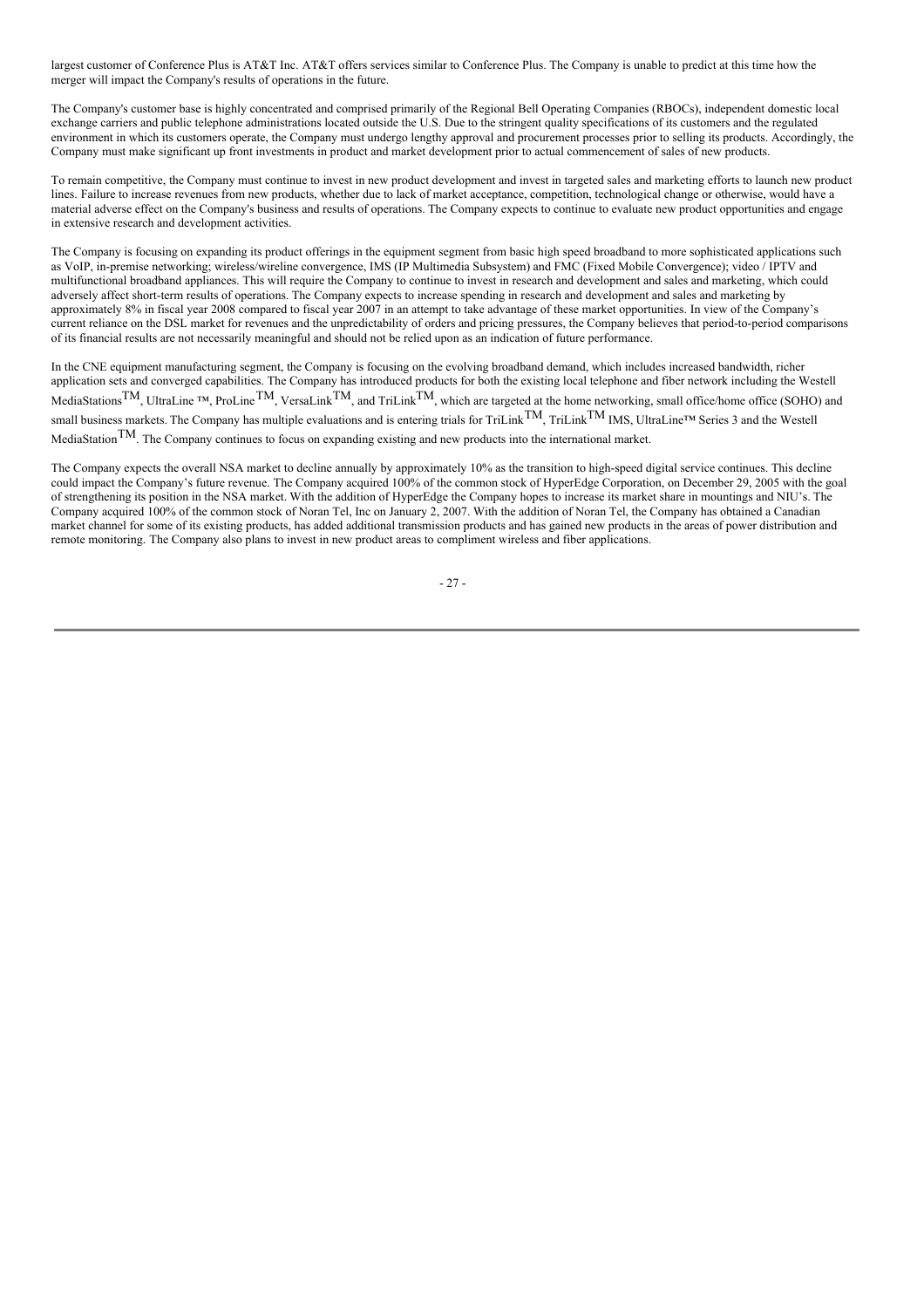largest customer of Conference Plus is AT&T Inc. AT&T offers services similar to Conference Plus. The Company is unable to predict at this time how the merger will impact the Company's results of operations in the future.

The Company's customer base is highly concentrated and comprised primarily of the Regional Bell Operating Companies (RBOCs), independent domestic local exchange carriers and public telephone administrations located outside the U.S. Due to the stringent quality specifications of its customers and the regulated environment in which its customers operate, the Company must undergo lengthy approval and procurement processes prior to selling its products. Accordingly, the Company must make significant up front investments in product and market development prior to actual commencement of sales of new products.

To remain competitive, the Company must continue to invest in new product development and invest in targeted sales and marketing efforts to launch new product lines. Failure to increase revenues from new products, whether due to lack of market acceptance, competition, technological change or otherwise, would have a material adverse effect on the Company's business and results of operations. The Company expects to continue to evaluate new product opportunities and engage in extensive research and development activities.

The Company is focusing on expanding its product offerings in the equipment segment from basic high speed broadband to more sophisticated applications such as VoIP, in-premise networking; wireless/wireline convergence, IMS (IP Multimedia Subsystem) and FMC (Fixed Mobile Convergence); video / IPTV and multifunctional broadband appliances. This will require the Company to continue to invest in research and development and sales and marketing, which could adversely affect short-term results of operations. The Company expects to increase spending in research and development and sales and marketing by approximately 8% in fiscal year 2008 compared to fiscal year 2007 in an attempt to take advantage of these market opportunities. In view of the Company's current reliance on the DSL market for revenues and the unpredictability of orders and pricing pressures, the Company believes that period-to-period comparisons of its financial results are not necessarily meaningful and should not be relied upon as an indication of future performance.

In the CNE equipment manufacturing segment, the Company is focusing on the evolving broadband demand, which includes increased bandwidth, richer application sets and converged capabilities. The Company has introduced products for both the existing local telephone and fiber network including the Westell MediaStations™, UltraLine ™, ProLine™, VersaLink™, and TriLink™, which are targeted at the home networking, small office/home office (SOHO) and small business markets. The Company has multiple evaluations and is entering trials for TriLink™, TriLink™ IMS, UltraLine™ Series 3 and the Westell MediaStation™. The Company continues to focus on expanding existing and new products into the international market.

The Company expects the overall NSA market to decline annually by approximately 10% as the transition to high-speed digital service continues. This decline could impact the Company's future revenue. The Company acquired 100% of the common stock of HyperEdge Corporation, on December 29, 2005 with the goal of strengthening its position in the NSA market. With the addition of HyperEdge the Company hopes to increase its market share in mountings and NIU's. The Company acquired 100% of the common stock of Noran Tel, Inc on January 2, 2007. With the addition of Noran Tel, the Company has obtained a Canadian market channel for some of its existing products, has added additional transmission products and has gained new products in the areas of power distribution and remote monitoring. The Company also plans to invest in new product areas to compliment wireless and fiber applications.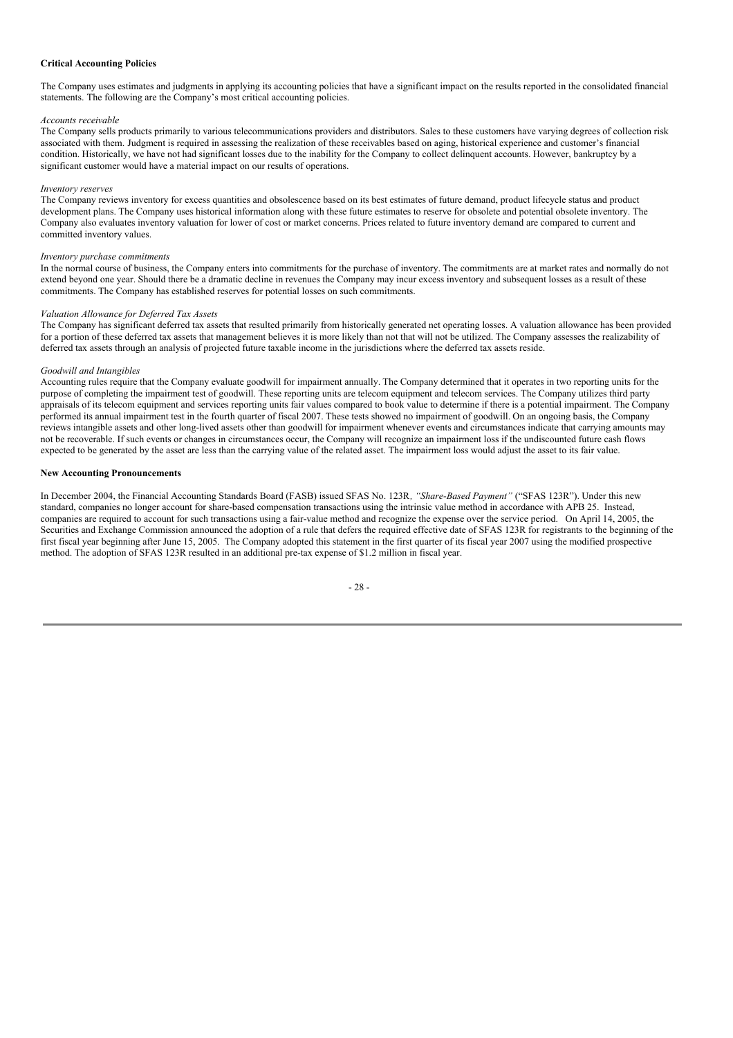**Critical Accounting Policies**

The Company uses estimates and judgments in applying its accounting policies that have a significant impact on the results reported in the consolidated financial statements. The following are the Company's most critical accounting policies.

*Accounts receivable*

The Company sells products primarily to various telecommunications providers and distributors. Sales to these customers have varying degrees of collection risk associated with them. Judgment is required in assessing the realization of these receivables based on aging, historical experience and customer's financial condition. Historically, we have not had significant losses due to the inability for the Company to collect delinquent accounts. However, bankruptcy by a significant customer would have a material impact on our results of operations.

*Inventory reserves*

The Company reviews inventory for excess quantities and obsolescence based on its best estimates of future demand, product lifecycle status and product development plans. The Company uses historical information along with these future estimates to reserve for obsolete and potential obsolete inventory. The Company also evaluates inventory valuation for lower of cost or market concerns. Prices related to future inventory demand are compared to current and committed inventory values.

*Inventory purchase commitments*

In the normal course of business, the Company enters into commitments for the purchase of inventory. The commitments are at market rates and normally do not extend beyond one year. Should there be a dramatic decline in revenues the Company may incur excess inventory and subsequent losses as a result of these commitments. The Company has established reserves for potential losses on such commitments.

*Valuation Allowance for Deferred Tax Assets*

The Company has significant deferred tax assets that resulted primarily from historically generated net operating losses. A valuation allowance has been provided for a portion of these deferred tax assets that management believes it is more likely than not that will not be utilized. The Company assesses the realizability of deferred tax assets through an analysis of projected future taxable income in the jurisdictions where the deferred tax assets reside.

*Goodwill and Intangibles*

Accounting rules require that the Company evaluate goodwill for impairment annually. The Company determined that it operates in two reporting units for the purpose of completing the impairment test of goodwill. These reporting units are telecom equipment and telecom services. The Company utilizes third party appraisals of its telecom equipment and services reporting units fair values compared to book value to determine if there is a potential impairment. The Company performed its annual impairment test in the fourth quarter of fiscal 2007. These tests showed no impairment of goodwill. On an ongoing basis, the Company reviews intangible assets and other long-lived assets other than goodwill for impairment whenever events and circumstances indicate that carrying amounts may not be recoverable. If such events or changes in circumstances occur, the Company will recognize an impairment loss if the undiscounted future cash flows expected to be generated by the asset are less than the carrying value of the related asset. The impairment loss would adjust the asset to its fair value.

**New Accounting Pronouncements**

In December 2004, the Financial Accounting Standards Board (FASB) issued SFAS No. 123R, *"Share-Based Payment"* ("SFAS 123R"). Under this new standard, companies no longer account for share-based compensation transactions using the intrinsic value method in accordance with APB 25. Instead, companies are required to account for such transactions using a fair-value method and recognize the expense over the service period. On April 14, 2005, the Securities and Exchange Commission announced the adoption of a rule that defers the required effective date of SFAS 123R for registrants to the beginning of the first fiscal year beginning after June 15, 2005. The Company adopted this statement in the first quarter of its fiscal year 2007 using the modified prospective method. The adoption of SFAS 123R resulted in an additional pre-tax expense of $1.2 million in fiscal year.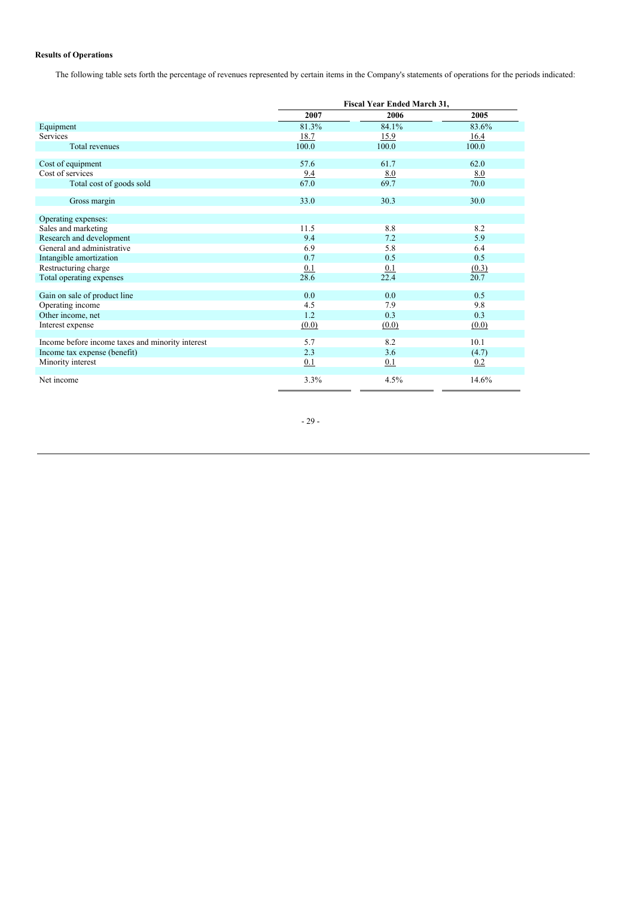**Results of Operations**

The following table sets forth the percentage of revenues represented by certain items in the Company's statements of operations for the periods indicated:

| | Fiscal Year Ended March 31, | | |
|---|---|---|---|
| | 2007 | 2006 | 2005 |
| Equipment | 81.3% | 84.1% | 83.6% |
| Services | 18.7 | 15.9 | 16.4 |
| Total revenues | 100.0 | 100.0 | 100.0 |
| | | | |
| Cost of equipment | 57.6 | 61.7 | 62.0 |
| Cost of services | 9.4 | 8.0 | 8.0 |
| Total cost of goods sold | 67.0 | 69.7 | 70.0 |
| | | | |
| Gross margin | 33.0 | 30.3 | 30.0 |
| | | | |
| Operating expenses: | | | |
| Sales and marketing | 11.5 | 8.8 | 8.2 |
| Research and development | 9.4 | 7.2 | 5.9 |
| General and administrative | 6.9 | 5.8 | 6.4 |
| Intangible amortization | 0.7 | 0.5 | 0.5 |
| Restructuring charge | 0.1 | 0.1 | (0.3) |
| Total operating expenses | 28.6 | 22.4 | 20.7 |
| | | | |
| Gain on sale of product line | 0.0 | 0.0 | 0.5 |
| Operating income | 4.5 | 7.9 | 9.8 |
| Other income, net | 1.2 | 0.3 | 0.3 |
| Interest expense | (0.0) | (0.0) | (0.0) |
| | | | |
| Income before income taxes and minority interest | 5.7 | 8.2 | 10.1 |
| Income tax expense (benefit) | 2.3 | 3.6 | (4.7) |
| Minority interest | 0.1 | 0.1 | 0.2 |
| | | | |
| Net income | 3.3% | 4.5% | 14.6% |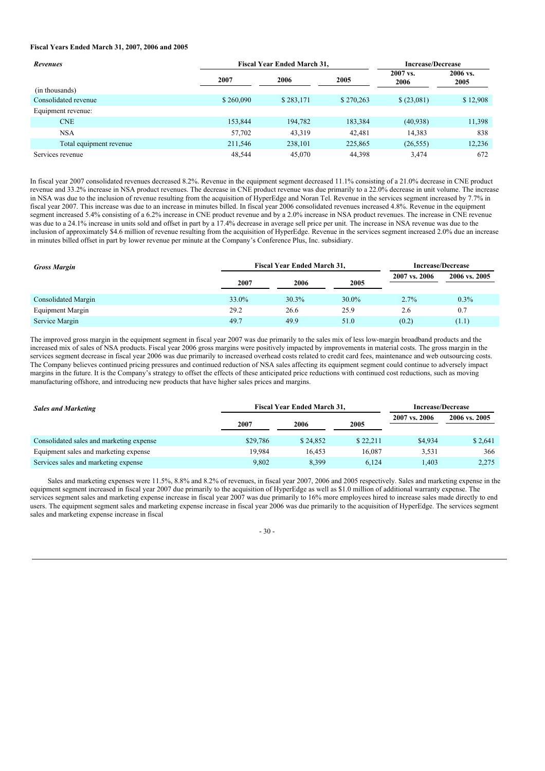**Fiscal Years Ended March 31, 2007, 2006 and 2005**

| *Revenues* | Fiscal Year Ended March 31, | | | Increase/Decrease | |
|---|---|---|---|---|---|
| | 2007 | 2006 | 2005 | 2007 vs. 2006 | 2006 vs. 2005 |
| (in thousands) | | | | | |
| Consolidated revenue | $ 260,090 | $ 283,171 | $ 270,263 | $ (23,081) | $ 12,908 |
| Equipment revenue: | | | | | |
| CNE | 153,844 | 194,782 | 183,384 | (40,938) | 11,398 |
| NSA | 57,702 | 43,319 | 42,481 | 14,383 | 838 |
| Total equipment revenue | 211,546 | 238,101 | 225,865 | (26,555) | 12,236 |
| Services revenue | 48,544 | 45,070 | 44,398 | 3,474 | 672 |

In fiscal year 2007 consolidated revenues decreased 8.2%. Revenue in the equipment segment decreased 11.1% consisting of a 21.0% decrease in CNE product revenue and 33.2% increase in NSA product revenues. The decrease in CNE product revenue was due primarily to a 22.0% decrease in unit volume. The increase in NSA was due to the inclusion of revenue resulting from the acquisition of HyperEdge and Noran Tel. Revenue in the services segment increased by 7.7% in fiscal year 2007. This increase was due to an increase in minutes billed. In fiscal year 2006 consolidated revenues increased 4.8%. Revenue in the equipment segment increased 5.4% consisting of a 6.2% increase in CNE product revenue and by a 2.0% increase in NSA product revenues. The increase in CNE revenue was due to a 24.1% increase in units sold and offset in part by a 17.4% decrease in average sell price per unit. The increase in NSA revenue was due to the inclusion of approximately $4.6 million of revenue resulting from the acquisition of HyperEdge. Revenue in the services segment increased 2.0% due an increase in minutes billed offset in part by lower revenue per minute at the Company's Conference Plus, Inc. subsidiary.

| *Gross Margin* | Fiscal Year Ended March 31, | | | Increase/Decrease | |
|---|---|---|---|---|---|
| | 2007 | 2006 | 2005 | 2007 vs. 2006 | 2006 vs. 2005 |
| Consolidated Margin | 33.0% | 30.3% | 30.0% | 2.7% | 0.3% |
| Equipment Margin | 29.2 | 26.6 | 25.9 | 2.6 | 0.7 |
| Service Margin | 49.7 | 49.9 | 51.0 | (0.2) | (1.1) |

The improved gross margin in the equipment segment in fiscal year 2007 was due primarily to the sales mix of less low-margin broadband products and the increased mix of sales of NSA products. Fiscal year 2006 gross margins were positively impacted by improvements in material costs. The gross margin in the services segment decrease in fiscal year 2006 was due primarily to increased overhead costs related to credit card fees, maintenance and web outsourcing costs. The Company believes continued pricing pressures and continued reduction of NSA sales affecting its equipment segment could continue to adversely impact margins in the future. It is the Company's strategy to offset the effects of these anticipated price reductions with continued cost reductions, such as moving manufacturing offshore, and introducing new products that have higher sales prices and margins.

| *Sales and Marketing* | Fiscal Year Ended March 31, | | | Increase/Decrease | |
|---|---|---|---|---|---|
| | 2007 | 2006 | 2005 | 2007 vs. 2006 | 2006 vs. 2005 |
| Consolidated sales and marketing expense | $29,786 | $ 24,852 | $ 22,211 | $4,934 | $ 2,641 |
| Equipment sales and marketing expense | 19,984 | 16,453 | 16,087 | 3,531 | 366 |
| Services sales and marketing expense | 9,802 | 8,399 | 6,124 | 1,403 | 2,275 |

Sales and marketing expenses were 11.5%, 8.8% and 8.2% of revenues, in fiscal year 2007, 2006 and 2005 respectively. Sales and marketing expense in the equipment segment increased in fiscal year 2007 due primarily to the acquisition of HyperEdge as well as $1.0 million of additional warranty expense. The services segment sales and marketing expense increase in fiscal year 2007 was due primarily to 16% more employees hired to increase sales made directly to end users. The equipment segment sales and marketing expense increase in fiscal year 2006 was due primarily to the acquisition of HyperEdge. The services segment sales and marketing expense increase in fiscal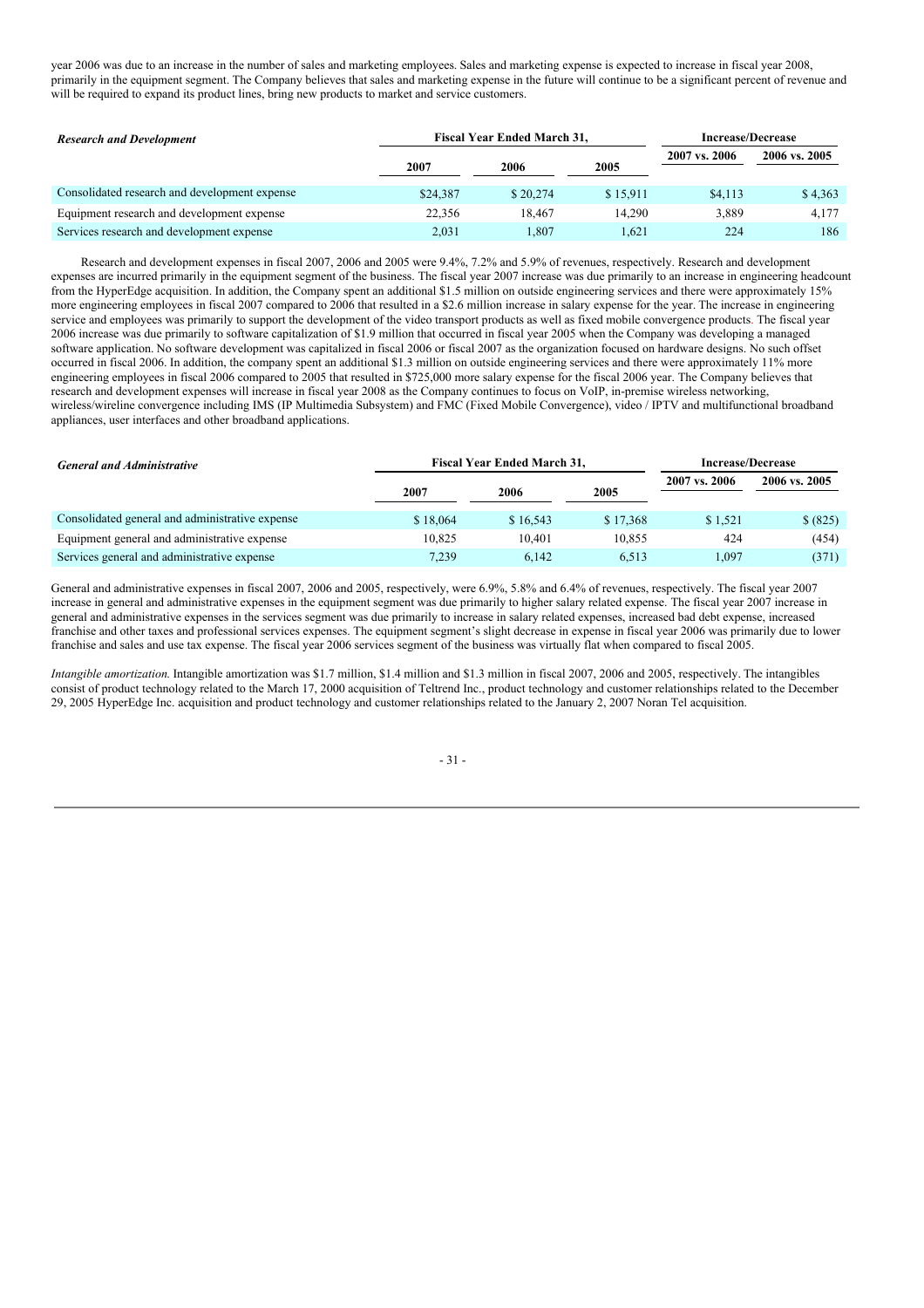year 2006 was due to an increase in the number of sales and marketing employees. Sales and marketing expense is expected to increase in fiscal year 2008, primarily in the equipment segment. The Company believes that sales and marketing expense in the future will continue to be a significant percent of revenue and will be required to expand its product lines, bring new products to market and service customers.

| *Research and Development* | Fiscal Year Ended March 31, | | | Increase/Decrease | |
|---|---|---|---|---|---|
| | 2007 | 2006 | 2005 | 2007 vs. 2006 | 2006 vs. 2005 |
| Consolidated research and development expense | $24,387 | $ 20,274 | $ 15,911 | $4,113 | $ 4,363 |
| Equipment research and development expense | 22,356 | 18,467 | 14,290 | 3,889 | 4,177 |
| Services research and development expense | 2,031 | 1,807 | 1,621 | 224 | 186 |

Research and development expenses in fiscal 2007, 2006 and 2005 were 9.4%, 7.2% and 5.9% of revenues, respectively. Research and development expenses are incurred primarily in the equipment segment of the business. The fiscal year 2007 increase was due primarily to an increase in engineering headcount from the HyperEdge acquisition. In addition, the Company spent an additional $1.5 million on outside engineering services and there were approximately 15% more engineering employees in fiscal 2007 compared to 2006 that resulted in a $2.6 million increase in salary expense for the year. The increase in engineering service and employees was primarily to support the development of the video transport products as well as fixed mobile convergence products. The fiscal year 2006 increase was due primarily to software capitalization of $1.9 million that occurred in fiscal year 2005 when the Company was developing a managed software application. No software development was capitalized in fiscal 2006 or fiscal 2007 as the organization focused on hardware designs. No such offset occurred in fiscal 2006. In addition, the company spent an additional $1.3 million on outside engineering services and there were approximately 11% more engineering employees in fiscal 2006 compared to 2005 that resulted in $725,000 more salary expense for the fiscal 2006 year. The Company believes that research and development expenses will increase in fiscal year 2008 as the Company continues to focus on VoIP, in-premise wireless networking, wireless/wireline convergence including IMS (IP Multimedia Subsystem) and FMC (Fixed Mobile Convergence), video / IPTV and multifunctional broadband appliances, user interfaces and other broadband applications.

| *General and Administrative* | Fiscal Year Ended March 31, | | | Increase/Decrease | |
|---|---|---|---|---|---|
| | 2007 | 2006 | 2005 | 2007 vs. 2006 | 2006 vs. 2005 |
| Consolidated general and administrative expense | $ 18,064 | $ 16,543 | $ 17,368 | $ 1,521 | $ (825) |
| Equipment general and administrative expense | 10,825 | 10,401 | 10,855 | 424 | (454) |
| Services general and administrative expense | 7,239 | 6,142 | 6,513 | 1,097 | (371) |

General and administrative expenses in fiscal 2007, 2006 and 2005, respectively, were 6.9%, 5.8% and 6.4% of revenues, respectively. The fiscal year 2007 increase in general and administrative expenses in the equipment segment was due primarily to higher salary related expense. The fiscal year 2007 increase in general and administrative expenses in the services segment was due primarily to increase in salary related expenses, increased bad debt expense, increased franchise and other taxes and professional services expenses. The equipment segment's slight decrease in expense in fiscal year 2006 was primarily due to lower franchise and sales and use tax expense. The fiscal year 2006 services segment of the business was virtually flat when compared to fiscal 2005.

*Intangible amortization.* Intangible amortization was $1.7 million, $1.4 million and $1.3 million in fiscal 2007, 2006 and 2005, respectively. The intangibles consist of product technology related to the March 17, 2000 acquisition of Teltrend Inc., product technology and customer relationships related to the December 29, 2005 HyperEdge Inc. acquisition and product technology and customer relationships related to the January 2, 2007 Noran Tel acquisition.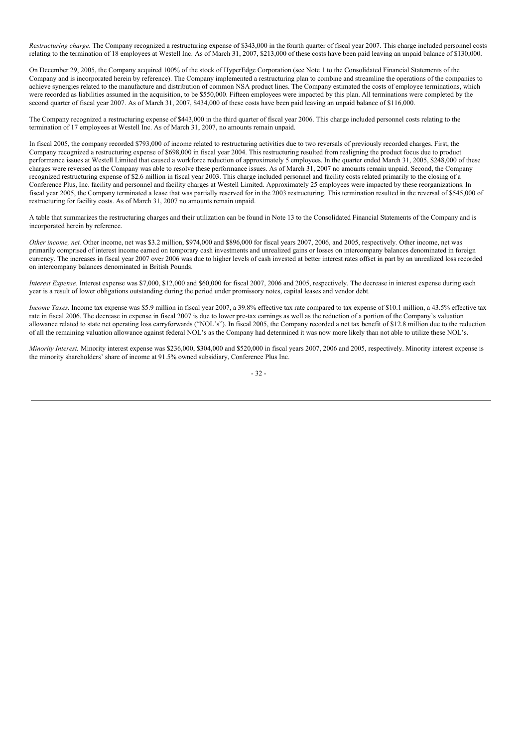*Restructuring charge.* The Company recognized a restructuring expense of $343,000 in the fourth quarter of fiscal year 2007. This charge included personnel costs relating to the termination of 18 employees at Westell Inc. As of March 31, 2007, $213,000 of these costs have been paid leaving an unpaid balance of $130,000.

On December 29, 2005, the Company acquired 100% of the stock of HyperEdge Corporation (see Note 1 to the Consolidated Financial Statements of the Company and is incorporated herein by reference). The Company implemented a restructuring plan to combine and streamline the operations of the companies to achieve synergies related to the manufacture and distribution of common NSA product lines. The Company estimated the costs of employee terminations, which were recorded as liabilities assumed in the acquisition, to be $550,000. Fifteen employees were impacted by this plan. All terminations were completed by the second quarter of fiscal year 2007. As of March 31, 2007, $434,000 of these costs have been paid leaving an unpaid balance of $116,000.

The Company recognized a restructuring expense of $443,000 in the third quarter of fiscal year 2006. This charge included personnel costs relating to the termination of 17 employees at Westell Inc. As of March 31, 2007, no amounts remain unpaid.

In fiscal 2005, the company recorded $793,000 of income related to restructuring activities due to two reversals of previously recorded charges. First, the Company recognized a restructuring expense of $698,000 in fiscal year 2004. This restructuring resulted from realigning the product focus due to product performance issues at Westell Limited that caused a workforce reduction of approximately 5 employees. In the quarter ended March 31, 2005, $248,000 of these charges were reversed as the Company was able to resolve these performance issues. As of March 31, 2007 no amounts remain unpaid. Second, the Company recognized restructuring expense of $2.6 million in fiscal year 2003. This charge included personnel and facility costs related primarily to the closing of a Conference Plus, Inc. facility and personnel and facility charges at Westell Limited. Approximately 25 employees were impacted by these reorganizations. In fiscal year 2005, the Company terminated a lease that was partially reserved for in the 2003 restructuring. This termination resulted in the reversal of $545,000 of restructuring for facility costs. As of March 31, 2007 no amounts remain unpaid.

A table that summarizes the restructuring charges and their utilization can be found in Note 13 to the Consolidated Financial Statements of the Company and is incorporated herein by reference.

*Other income, net.* Other income, net was $3.2 million, $974,000 and $896,000 for fiscal years 2007, 2006, and 2005, respectively. Other income, net was primarily comprised of interest income earned on temporary cash investments and unrealized gains or losses on intercompany balances denominated in foreign currency. The increases in fiscal year 2007 over 2006 was due to higher levels of cash invested at better interest rates offset in part by an unrealized loss recorded on intercompany balances denominated in British Pounds.

*Interest Expense.* Interest expense was $7,000, $12,000 and $60,000 for fiscal 2007, 2006 and 2005, respectively. The decrease in interest expense during each year is a result of lower obligations outstanding during the period under promissory notes, capital leases and vendor debt.

*Income Taxes.* Income tax expense was $5.9 million in fiscal year 2007, a 39.8% effective tax rate compared to tax expense of $10.1 million, a 43.5% effective tax rate in fiscal 2006. The decrease in expense in fiscal 2007 is due to lower pre-tax earnings as well as the reduction of a portion of the Company's valuation allowance related to state net operating loss carryforwards ("NOL's"). In fiscal 2005, the Company recorded a net tax benefit of $12.8 million due to the reduction of all the remaining valuation allowance against federal NOL's as the Company had determined it was now more likely than not able to utilize these NOL's.

*Minority Interest.* Minority interest expense was $236,000, $304,000 and $520,000 in fiscal years 2007, 2006 and 2005, respectively. Minority interest expense is the minority shareholders' share of income at 91.5% owned subsidiary, Conference Plus Inc.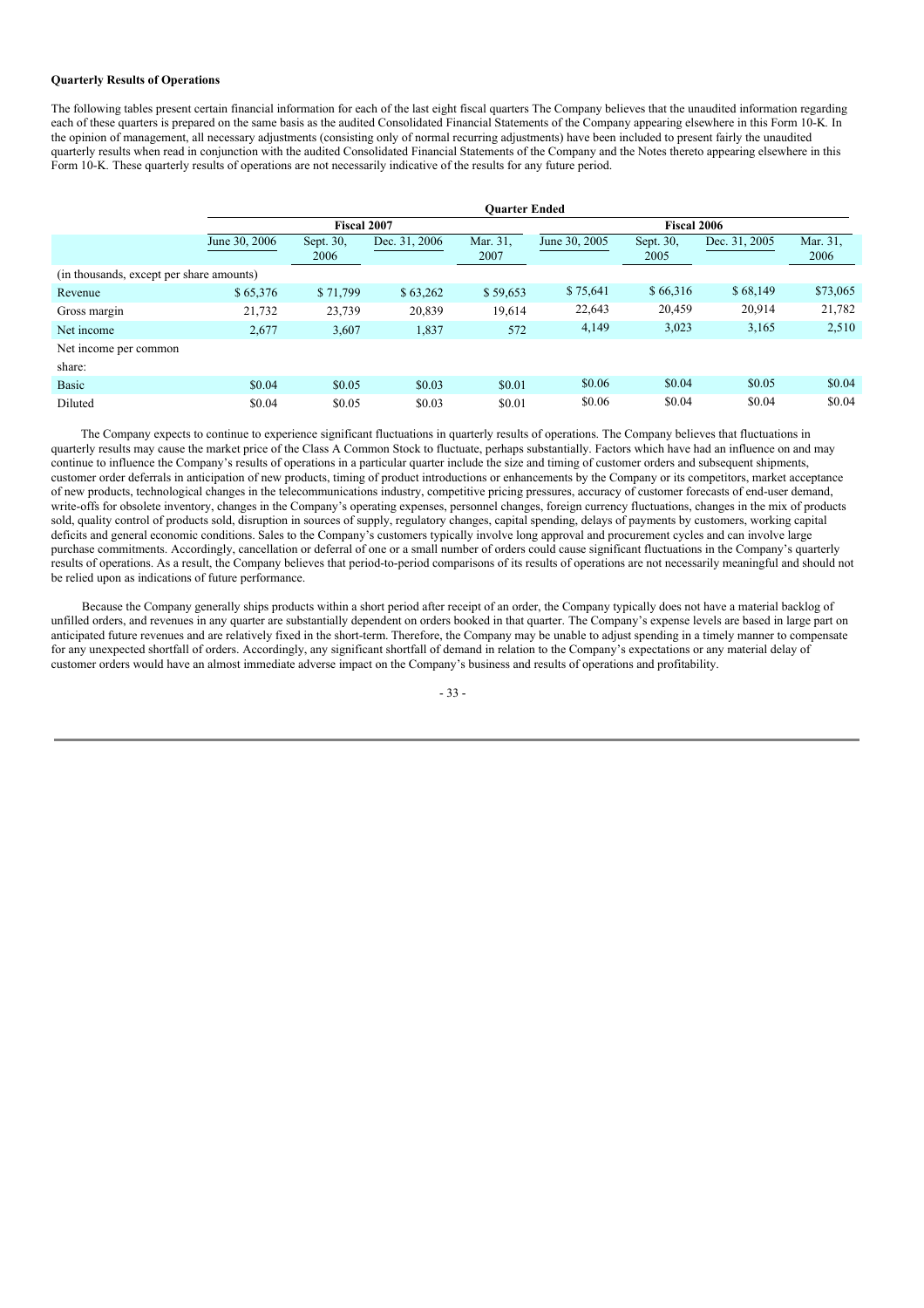**Quarterly Results of Operations**

The following tables present certain financial information for each of the last eight fiscal quarters The Company believes that the unaudited information regarding each of these quarters is prepared on the same basis as the audited Consolidated Financial Statements of the Company appearing elsewhere in this Form 10-K. In the opinion of management, all necessary adjustments (consisting only of normal recurring adjustments) have been included to present fairly the unaudited quarterly results when read in conjunction with the audited Consolidated Financial Statements of the Company and the Notes thereto appearing elsewhere in this Form 10-K. These quarterly results of operations are not necessarily indicative of the results for any future period.

| | Quarter Ended | | | | | | | |
|---|---|---|---|---|---|---|---|---|
| | Fiscal 2007 | | | | Fiscal 2006 | | | |
| | June 30, 2006 | Sept. 30, 2006 | Dec. 31, 2006 | Mar. 31, 2007 | June 30, 2005 | Sept. 30, 2005 | Dec. 31, 2005 | Mar. 31, 2006 |
| (in thousands, except per share amounts) | | | | | | | | |
| Revenue | $ 65,376 | $ 71,799 | $ 63,262 | $ 59,653 | $ 75,641 | $ 66,316 | $ 68,149 | $73,065 |
| Gross margin | 21,732 | 23,739 | 20,839 | 19,614 | 22,643 | 20,459 | 20,914 | 21,782 |
| Net income | 2,677 | 3,607 | 1,837 | 572 | 4,149 | 3,023 | 3,165 | 2,510 |
| Net income per common share: | | | | | | | | |
| Basic | $0.04 | $0.05 | $0.03 | $0.01 | $0.06 | $0.04 | $0.05 | $0.04 |
| Diluted | $0.04 | $0.05 | $0.03 | $0.01 | $0.06 | $0.04 | $0.04 | $0.04 |

The Company expects to continue to experience significant fluctuations in quarterly results of operations. The Company believes that fluctuations in quarterly results may cause the market price of the Class A Common Stock to fluctuate, perhaps substantially. Factors which have had an influence on and may continue to influence the Company's results of operations in a particular quarter include the size and timing of customer orders and subsequent shipments, customer order deferrals in anticipation of new products, timing of product introductions or enhancements by the Company or its competitors, market acceptance of new products, technological changes in the telecommunications industry, competitive pricing pressures, accuracy of customer forecasts of end-user demand, write-offs for obsolete inventory, changes in the Company's operating expenses, personnel changes, foreign currency fluctuations, changes in the mix of products sold, quality control of products sold, disruption in sources of supply, regulatory changes, capital spending, delays of payments by customers, working capital deficits and general economic conditions. Sales to the Company's customers typically involve long approval and procurement cycles and can involve large purchase commitments. Accordingly, cancellation or deferral of one or a small number of orders could cause significant fluctuations in the Company's quarterly results of operations. As a result, the Company believes that period-to-period comparisons of its results of operations are not necessarily meaningful and should not be relied upon as indications of future performance.

Because the Company generally ships products within a short period after receipt of an order, the Company typically does not have a material backlog of unfilled orders, and revenues in any quarter are substantially dependent on orders booked in that quarter. The Company's expense levels are based in large part on anticipated future revenues and are relatively fixed in the short-term. Therefore, the Company may be unable to adjust spending in a timely manner to compensate for any unexpected shortfall of orders. Accordingly, any significant shortfall of demand in relation to the Company's expectations or any material delay of customer orders would have an almost immediate adverse impact on the Company's business and results of operations and profitability.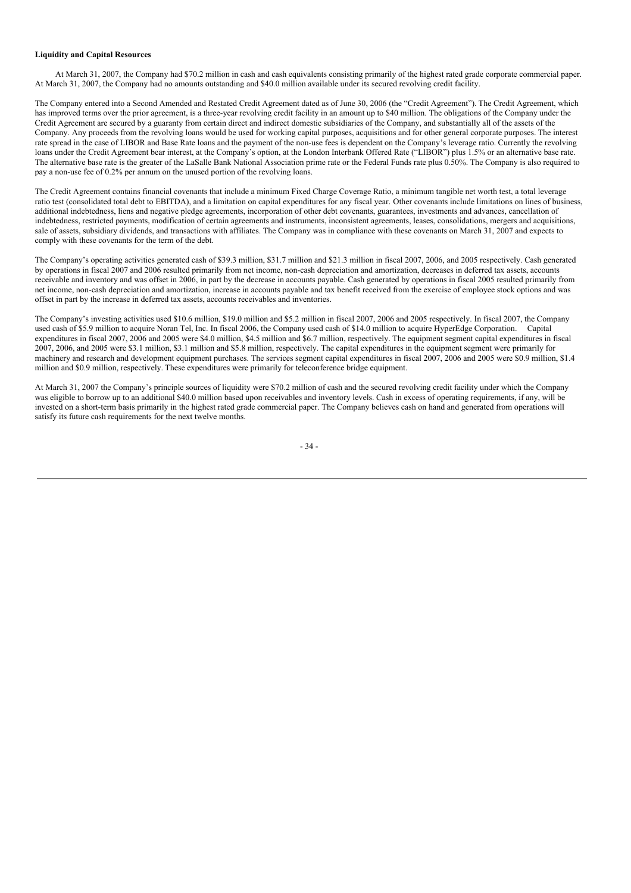**Liquidity and Capital Resources**

At March 31, 2007, the Company had $70.2 million in cash and cash equivalents consisting primarily of the highest rated grade corporate commercial paper. At March 31, 2007, the Company had no amounts outstanding and $40.0 million available under its secured revolving credit facility.

The Company entered into a Second Amended and Restated Credit Agreement dated as of June 30, 2006 (the "Credit Agreement"). The Credit Agreement, which has improved terms over the prior agreement, is a three-year revolving credit facility in an amount up to $40 million. The obligations of the Company under the Credit Agreement are secured by a guaranty from certain direct and indirect domestic subsidiaries of the Company, and substantially all of the assets of the Company. Any proceeds from the revolving loans would be used for working capital purposes, acquisitions and for other general corporate purposes. The interest rate spread in the case of LIBOR and Base Rate loans and the payment of the non-use fees is dependent on the Company's leverage ratio. Currently the revolving loans under the Credit Agreement bear interest, at the Company's option, at the London Interbank Offered Rate ("LIBOR") plus 1.5% or an alternative base rate. The alternative base rate is the greater of the LaSalle Bank National Association prime rate or the Federal Funds rate plus 0.50%. The Company is also required to pay a non-use fee of 0.2% per annum on the unused portion of the revolving loans.

The Credit Agreement contains financial covenants that include a minimum Fixed Charge Coverage Ratio, a minimum tangible net worth test, a total leverage ratio test (consolidated total debt to EBITDA), and a limitation on capital expenditures for any fiscal year. Other covenants include limitations on lines of business, additional indebtedness, liens and negative pledge agreements, incorporation of other debt covenants, guarantees, investments and advances, cancellation of indebtedness, restricted payments, modification of certain agreements and instruments, inconsistent agreements, leases, consolidations, mergers and acquisitions, sale of assets, subsidiary dividends, and transactions with affiliates. The Company was in compliance with these covenants on March 31, 2007 and expects to comply with these covenants for the term of the debt.

The Company's operating activities generated cash of $39.3 million, $31.7 million and $21.3 million in fiscal 2007, 2006, and 2005 respectively. Cash generated by operations in fiscal 2007 and 2006 resulted primarily from net income, non-cash depreciation and amortization, decreases in deferred tax assets, accounts receivable and inventory and was offset in 2006, in part by the decrease in accounts payable. Cash generated by operations in fiscal 2005 resulted primarily from net income, non-cash depreciation and amortization, increase in accounts payable and tax benefit received from the exercise of employee stock options and was offset in part by the increase in deferred tax assets, accounts receivables and inventories.

The Company's investing activities used $10.6 million, $19.0 million and $5.2 million in fiscal 2007, 2006 and 2005 respectively. In fiscal 2007, the Company used cash of $5.9 million to acquire Noran Tel, Inc. In fiscal 2006, the Company used cash of $14.0 million to acquire HyperEdge Corporation. Capital expenditures in fiscal 2007, 2006 and 2005 were $4.0 million, $4.5 million and $6.7 million, respectively. The equipment segment capital expenditures in fiscal 2007, 2006, and 2005 were $3.1 million, $3.1 million and $5.8 million, respectively. The capital expenditures in the equipment segment were primarily for machinery and research and development equipment purchases. The services segment capital expenditures in fiscal 2007, 2006 and 2005 were $0.9 million, $1.4 million and $0.9 million, respectively. These expenditures were primarily for teleconference bridge equipment.

At March 31, 2007 the Company's principle sources of liquidity were $70.2 million of cash and the secured revolving credit facility under which the Company was eligible to borrow up to an additional $40.0 million based upon receivables and inventory levels. Cash in excess of operating requirements, if any, will be invested on a short-term basis primarily in the highest rated grade commercial paper. The Company believes cash on hand and generated from operations will satisfy its future cash requirements for the next twelve months.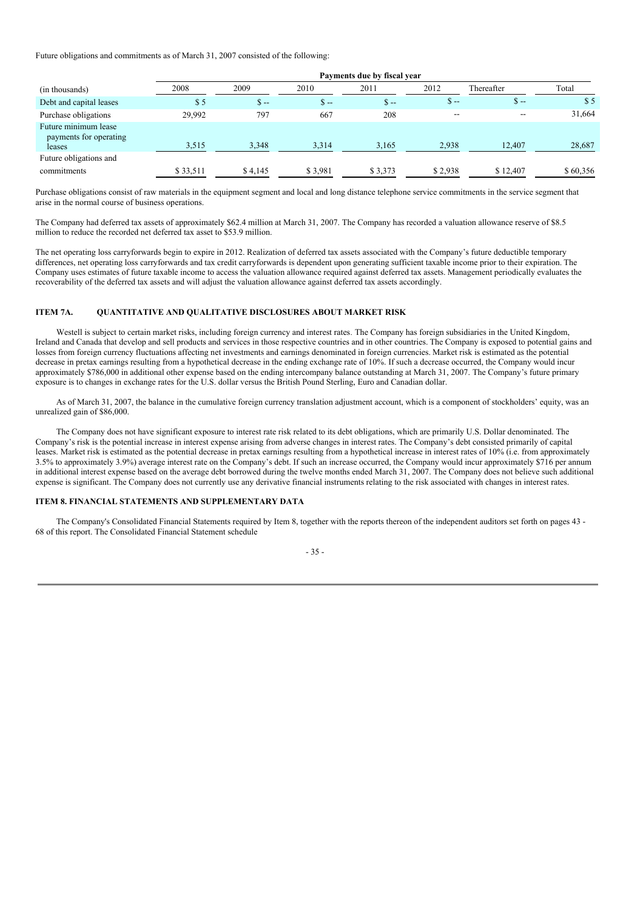Future obligations and commitments as of March 31, 2007 consisted of the following:

| | Payments due by fiscal year | | | | | | |
|---|---|---|---|---|---|---|---|
| (in thousands) | 2008 | 2009 | 2010 | 2011 | 2012 | Thereafter | Total |
| Debt and capital leases | $ 5 | $ -- | $ -- | $ -- | $ -- | $ -- | $ 5 |
| Purchase obligations | 29,992 | 797 | 667 | 208 | -- | -- | 31,664 |
| Future minimum lease payments for operating leases | 3,515 | 3,348 | 3,314 | 3,165 | 2,938 | 12,407 | 28,687 |
| Future obligations and commitments | $ 33,511 | $ 4,145 | $ 3,981 | $ 3,373 | $ 2,938 | $ 12,407 | $ 60,356 |

Purchase obligations consist of raw materials in the equipment segment and local and long distance telephone service commitments in the service segment that arise in the normal course of business operations.

The Company had deferred tax assets of approximately $62.4 million at March 31, 2007. The Company has recorded a valuation allowance reserve of $8.5 million to reduce the recorded net deferred tax asset to $53.9 million.

The net operating loss carryforwards begin to expire in 2012. Realization of deferred tax assets associated with the Company's future deductible temporary differences, net operating loss carryforwards and tax credit carryforwards is dependent upon generating sufficient taxable income prior to their expiration. The Company uses estimates of future taxable income to access the valuation allowance required against deferred tax assets. Management periodically evaluates the recoverability of the deferred tax assets and will adjust the valuation allowance against deferred tax assets accordingly.

## ITEM 7A. QUANTITATIVE AND QUALITATIVE DISCLOSURES ABOUT MARKET RISK

Westell is subject to certain market risks, including foreign currency and interest rates. The Company has foreign subsidiaries in the United Kingdom, Ireland and Canada that develop and sell products and services in those respective countries and in other countries. The Company is exposed to potential gains and losses from foreign currency fluctuations affecting net investments and earnings denominated in foreign currencies. Market risk is estimated as the potential decrease in pretax earnings resulting from a hypothetical decrease in the ending exchange rate of 10%. If such a decrease occurred, the Company would incur approximately $786,000 in additional other expense based on the ending intercompany balance outstanding at March 31, 2007. The Company's future primary exposure is to changes in exchange rates for the U.S. dollar versus the British Pound Sterling, Euro and Canadian dollar.

As of March 31, 2007, the balance in the cumulative foreign currency translation adjustment account, which is a component of stockholders' equity, was an unrealized gain of $86,000.

The Company does not have significant exposure to interest rate risk related to its debt obligations, which are primarily U.S. Dollar denominated. The Company's risk is the potential increase in interest expense arising from adverse changes in interest rates. The Company's debt consisted primarily of capital leases. Market risk is estimated as the potential decrease in pretax earnings resulting from a hypothetical increase in interest rates of 10% (i.e. from approximately 3.5% to approximately 3.9%) average interest rate on the Company's debt. If such an increase occurred, the Company would incur approximately $716 per annum in additional interest expense based on the average debt borrowed during the twelve months ended March 31, 2007. The Company does not believe such additional expense is significant. The Company does not currently use any derivative financial instruments relating to the risk associated with changes in interest rates.

## ITEM 8. FINANCIAL STATEMENTS AND SUPPLEMENTARY DATA

The Company's Consolidated Financial Statements required by Item 8, together with the reports thereon of the independent auditors set forth on pages 43 - 68 of this report. The Consolidated Financial Statement schedule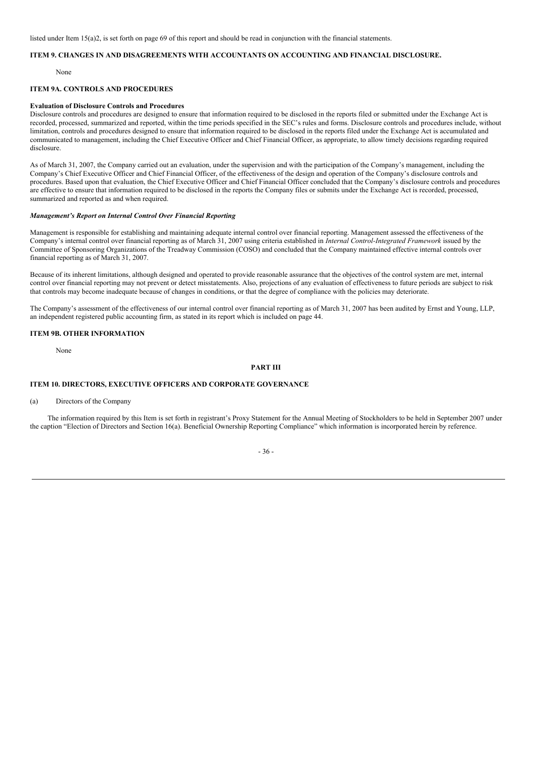listed under Item 15(a)2, is set forth on page 69 of this report and should be read in conjunction with the financial statements.

## ITEM 9. CHANGES IN AND DISAGREEMENTS WITH ACCOUNTANTS ON ACCOUNTING AND FINANCIAL DISCLOSURE.

None

## ITEM 9A. CONTROLS AND PROCEDURES

**Evaluation of Disclosure Controls and Procedures**

Disclosure controls and procedures are designed to ensure that information required to be disclosed in the reports filed or submitted under the Exchange Act is recorded, processed, summarized and reported, within the time periods specified in the SEC's rules and forms. Disclosure controls and procedures include, without limitation, controls and procedures designed to ensure that information required to be disclosed in the reports filed under the Exchange Act is accumulated and communicated to management, including the Chief Executive Officer and Chief Financial Officer, as appropriate, to allow timely decisions regarding required disclosure.

As of March 31, 2007, the Company carried out an evaluation, under the supervision and with the participation of the Company's management, including the Company's Chief Executive Officer and Chief Financial Officer, of the effectiveness of the design and operation of the Company's disclosure controls and procedures. Based upon that evaluation, the Chief Executive Officer and Chief Financial Officer concluded that the Company's disclosure controls and procedures are effective to ensure that information required to be disclosed in the reports the Company files or submits under the Exchange Act is recorded, processed, summarized and reported as and when required.

***Management's Report on Internal Control Over Financial Reporting***

Management is responsible for establishing and maintaining adequate internal control over financial reporting. Management assessed the effectiveness of the Company's internal control over financial reporting as of March 31, 2007 using criteria established in *Internal Control-Integrated Framework* issued by the Committee of Sponsoring Organizations of the Treadway Commission (COSO) and concluded that the Company maintained effective internal controls over financial reporting as of March 31, 2007.

Because of its inherent limitations, although designed and operated to provide reasonable assurance that the objectives of the control system are met, internal control over financial reporting may not prevent or detect misstatements. Also, projections of any evaluation of effectiveness to future periods are subject to risk that controls may become inadequate because of changes in conditions, or that the degree of compliance with the policies may deteriorate.

The Company's assessment of the effectiveness of our internal control over financial reporting as of March 31, 2007 has been audited by Ernst and Young, LLP, an independent registered public accounting firm, as stated in its report which is included on page 44.

## ITEM 9B. OTHER INFORMATION

None

# PART III

## ITEM 10. DIRECTORS, EXECUTIVE OFFICERS AND CORPORATE GOVERNANCE

(a) Directors of the Company

The information required by this Item is set forth in registrant's Proxy Statement for the Annual Meeting of Stockholders to be held in September 2007 under the caption "Election of Directors and Section 16(a). Beneficial Ownership Reporting Compliance" which information is incorporated herein by reference.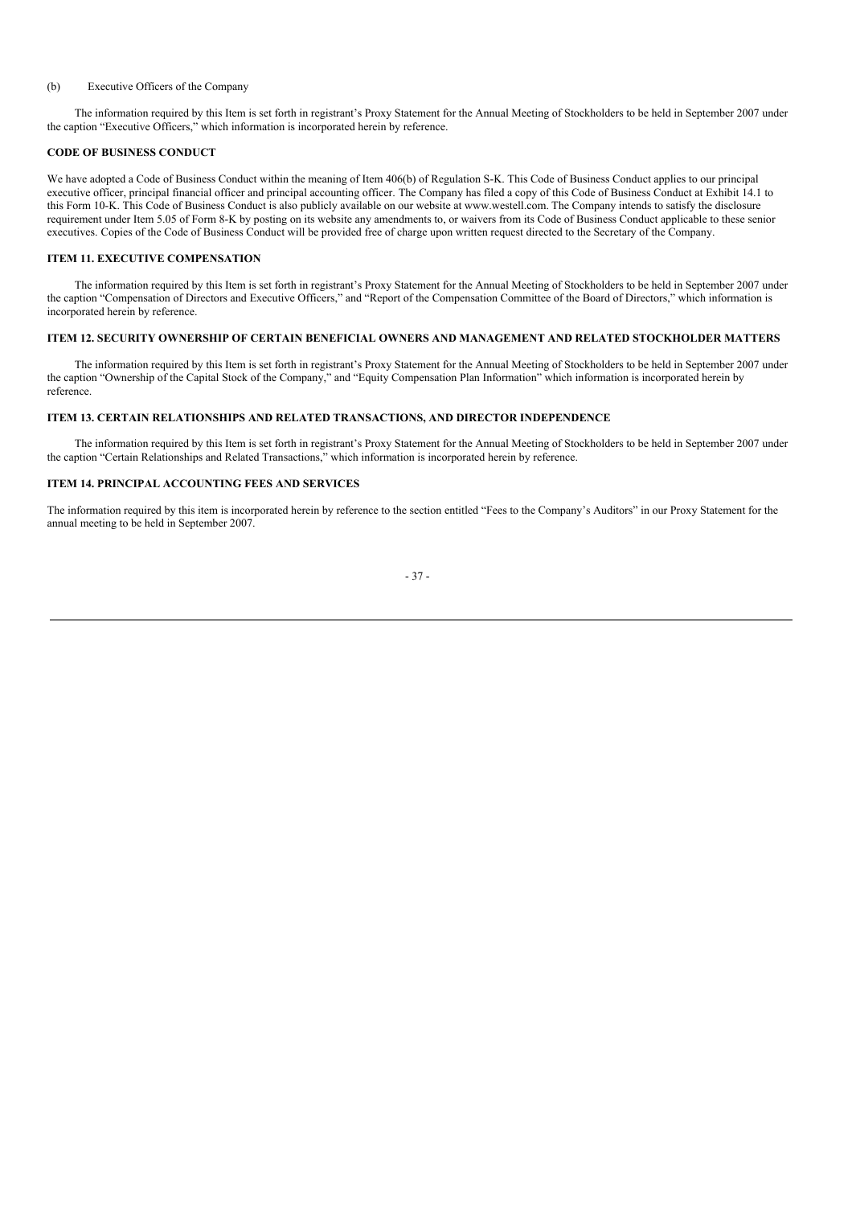(b) Executive Officers of the Company

The information required by this Item is set forth in registrant's Proxy Statement for the Annual Meeting of Stockholders to be held in September 2007 under the caption "Executive Officers," which information is incorporated herein by reference.

**CODE OF BUSINESS CONDUCT**

We have adopted a Code of Business Conduct within the meaning of Item 406(b) of Regulation S-K. This Code of Business Conduct applies to our principal executive officer, principal financial officer and principal accounting officer. The Company has filed a copy of this Code of Business Conduct at Exhibit 14.1 to this Form 10-K. This Code of Business Conduct is also publicly available on our website at www.westell.com. The Company intends to satisfy the disclosure requirement under Item 5.05 of Form 8-K by posting on its website any amendments to, or waivers from its Code of Business Conduct applicable to these senior executives. Copies of the Code of Business Conduct will be provided free of charge upon written request directed to the Secretary of the Company.

## ITEM 11. EXECUTIVE COMPENSATION

The information required by this Item is set forth in registrant's Proxy Statement for the Annual Meeting of Stockholders to be held in September 2007 under the caption "Compensation of Directors and Executive Officers," and "Report of the Compensation Committee of the Board of Directors," which information is incorporated herein by reference.

## ITEM 12. SECURITY OWNERSHIP OF CERTAIN BENEFICIAL OWNERS AND MANAGEMENT AND RELATED STOCKHOLDER MATTERS

The information required by this Item is set forth in registrant's Proxy Statement for the Annual Meeting of Stockholders to be held in September 2007 under the caption "Ownership of the Capital Stock of the Company," and "Equity Compensation Plan Information" which information is incorporated herein by reference.

## ITEM 13. CERTAIN RELATIONSHIPS AND RELATED TRANSACTIONS, AND DIRECTOR INDEPENDENCE

The information required by this Item is set forth in registrant's Proxy Statement for the Annual Meeting of Stockholders to be held in September 2007 under the caption "Certain Relationships and Related Transactions," which information is incorporated herein by reference.

## ITEM 14. PRINCIPAL ACCOUNTING FEES AND SERVICES

The information required by this item is incorporated herein by reference to the section entitled "Fees to the Company's Auditors" in our Proxy Statement for the annual meeting to be held in September 2007.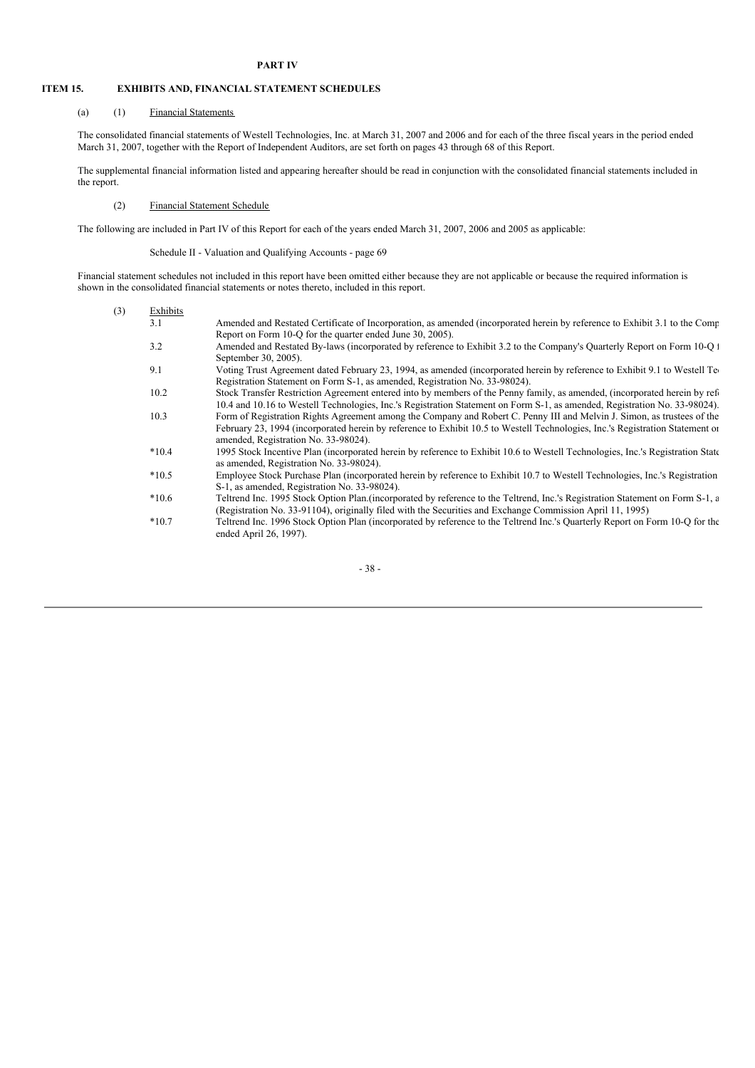**PART IV**

## ITEM 15. EXHIBITS AND, FINANCIAL STATEMENT SCHEDULES

(a) (1) Financial Statements

The consolidated financial statements of Westell Technologies, Inc. at March 31, 2007 and 2006 and for each of the three fiscal years in the period ended March 31, 2007, together with the Report of Independent Auditors, are set forth on pages 43 through 68 of this Report.

The supplemental financial information listed and appearing hereafter should be read in conjunction with the consolidated financial statements included in the report.

(2) Financial Statement Schedule

The following are included in Part IV of this Report for each of the years ended March 31, 2007, 2006 and 2005 as applicable:

Schedule II - Valuation and Qualifying Accounts - page 69

Financial statement schedules not included in this report have been omitted either because they are not applicable or because the required information is shown in the consolidated financial statements or notes thereto, included in this report.

(3) Exhibits

| Exhibits | |
|---|---|
| 3.1 | Amended and Restated Certificate of Incorporation, as amended (incorporated herein by reference to Exhibit 3.1 to the Comp Report on Form 10-Q for the quarter ended June 30, 2005). |
| 3.2 | Amended and Restated By-laws (incorporated by reference to Exhibit 3.2 to the Company's Quarterly Report on Form 10-Q f September 30, 2005). |
| 9.1 | Voting Trust Agreement dated February 23, 1994, as amended (incorporated herein by reference to Exhibit 9.1 to Westell Te Registration Statement on Form S-1, as amended, Registration No. 33-98024). |
| 10.2 | Stock Transfer Restriction Agreement entered into by members of the Penny family, as amended, (incorporated herein by ref 10.4 and 10.16 to Westell Technologies, Inc.'s Registration Statement on Form S-1, as amended, Registration No. 33-98024). |
| 10.3 | Form of Registration Rights Agreement among the Company and Robert C. Penny III and Melvin J. Simon, as trustees of the February 23, 1994 (incorporated herein by reference to Exhibit 10.5 to Westell Technologies, Inc.'s Registration Statement or amended, Registration No. 33-98024). |
| *10.4 | 1995 Stock Incentive Plan (incorporated herein by reference to Exhibit 10.6 to Westell Technologies, Inc.'s Registration State as amended, Registration No. 33-98024). |
| *10.5 | Employee Stock Purchase Plan (incorporated herein by reference to Exhibit 10.7 to Westell Technologies, Inc.'s Registration S-1, as amended, Registration No. 33-98024). |
| *10.6 | Teltrend Inc. 1995 Stock Option Plan.(incorporated by reference to the Teltrend, Inc.'s Registration Statement on Form S-1, a (Registration No. 33-91104), originally filed with the Securities and Exchange Commission April 11, 1995) |
| *10.7 | Teltrend Inc. 1996 Stock Option Plan (incorporated by reference to the Teltrend Inc.'s Quarterly Report on Form 10-Q for the ended April 26, 1997). |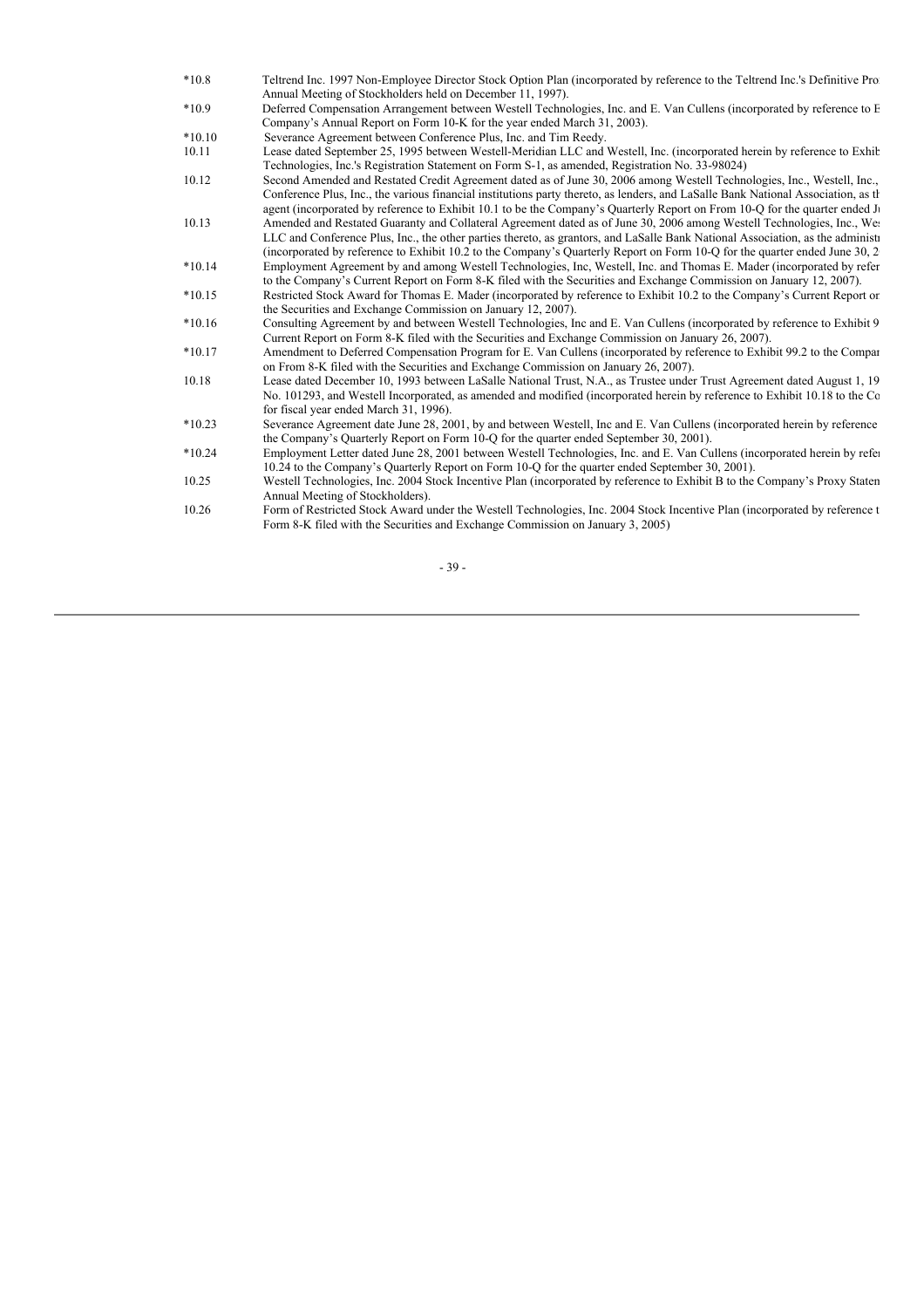| | |
|---|---|
| *10.8 | Teltrend Inc. 1997 Non-Employee Director Stock Option Plan (incorporated by reference to the Teltrend Inc.'s Definitive Pro Annual Meeting of Stockholders held on December 11, 1997). |
| *10.9 | Deferred Compensation Arrangement between Westell Technologies, Inc. and E. Van Cullens (incorporated by reference to E Company's Annual Report on Form 10-K for the year ended March 31, 2003). |
| *10.10 | Severance Agreement between Conference Plus, Inc. and Tim Reedy. |
| 10.11 | Lease dated September 25, 1995 between Westell-Meridian LLC and Westell, Inc. (incorporated herein by reference to Exhib Technologies, Inc.'s Registration Statement on Form S-1, as amended, Registration No. 33-98024) |
| 10.12 | Second Amended and Restated Credit Agreement dated as of June 30, 2006 among Westell Technologies, Inc., Westell, Inc., Conference Plus, Inc., the various financial institutions party thereto, as lenders, and LaSalle Bank National Association, as th agent (incorporated by reference to Exhibit 10.1 to be the Company's Quarterly Report on From 10-Q for the quarter ended J |
| 10.13 | Amended and Restated Guaranty and Collateral Agreement dated as of June 30, 2006 among Westell Technologies, Inc., We LLC and Conference Plus, Inc., the other parties thereto, as grantors, and LaSalle Bank National Association, as the administ (incorporated by reference to Exhibit 10.2 to the Company's Quarterly Report on Form 10-Q for the quarter ended June 30, 2 |
| *10.14 | Employment Agreement by and among Westell Technologies, Inc, Westell, Inc. and Thomas E. Mader (incorporated by refer to the Company's Current Report on Form 8-K filed with the Securities and Exchange Commission on January 12, 2007). |
| *10.15 | Restricted Stock Award for Thomas E. Mader (incorporated by reference to Exhibit 10.2 to the Company's Current Report or the Securities and Exchange Commission on January 12, 2007). |
| *10.16 | Consulting Agreement by and between Westell Technologies, Inc and E. Van Cullens (incorporated by reference to Exhibit 9 Current Report on Form 8-K filed with the Securities and Exchange Commission on January 26, 2007). |
| *10.17 | Amendment to Deferred Compensation Program for E. Van Cullens (incorporated by reference to Exhibit 99.2 to the Compa on From 8-K filed with the Securities and Exchange Commission on January 26, 2007). |
| 10.18 | Lease dated December 10, 1993 between LaSalle National Trust, N.A., as Trustee under Trust Agreement dated August 1, 19 No. 101293, and Westell Incorporated, as amended and modified (incorporated herein by reference to Exhibit 10.18 to the Co for fiscal year ended March 31, 1996). |
| *10.23 | Severance Agreement date June 28, 2001, by and between Westell, Inc and E. Van Cullens (incorporated herein by reference the Company's Quarterly Report on Form 10-Q for the quarter ended September 30, 2001). |
| *10.24 | Employment Letter dated June 28, 2001 between Westell Technologies, Inc. and E. Van Cullens (incorporated herein by refe 10.24 to the Company's Quarterly Report on Form 10-Q for the quarter ended September 30, 2001). |
| 10.25 | Westell Technologies, Inc. 2004 Stock Incentive Plan (incorporated by reference to Exhibit B to the Company's Proxy Staten Annual Meeting of Stockholders). |
| 10.26 | Form of Restricted Stock Award under the Westell Technologies, Inc. 2004 Stock Incentive Plan (incorporated by reference t Form 8-K filed with the Securities and Exchange Commission on January 3, 2005) |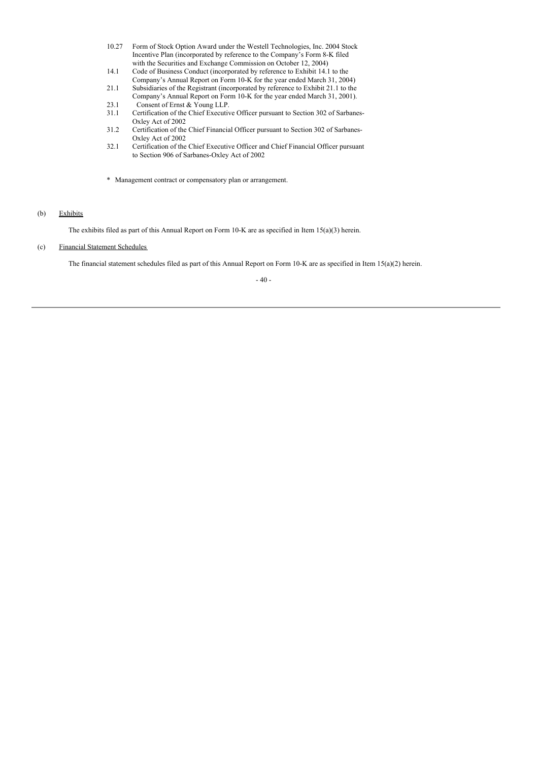| | |
|---|---|
| 10.27 | Form of Stock Option Award under the Westell Technologies, Inc. 2004 Stock Incentive Plan (incorporated by reference to the Company's Form 8-K filed with the Securities and Exchange Commission on October 12, 2004) |
| 14.1 | Code of Business Conduct (incorporated by reference to Exhibit 14.1 to the Company's Annual Report on Form 10-K for the year ended March 31, 2004) |
| 21.1 | Subsidiaries of the Registrant (incorporated by reference to Exhibit 21.1 to the Company's Annual Report on Form 10-K for the year ended March 31, 2001). |
| 23.1 | Consent of Ernst & Young LLP. |
| 31.1 | Certification of the Chief Executive Officer pursuant to Section 302 of Sarbanes-Oxley Act of 2002 |
| 31.2 | Certification of the Chief Financial Officer pursuant to Section 302 of Sarbanes-Oxley Act of 2002 |
| 32.1 | Certification of the Chief Executive Officer and Chief Financial Officer pursuant to Section 906 of Sarbanes-Oxley Act of 2002 |

\* Management contract or compensatory plan or arrangement.

(b) Exhibits

The exhibits filed as part of this Annual Report on Form 10-K are as specified in Item 15(a)(3) herein.

(c) Financial Statement Schedules

The financial statement schedules filed as part of this Annual Report on Form 10-K are as specified in Item 15(a)(2) herein.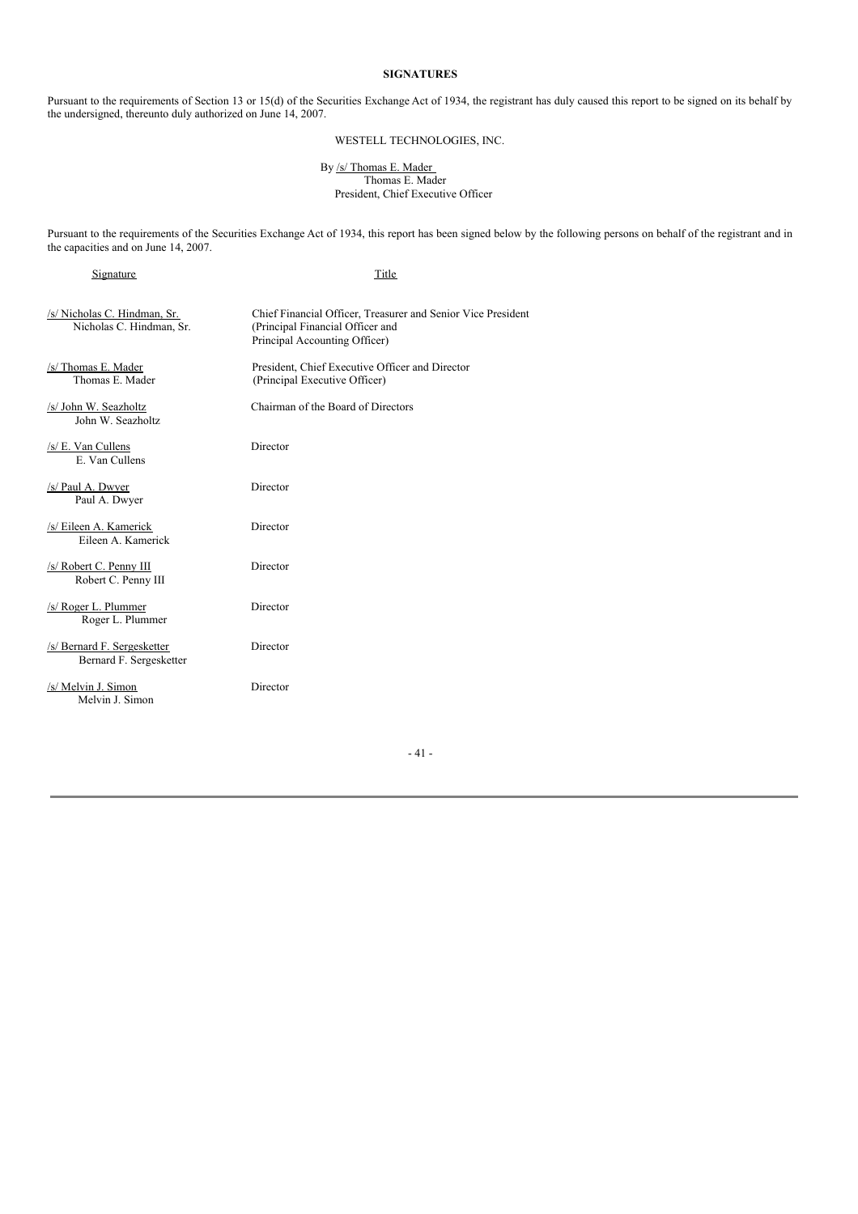## SIGNATURES

Pursuant to the requirements of Section 13 or 15(d) of the Securities Exchange Act of 1934, the registrant has duly caused this report to be signed on its behalf by the undersigned, thereunto duly authorized on June 14, 2007.

WESTELL TECHNOLOGIES, INC.

By /s/ Thomas E. Mader
Thomas E. Mader
President, Chief Executive Officer

Pursuant to the requirements of the Securities Exchange Act of 1934, this report has been signed below by the following persons on behalf of the registrant and in the capacities and on June 14, 2007.

| Signature | Title |
|---|---|
| /s/ Nicholas C. Hindman, Sr.<br>Nicholas C. Hindman, Sr. | Chief Financial Officer, Treasurer and Senior Vice President<br>(Principal Financial Officer and<br>Principal Accounting Officer) |
| /s/ Thomas E. Mader<br>Thomas E. Mader | President, Chief Executive Officer and Director<br>(Principal Executive Officer) |
| /s/ John W. Seazholtz<br>John W. Seazholtz | Chairman of the Board of Directors |
| /s/ E. Van Cullens<br>E. Van Cullens | Director |
| /s/ Paul A. Dwyer<br>Paul A. Dwyer | Director |
| /s/ Eileen A. Kamerick<br>Eileen A. Kamerick | Director |
| /s/ Robert C. Penny III<br>Robert C. Penny III | Director |
| /s/ Roger L. Plummer<br>Roger L. Plummer | Director |
| /s/ Bernard F. Sergesketter<br>Bernard F. Sergesketter | Director |
| /s/ Melvin J. Simon<br>Melvin J. Simon | Director |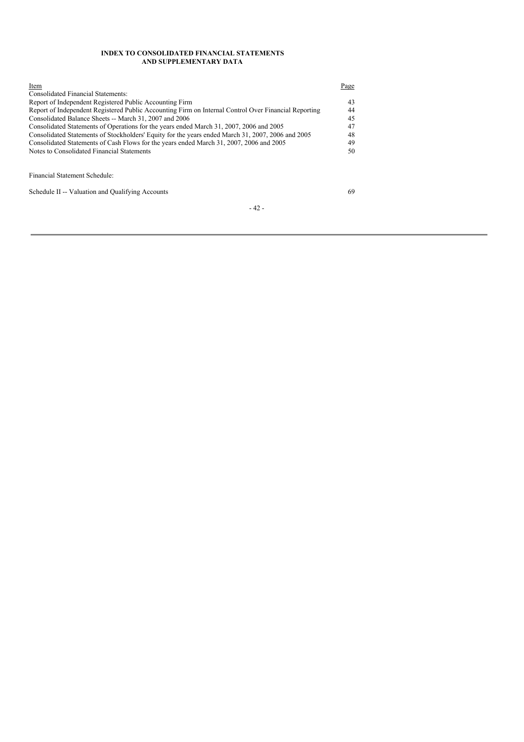# INDEX TO CONSOLIDATED FINANCIAL STATEMENTS AND SUPPLEMENTARY DATA

| Item | Page |
| --- | --- |
| Consolidated Financial Statements: | |
| Report of Independent Registered Public Accounting Firm | 43 |
| Report of Independent Registered Public Accounting Firm on Internal Control Over Financial Reporting | 44 |
| Consolidated Balance Sheets -- March 31, 2007 and 2006 | 45 |
| Consolidated Statements of Operations for the years ended March 31, 2007, 2006 and 2005 | 47 |
| Consolidated Statements of Stockholders' Equity for the years ended March 31, 2007, 2006 and 2005 | 48 |
| Consolidated Statements of Cash Flows for the years ended March 31, 2007, 2006 and 2005 | 49 |
| Notes to Consolidated Financial Statements | 50 |
| | |
| Financial Statement Schedule: | |
| | |
| Schedule II -- Valuation and Qualifying Accounts | 69 |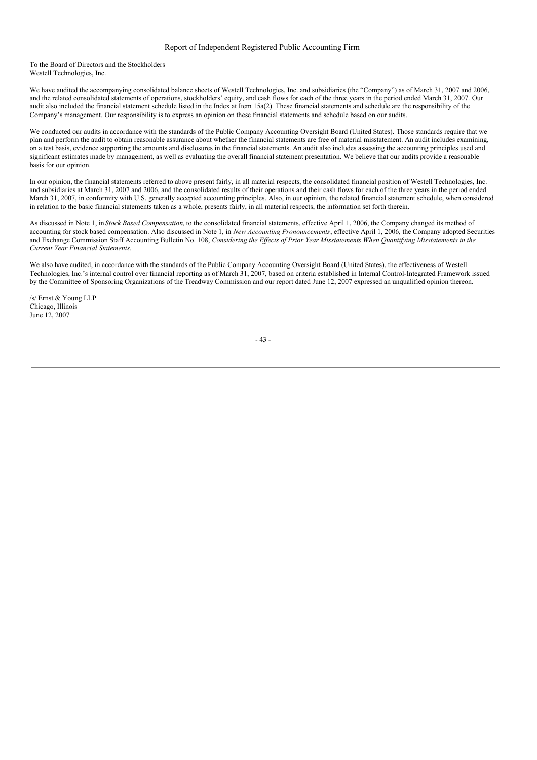## Report of Independent Registered Public Accounting Firm

To the Board of Directors and the Stockholders
Westell Technologies, Inc.

We have audited the accompanying consolidated balance sheets of Westell Technologies, Inc. and subsidiaries (the "Company") as of March 31, 2007 and 2006, and the related consolidated statements of operations, stockholders' equity, and cash flows for each of the three years in the period ended March 31, 2007. Our audit also included the financial statement schedule listed in the Index at Item 15a(2). These financial statements and schedule are the responsibility of the Company's management. Our responsibility is to express an opinion on these financial statements and schedule based on our audits.

We conducted our audits in accordance with the standards of the Public Company Accounting Oversight Board (United States). Those standards require that we plan and perform the audit to obtain reasonable assurance about whether the financial statements are free of material misstatement. An audit includes examining, on a test basis, evidence supporting the amounts and disclosures in the financial statements. An audit also includes assessing the accounting principles used and significant estimates made by management, as well as evaluating the overall financial statement presentation. We believe that our audits provide a reasonable basis for our opinion.

In our opinion, the financial statements referred to above present fairly, in all material respects, the consolidated financial position of Westell Technologies, Inc. and subsidiaries at March 31, 2007 and 2006, and the consolidated results of their operations and their cash flows for each of the three years in the period ended March 31, 2007, in conformity with U.S. generally accepted accounting principles. Also, in our opinion, the related financial statement schedule, when considered in relation to the basic financial statements taken as a whole, presents fairly, in all material respects, the information set forth therein.

As discussed in Note 1, in *Stock Based Compensation*, to the consolidated financial statements, effective April 1, 2006, the Company changed its method of accounting for stock based compensation. Also discussed in Note 1, in *New Accounting Pronouncements*, effective April 1, 2006, the Company adopted Securities and Exchange Commission Staff Accounting Bulletin No. 108, *Considering the Effects of Prior Year Misstatements When Quantifying Misstatements in the Current Year Financial Statements*.

We also have audited, in accordance with the standards of the Public Company Accounting Oversight Board (United States), the effectiveness of Westell Technologies, Inc.'s internal control over financial reporting as of March 31, 2007, based on criteria established in Internal Control-Integrated Framework issued by the Committee of Sponsoring Organizations of the Treadway Commission and our report dated June 12, 2007 expressed an unqualified opinion thereon.

/s/ Ernst & Young LLP
Chicago, Illinois
June 12, 2007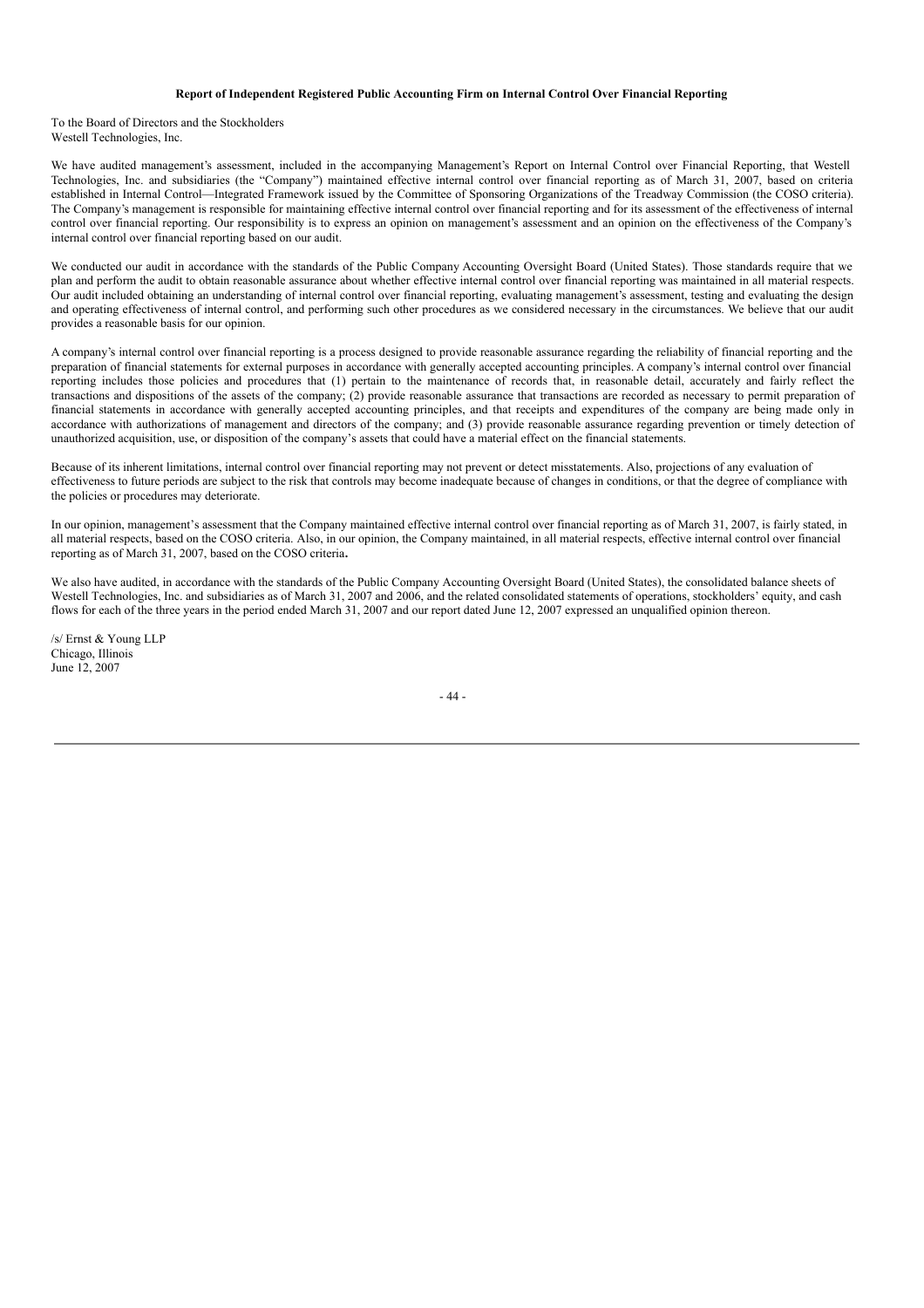**Report of Independent Registered Public Accounting Firm on Internal Control Over Financial Reporting**

To the Board of Directors and the Stockholders
Westell Technologies, Inc.

We have audited management's assessment, included in the accompanying Management's Report on Internal Control over Financial Reporting, that Westell Technologies, Inc. and subsidiaries (the "Company") maintained effective internal control over financial reporting as of March 31, 2007, based on criteria established in Internal Control—Integrated Framework issued by the Committee of Sponsoring Organizations of the Treadway Commission (the COSO criteria). The Company's management is responsible for maintaining effective internal control over financial reporting and for its assessment of the effectiveness of internal control over financial reporting. Our responsibility is to express an opinion on management's assessment and an opinion on the effectiveness of the Company's internal control over financial reporting based on our audit.

We conducted our audit in accordance with the standards of the Public Company Accounting Oversight Board (United States). Those standards require that we plan and perform the audit to obtain reasonable assurance about whether effective internal control over financial reporting was maintained in all material respects. Our audit included obtaining an understanding of internal control over financial reporting, evaluating management's assessment, testing and evaluating the design and operating effectiveness of internal control, and performing such other procedures as we considered necessary in the circumstances. We believe that our audit provides a reasonable basis for our opinion.

A company's internal control over financial reporting is a process designed to provide reasonable assurance regarding the reliability of financial reporting and the preparation of financial statements for external purposes in accordance with generally accepted accounting principles. A company's internal control over financial reporting includes those policies and procedures that (1) pertain to the maintenance of records that, in reasonable detail, accurately and fairly reflect the transactions and dispositions of the assets of the company; (2) provide reasonable assurance that transactions are recorded as necessary to permit preparation of financial statements in accordance with generally accepted accounting principles, and that receipts and expenditures of the company are being made only in accordance with authorizations of management and directors of the company; and (3) provide reasonable assurance regarding prevention or timely detection of unauthorized acquisition, use, or disposition of the company's assets that could have a material effect on the financial statements.

Because of its inherent limitations, internal control over financial reporting may not prevent or detect misstatements. Also, projections of any evaluation of effectiveness to future periods are subject to the risk that controls may become inadequate because of changes in conditions, or that the degree of compliance with the policies or procedures may deteriorate.

In our opinion, management's assessment that the Company maintained effective internal control over financial reporting as of March 31, 2007, is fairly stated, in all material respects, based on the COSO criteria. Also, in our opinion, the Company maintained, in all material respects, effective internal control over financial reporting as of March 31, 2007, based on the COSO criteria**.**

We also have audited, in accordance with the standards of the Public Company Accounting Oversight Board (United States), the consolidated balance sheets of Westell Technologies, Inc. and subsidiaries as of March 31, 2007 and 2006, and the related consolidated statements of operations, stockholders' equity, and cash flows for each of the three years in the period ended March 31, 2007 and our report dated June 12, 2007 expressed an unqualified opinion thereon.

/s/ Ernst & Young LLP
Chicago, Illinois
June 12, 2007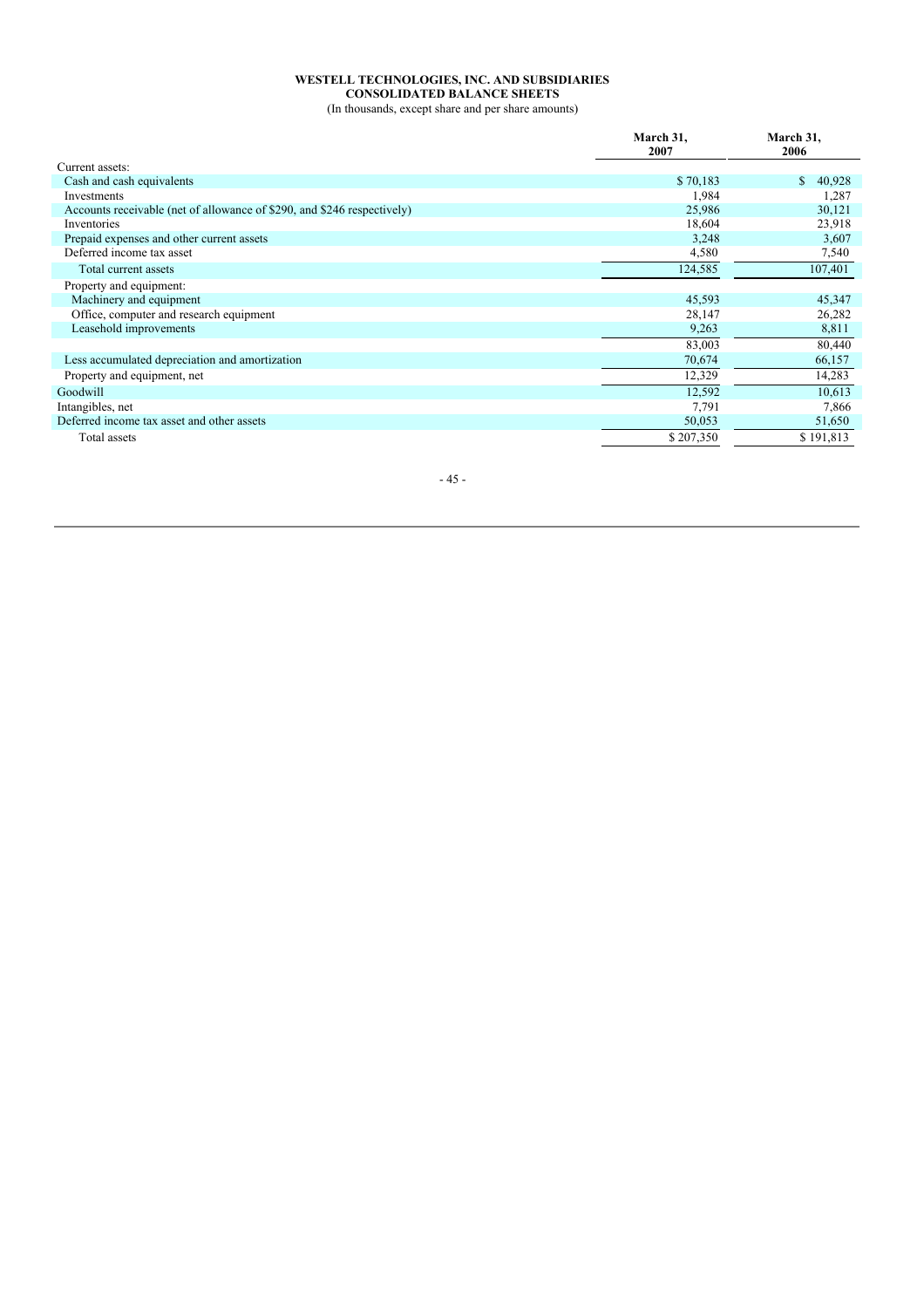**WESTELL TECHNOLOGIES, INC. AND SUBSIDIARIES**
**CONSOLIDATED BALANCE SHEETS**
(In thousands, except share and per share amounts)

| | March 31, 2007 | March 31, 2006 |
|---|---|---|
| Current assets: | | |
| Cash and cash equivalents | $ 70,183 | $ 40,928 |
| Investments | 1,984 | 1,287 |
| Accounts receivable (net of allowance of $290, and $246 respectively) | 25,986 | 30,121 |
| Inventories | 18,604 | 23,918 |
| Prepaid expenses and other current assets | 3,248 | 3,607 |
| Deferred income tax asset | 4,580 | 7,540 |
| Total current assets | 124,585 | 107,401 |
| Property and equipment: | | |
| Machinery and equipment | 45,593 | 45,347 |
| Office, computer and research equipment | 28,147 | 26,282 |
| Leasehold improvements | 9,263 | 8,811 |
| | 83,003 | 80,440 |
| Less accumulated depreciation and amortization | 70,674 | 66,157 |
| Property and equipment, net | 12,329 | 14,283 |
| Goodwill | 12,592 | 10,613 |
| Intangibles, net | 7,791 | 7,866 |
| Deferred income tax asset and other assets | 50,053 | 51,650 |
| Total assets | $ 207,350 | $ 191,813 |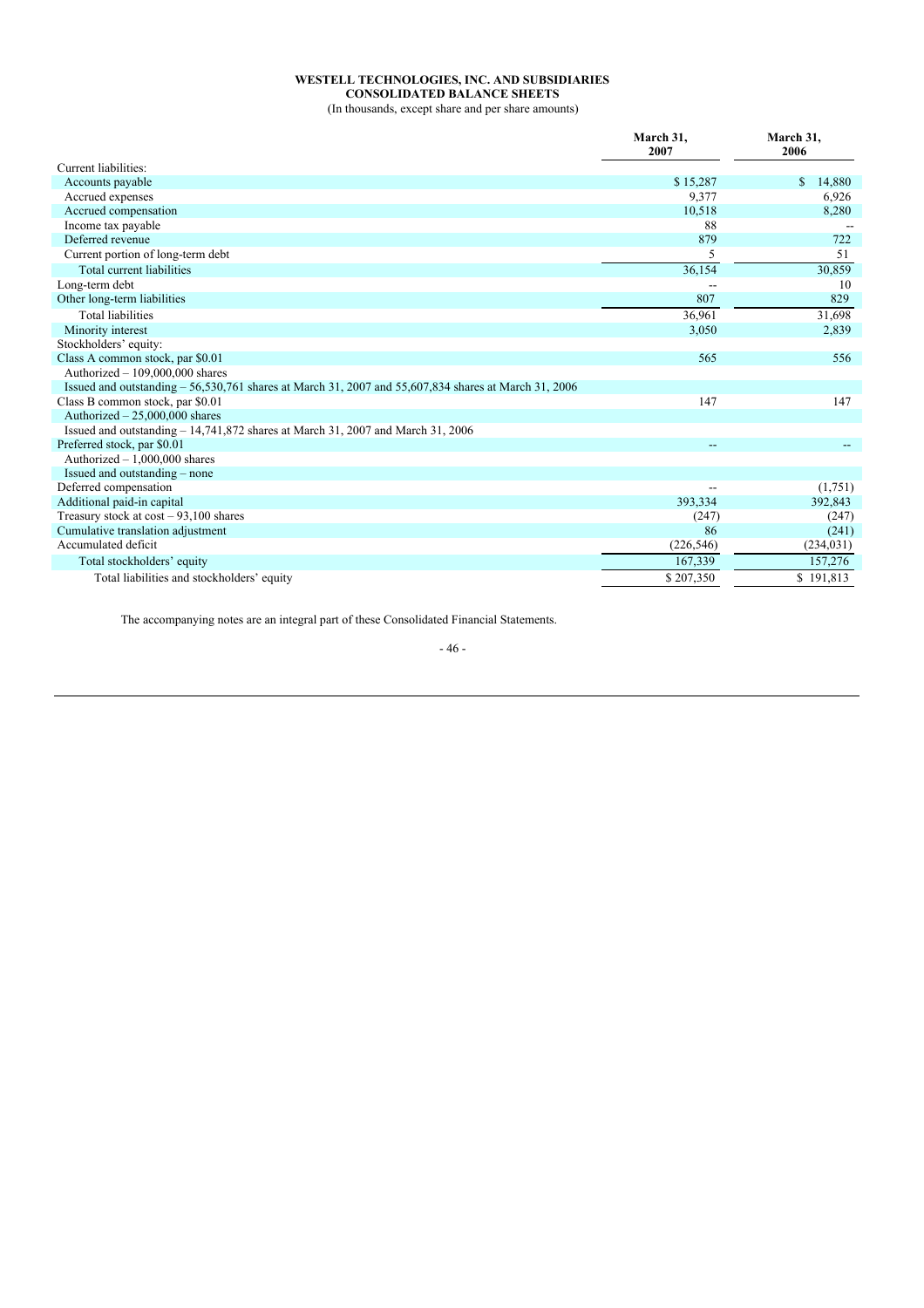# WESTELL TECHNOLOGIES, INC. AND SUBSIDIARIES
## CONSOLIDATED BALANCE SHEETS
(In thousands, except share and per share amounts)

| | March 31, 2007 | March 31, 2006 |
|---|---|---|
| Current liabilities: | | |
| Accounts payable | $ 15,287 | $ 14,880 |
| Accrued expenses | 9,377 | 6,926 |
| Accrued compensation | 10,518 | 8,280 |
| Income tax payable | 88 | -- |
| Deferred revenue | 879 | 722 |
| Current portion of long-term debt | 5 | 51 |
| Total current liabilities | 36,154 | 30,859 |
| Long-term debt | -- | 10 |
| Other long-term liabilities | 807 | 829 |
| Total liabilities | 36,961 | 31,698 |
| Minority interest | 3,050 | 2,839 |
| Stockholders' equity: | | |
| Class A common stock, par $0.01 | 565 | 556 |
| Authorized – 109,000,000 shares | | |
| Issued and outstanding – 56,530,761 shares at March 31, 2007 and 55,607,834 shares at March 31, 2006 | | |
| Class B common stock, par $0.01 | 147 | 147 |
| Authorized – 25,000,000 shares | | |
| Issued and outstanding – 14,741,872 shares at March 31, 2007 and March 31, 2006 | | |
| Preferred stock, par $0.01 | -- | -- |
| Authorized – 1,000,000 shares | | |
| Issued and outstanding – none | | |
| Deferred compensation | -- | (1,751) |
| Additional paid-in capital | 393,334 | 392,843 |
| Treasury stock at cost – 93,100 shares | (247) | (247) |
| Cumulative translation adjustment | 86 | (241) |
| Accumulated deficit | (226,546) | (234,031) |
| Total stockholders' equity | 167,339 | 157,276 |
| Total liabilities and stockholders' equity | $ 207,350 | $ 191,813 |

The accompanying notes are an integral part of these Consolidated Financial Statements.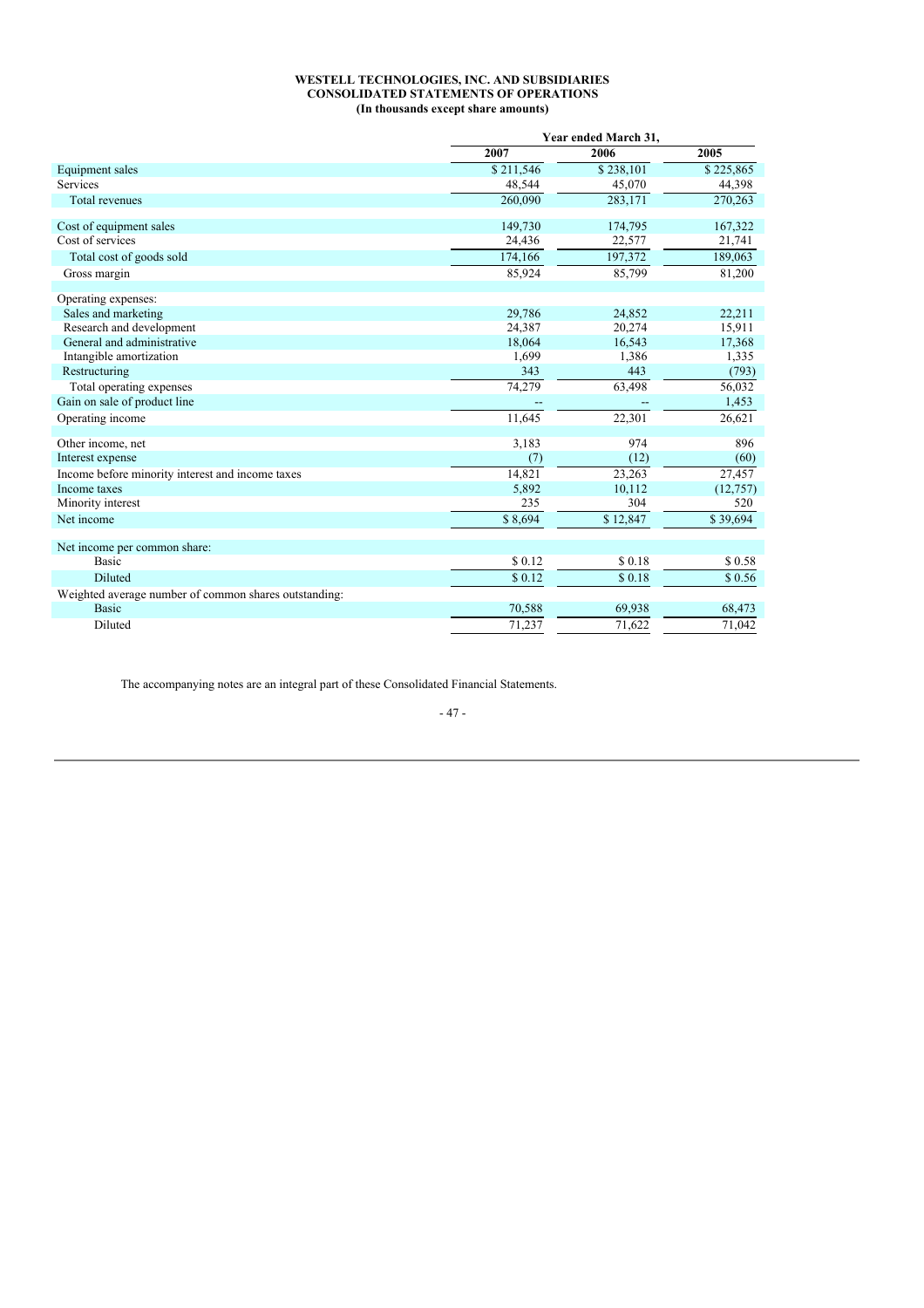**WESTELL TECHNOLOGIES, INC. AND SUBSIDIARIES**
**CONSOLIDATED STATEMENTS OF OPERATIONS**
**(In thousands except share amounts)**

| | Year ended March 31, | | |
|---|---|---|---|
| | 2007 | 2006 | 2005 |
| Equipment sales | $ 211,546 | $ 238,101 | $ 225,865 |
| Services | 48,544 | 45,070 | 44,398 |
| Total revenues | 260,090 | 283,171 | 270,263 |
| Cost of equipment sales | 149,730 | 174,795 | 167,322 |
| Cost of services | 24,436 | 22,577 | 21,741 |
| Total cost of goods sold | 174,166 | 197,372 | 189,063 |
| Gross margin | 85,924 | 85,799 | 81,200 |
| Operating expenses: | | | |
| Sales and marketing | 29,786 | 24,852 | 22,211 |
| Research and development | 24,387 | 20,274 | 15,911 |
| General and administrative | 18,064 | 16,543 | 17,368 |
| Intangible amortization | 1,699 | 1,386 | 1,335 |
| Restructuring | 343 | 443 | (793) |
| Total operating expenses | 74,279 | 63,498 | 56,032 |
| Gain on sale of product line | -- | -- | 1,453 |
| Operating income | 11,645 | 22,301 | 26,621 |
| Other income, net | 3,183 | 974 | 896 |
| Interest expense | (7) | (12) | (60) |
| Income before minority interest and income taxes | 14,821 | 23,263 | 27,457 |
| Income taxes | 5,892 | 10,112 | (12,757) |
| Minority interest | 235 | 304 | 520 |
| Net income | $ 8,694 | $ 12,847 | $ 39,694 |
| Net income per common share: | | | |
| Basic | $ 0.12 | $ 0.18 | $ 0.58 |
| Diluted | $ 0.12 | $ 0.18 | $ 0.56 |
| Weighted average number of common shares outstanding: | | | |
| Basic | 70,588 | 69,938 | 68,473 |
| Diluted | 71,237 | 71,622 | 71,042 |

The accompanying notes are an integral part of these Consolidated Financial Statements.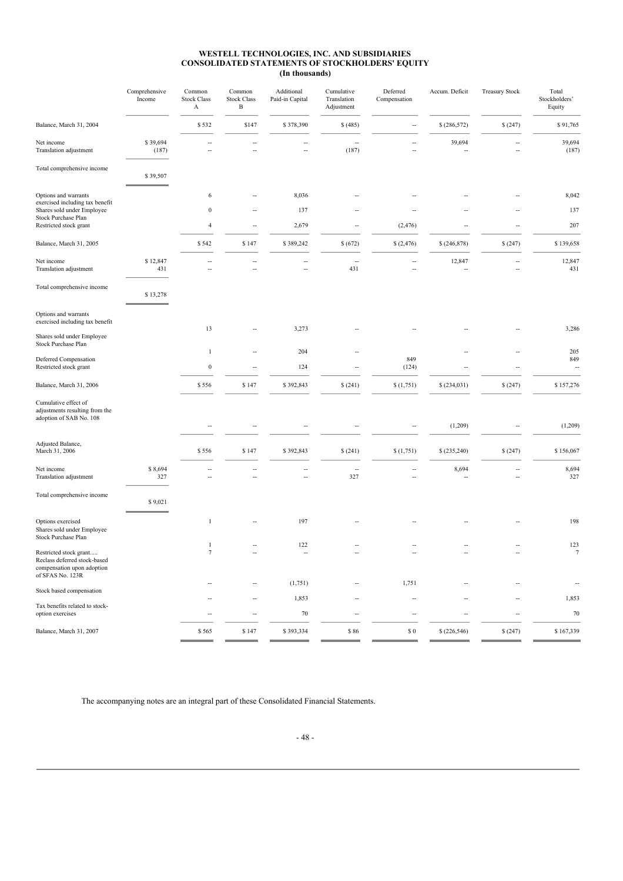# WESTELL TECHNOLOGIES, INC. AND SUBSIDIARIES
## CONSOLIDATED STATEMENTS OF STOCKHOLDERS' EQUITY
### (In thousands)

| | Comprehensive Income | Common Stock Class A | Common Stock Class B | Additional Paid-in Capital | Cumulative Translation Adjustment | Deferred Compensation | Accum. Deficit | Treasury Stock | Total Stockholders' Equity |
|---|---|---|---|---|---|---|---|---|---|
| Balance, March 31, 2004 | | $ 532 | $147 | $ 378,390 | $ (485) | -- | $ (286,572) | $ (247) | $ 91,765 |
| Net income | $ 39,694 | -- | -- | -- | -- | -- | 39,694 | -- | 39,694 |
| Translation adjustment | (187) | -- | -- | -- | (187) | -- | -- | -- | (187) |
| Total comprehensive income | $ 39,507 | | | | | | | | |
| Options and warrants exercised including tax benefit | | 6 | -- | 8,036 | -- | -- | -- | -- | 8,042 |
| Shares sold under Employee Stock Purchase Plan | | 0 | -- | 137 | -- | -- | -- | -- | 137 |
| Restricted stock grant | | 4 | -- | 2,679 | -- | (2,476) | -- | -- | 207 |
| Balance, March 31, 2005 | | $ 542 | $ 147 | $ 389,242 | $ (672) | $ (2,476) | $ (246,878) | $ (247) | $ 139,658 |
| Net income | $ 12,847 | -- | -- | -- | -- | -- | 12,847 | -- | 12,847 |
| Translation adjustment | 431 | -- | -- | -- | 431 | -- | -- | -- | 431 |
| Total comprehensive income | $ 13,278 | | | | | | | | |
| Options and warrants exercised including tax benefit | | 13 | -- | 3,273 | -- | -- | -- | -- | 3,286 |
| Shares sold under Employee Stock Purchase Plan | | 1 | -- | 204 | -- | | -- | -- | 205 |
| Deferred Compensation | | | | | | 849 | | | 849 |
| Restricted stock grant | | 0 | -- | 124 | -- | (124) | -- | -- | -- |
| Balance, March 31, 2006 | | $ 556 | $ 147 | $ 392,843 | $ (241) | $ (1,751) | $ (234,031) | $ (247) | $ 157,276 |
| Cumulative effect of adjustments resulting from the adoption of SAB No. 108 | | -- | -- | -- | -- | -- | (1,209) | -- | (1,209) |
| Adjusted Balance, March 31, 2006 | | $ 556 | $ 147 | $ 392,843 | $ (241) | $ (1,751) | $ (235,240) | $ (247) | $ 156,067 |
| Net income | $ 8,694 | -- | -- | -- | -- | -- | 8,694 | -- | 8,694 |
| Translation adjustment | 327 | -- | -- | -- | 327 | -- | -- | -- | 327 |
| Total comprehensive income | $ 9,021 | | | | | | | | |
| Options exercised | | 1 | -- | 197 | -- | -- | -- | -- | 198 |
| Shares sold under Employee Stock Purchase Plan | | 1 | -- | 122 | -- | -- | -- | -- | 123 |
| Restricted stock grant..... | | 7 | -- | -- | -- | -- | -- | -- | 7 |
| Reclass deferred stock-based compensation upon adoption of SFAS No. 123R | | -- | -- | (1,751) | -- | 1,751 | -- | -- | -- |
| Stock based compensation | | -- | -- | 1,853 | -- | -- | -- | -- | 1,853 |
| Tax benefits related to stock-option exercises | | -- | -- | 70 | -- | -- | -- | -- | 70 |
| Balance, March 31, 2007 | | $ 565 | $ 147 | $ 393,334 | $ 86 | $ 0 | $ (226,546) | $ (247) | $ 167,339 |

The accompanying notes are an integral part of these Consolidated Financial Statements.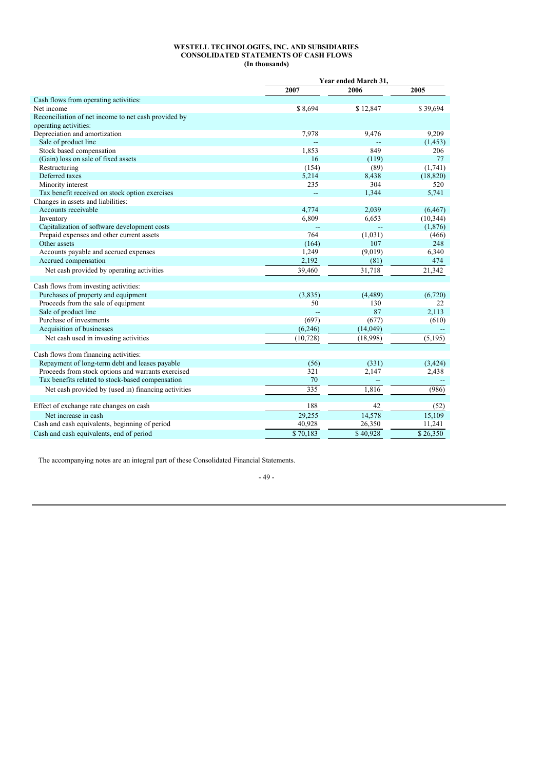**WESTELL TECHNOLOGIES, INC. AND SUBSIDIARIES**
**CONSOLIDATED STATEMENTS OF CASH FLOWS**
**(In thousands)**

| | Year ended March 31, | | |
|---|---|---|---|
| | 2007 | 2006 | 2005 |
| Cash flows from operating activities: | | | |
| Net income | $ 8,694 | $ 12,847 | $ 39,694 |
| Reconciliation of net income to net cash provided by operating activities: | | | |
| Depreciation and amortization | 7,978 | 9,476 | 9,209 |
| Sale of product line | -- | -- | (1,453) |
| Stock based compensation | 1,853 | 849 | 206 |
| (Gain) loss on sale of fixed assets | 16 | (119) | 77 |
| Restructuring | (154) | (89) | (1,741) |
| Deferred taxes | 5,214 | 8,438 | (18,820) |
| Minority interest | 235 | 304 | 520 |
| Tax benefit received on stock option exercises | -- | 1,344 | 5,741 |
| Changes in assets and liabilities: | | | |
| Accounts receivable | 4,774 | 2,039 | (6,467) |
| Inventory | 6,809 | 6,653 | (10,344) |
| Capitalization of software development costs | -- | -- | (1,876) |
| Prepaid expenses and other current assets | 764 | (1,031) | (466) |
| Other assets | (164) | 107 | 248 |
| Accounts payable and accrued expenses | 1,249 | (9,019) | 6,340 |
| Accrued compensation | 2,192 | (81) | 474 |
| Net cash provided by operating activities | 39,460 | 31,718 | 21,342 |
| Cash flows from investing activities: | | | |
| Purchases of property and equipment | (3,835) | (4,489) | (6,720) |
| Proceeds from the sale of equipment | 50 | 130 | 22 |
| Sale of product line | -- | 87 | 2,113 |
| Purchase of investments | (697) | (677) | (610) |
| Acquisition of businesses | (6,246) | (14,049) | -- |
| Net cash used in investing activities | (10,728) | (18,998) | (5,195) |
| Cash flows from financing activities: | | | |
| Repayment of long-term debt and leases payable | (56) | (331) | (3,424) |
| Proceeds from stock options and warrants exercised | 321 | 2,147 | 2,438 |
| Tax benefits related to stock-based compensation | 70 | -- | -- |
| Net cash provided by (used in) financing activities | 335 | 1,816 | (986) |
| Effect of exchange rate changes on cash | 188 | 42 | (52) |
| Net increase in cash | 29,255 | 14,578 | 15,109 |
| Cash and cash equivalents, beginning of period | 40,928 | 26,350 | 11,241 |
| Cash and cash equivalents, end of period | $ 70,183 | $ 40,928 | $ 26,350 |

The accompanying notes are an integral part of these Consolidated Financial Statements.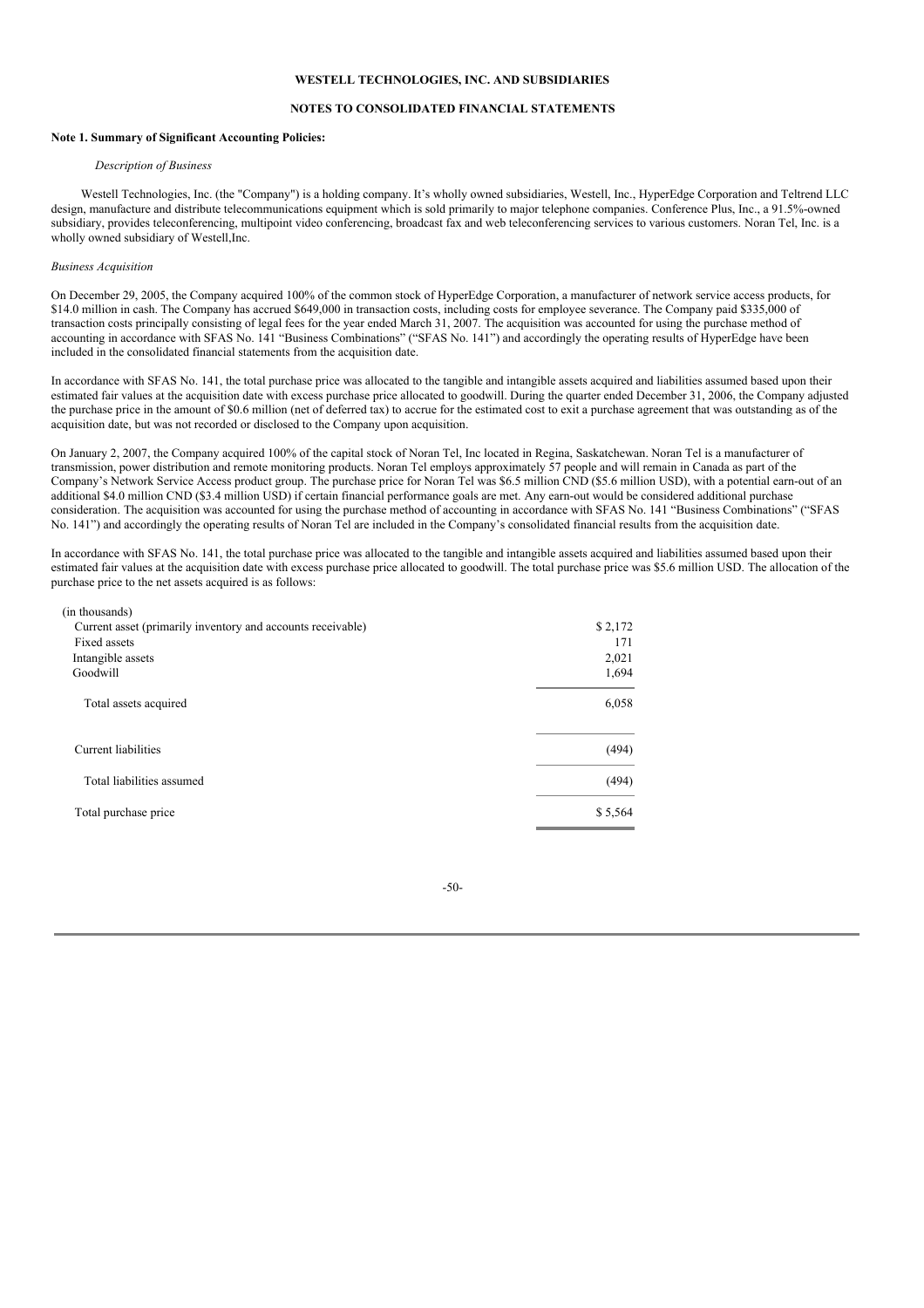**WESTELL TECHNOLOGIES, INC. AND SUBSIDIARIES**

**NOTES TO CONSOLIDATED FINANCIAL STATEMENTS**

**Note 1. Summary of Significant Accounting Policies:**

*Description of Business*

Westell Technologies, Inc. (the "Company") is a holding company. It's wholly owned subsidiaries, Westell, Inc., HyperEdge Corporation and Teltrend LLC design, manufacture and distribute telecommunications equipment which is sold primarily to major telephone companies. Conference Plus, Inc., a 91.5%-owned subsidiary, provides teleconferencing, multipoint video conferencing, broadcast fax and web teleconferencing services to various customers. Noran Tel, Inc. is a wholly owned subsidiary of Westell,Inc.

*Business Acquisition*

On December 29, 2005, the Company acquired 100% of the common stock of HyperEdge Corporation, a manufacturer of network service access products, for $14.0 million in cash. The Company has accrued $649,000 in transaction costs, including costs for employee severance. The Company paid $335,000 of transaction costs principally consisting of legal fees for the year ended March 31, 2007. The acquisition was accounted for using the purchase method of accounting in accordance with SFAS No. 141 "Business Combinations" ("SFAS No. 141") and accordingly the operating results of HyperEdge have been included in the consolidated financial statements from the acquisition date.

In accordance with SFAS No. 141, the total purchase price was allocated to the tangible and intangible assets acquired and liabilities assumed based upon their estimated fair values at the acquisition date with excess purchase price allocated to goodwill. During the quarter ended December 31, 2006, the Company adjusted the purchase price in the amount of $0.6 million (net of deferred tax) to accrue for the estimated cost to exit a purchase agreement that was outstanding as of the acquisition date, but was not recorded or disclosed to the Company upon acquisition.

On January 2, 2007, the Company acquired 100% of the capital stock of Noran Tel, Inc located in Regina, Saskatchewan. Noran Tel is a manufacturer of transmission, power distribution and remote monitoring products. Noran Tel employs approximately 57 people and will remain in Canada as part of the Company's Network Service Access product group. The purchase price for Noran Tel was $6.5 million CND ($5.6 million USD), with a potential earn-out of an additional $4.0 million CND ($3.4 million USD) if certain financial performance goals are met. Any earn-out would be considered additional purchase consideration. The acquisition was accounted for using the purchase method of accounting in accordance with SFAS No. 141 "Business Combinations" ("SFAS No. 141") and accordingly the operating results of Noran Tel are included in the Company's consolidated financial results from the acquisition date.

In accordance with SFAS No. 141, the total purchase price was allocated to the tangible and intangible assets acquired and liabilities assumed based upon their estimated fair values at the acquisition date with excess purchase price allocated to goodwill. The total purchase price was $5.6 million USD. The allocation of the purchase price to the net assets acquired is as follows:

| (in thousands) | |
|---|---|
| Current asset (primarily inventory and accounts receivable) | $ 2,172 |
| Fixed assets | 171 |
| Intangible assets | 2,021 |
| Goodwill | 1,694 |
| Total assets acquired | 6,058 |
| Current liabilities | (494) |
| Total liabilities assumed | (494) |
| Total purchase price | $ 5,564 |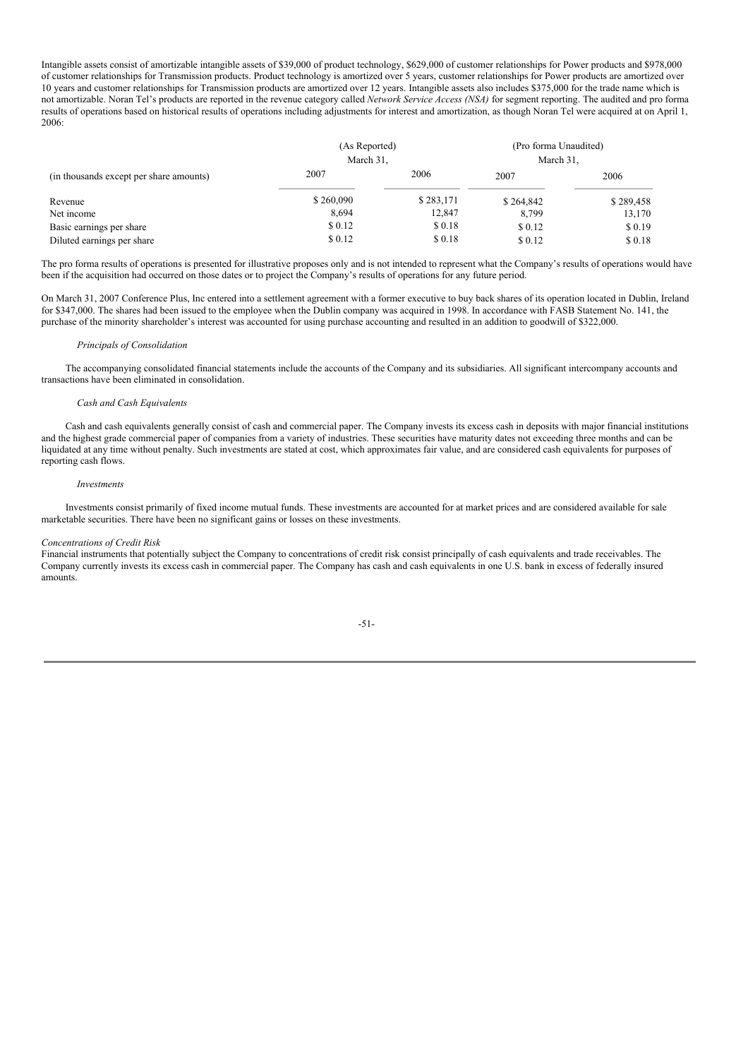Intangible assets consist of amortizable intangible assets of $39,000 of product technology, $629,000 of customer relationships for Power products and $978,000 of customer relationships for Transmission products. Product technology is amortized over 5 years, customer relationships for Power products are amortized over 10 years and customer relationships for Transmission products are amortized over 12 years. Intangible assets also includes $375,000 for the trade name which is not amortizable. Noran Tel's products are reported in the revenue category called *Network Service Access (NSA)* for segment reporting. The audited and pro forma results of operations based on historical results of operations including adjustments for interest and amortization, as though Noran Tel were acquired at on April 1, 2006:

| | (As Reported) | | (Pro forma Unaudited) | |
|---|---|---|---|---|
| | March 31, | | March 31, | |
| (in thousands except per share amounts) | 2007 | 2006 | 2007 | 2006 |
| Revenue | $ 260,090 | $ 283,171 | $ 264,842 | $ 289,458 |
| Net income | 8,694 | 12,847 | 8,799 | 13,170 |
| Basic earnings per share | $ 0.12 | $ 0.18 | $ 0.12 | $ 0.19 |
| Diluted earnings per share | $ 0.12 | $ 0.18 | $ 0.12 | $ 0.18 |

The pro forma results of operations is presented for illustrative proposes only and is not intended to represent what the Company's results of operations would have been if the acquisition had occurred on those dates or to project the Company's results of operations for any future period.

On March 31, 2007 Conference Plus, Inc entered into a settlement agreement with a former executive to buy back shares of its operation located in Dublin, Ireland for $347,000. The shares had been issued to the employee when the Dublin company was acquired in 1998. In accordance with FASB Statement No. 141, the purchase of the minority shareholder's interest was accounted for using purchase accounting and resulted in an addition to goodwill of $322,000.

*Principals of Consolidation*

The accompanying consolidated financial statements include the accounts of the Company and its subsidiaries. All significant intercompany accounts and transactions have been eliminated in consolidation.

*Cash and Cash Equivalents*

Cash and cash equivalents generally consist of cash and commercial paper. The Company invests its excess cash in deposits with major financial institutions and the highest grade commercial paper of companies from a variety of industries. These securities have maturity dates not exceeding three months and can be liquidated at any time without penalty. Such investments are stated at cost, which approximates fair value, and are considered cash equivalents for purposes of reporting cash flows.

*Investments*

Investments consist primarily of fixed income mutual funds. These investments are accounted for at market prices and are considered available for sale marketable securities. There have been no significant gains or losses on these investments.

*Concentrations of Credit Risk*

Financial instruments that potentially subject the Company to concentrations of credit risk consist principally of cash equivalents and trade receivables. The Company currently invests its excess cash in commercial paper. The Company has cash and cash equivalents in one U.S. bank in excess of federally insured amounts.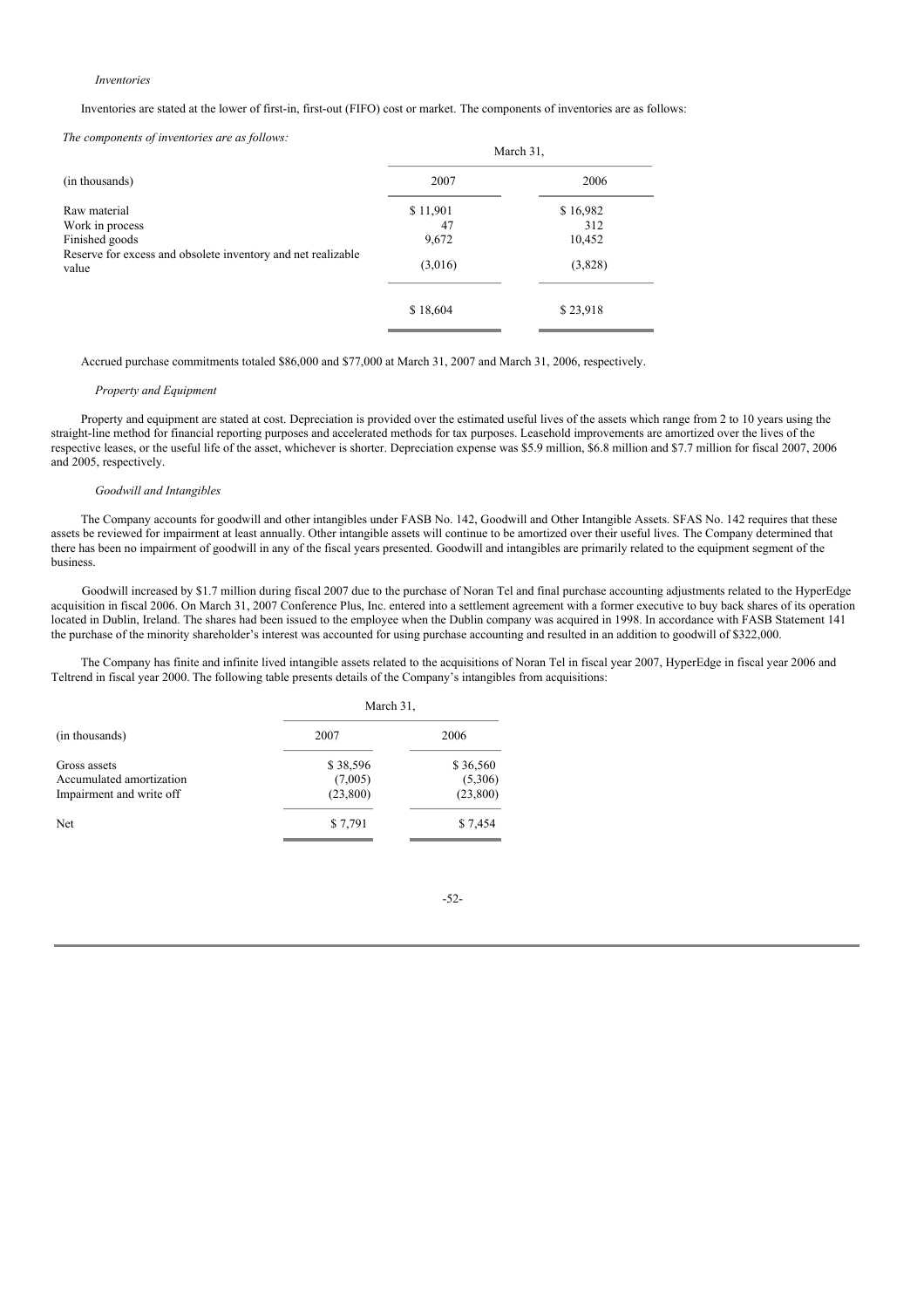*Inventories*

Inventories are stated at the lower of first-in, first-out (FIFO) cost or market. The components of inventories are as follows:

*The components of inventories are as follows:*

| (in thousands) | March 31, 2007 | 2006 |
|---|---|---|
| Raw material | $ 11,901 | $ 16,982 |
| Work in process | 47 | 312 |
| Finished goods | 9,672 | 10,452 |
| Reserve for excess and obsolete inventory and net realizable value | (3,016) | (3,828) |
| | $ 18,604 | $ 23,918 |

Accrued purchase commitments totaled $86,000 and $77,000 at March 31, 2007 and March 31, 2006, respectively.

*Property and Equipment*

Property and equipment are stated at cost. Depreciation is provided over the estimated useful lives of the assets which range from 2 to 10 years using the straight-line method for financial reporting purposes and accelerated methods for tax purposes. Leasehold improvements are amortized over the lives of the respective leases, or the useful life of the asset, whichever is shorter. Depreciation expense was $5.9 million, $6.8 million and $7.7 million for fiscal 2007, 2006 and 2005, respectively.

*Goodwill and Intangibles*

The Company accounts for goodwill and other intangibles under FASB No. 142, Goodwill and Other Intangible Assets. SFAS No. 142 requires that these assets be reviewed for impairment at least annually. Other intangible assets will continue to be amortized over their useful lives. The Company determined that there has been no impairment of goodwill in any of the fiscal years presented. Goodwill and intangibles are primarily related to the equipment segment of the business.

Goodwill increased by $1.7 million during fiscal 2007 due to the purchase of Noran Tel and final purchase accounting adjustments related to the HyperEdge acquisition in fiscal 2006. On March 31, 2007 Conference Plus, Inc. entered into a settlement agreement with a former executive to buy back shares of its operation located in Dublin, Ireland. The shares had been issued to the employee when the Dublin company was acquired in 1998. In accordance with FASB Statement 141 the purchase of the minority shareholder's interest was accounted for using purchase accounting and resulted in an addition to goodwill of $322,000.

The Company has finite and infinite lived intangible assets related to the acquisitions of Noran Tel in fiscal year 2007, HyperEdge in fiscal year 2006 and Teltrend in fiscal year 2000. The following table presents details of the Company's intangibles from acquisitions:

| (in thousands) | March 31, 2007 | 2006 |
|---|---|---|
| Gross assets | $ 38,596 | $ 36,560 |
| Accumulated amortization | (7,005) | (5,306) |
| Impairment and write off | (23,800) | (23,800) |
| Net | $ 7,791 | $ 7,454 |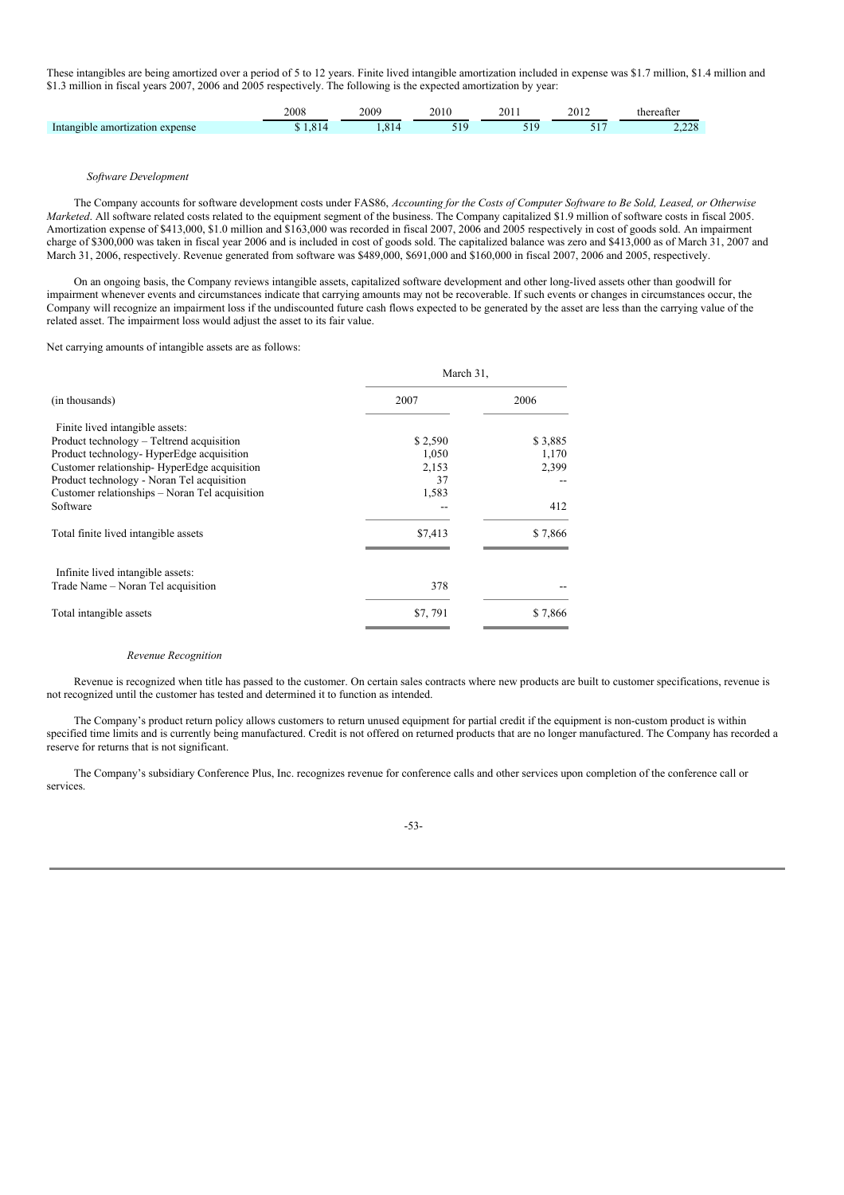These intangibles are being amortized over a period of 5 to 12 years. Finite lived intangible amortization included in expense was $1.7 million, $1.4 million and $1.3 million in fiscal years 2007, 2006 and 2005 respectively. The following is the expected amortization by year:

| | 2008 | 2009 | 2010 | 2011 | 2012 | thereafter |
|---|---|---|---|---|---|---|
| Intangible amortization expense | $ 1,814 | 1,814 | 519 | 519 | 517 | 2,228 |

*Software Development*

The Company accounts for software development costs under FAS86, *Accounting for the Costs of Computer Software to Be Sold, Leased, or Otherwise Marketed*. All software related costs related to the equipment segment of the business. The Company capitalized $1.9 million of software costs in fiscal 2005. Amortization expense of $413,000, $1.0 million and $163,000 was recorded in fiscal 2007, 2006 and 2005 respectively in cost of goods sold. An impairment charge of $300,000 was taken in fiscal year 2006 and is included in cost of goods sold. The capitalized balance was zero and $413,000 as of March 31, 2007 and March 31, 2006, respectively. Revenue generated from software was $489,000, $691,000 and $160,000 in fiscal 2007, 2006 and 2005, respectively.

On an ongoing basis, the Company reviews intangible assets, capitalized software development and other long-lived assets other than goodwill for impairment whenever events and circumstances indicate that carrying amounts may not be recoverable. If such events or changes in circumstances occur, the Company will recognize an impairment loss if the undiscounted future cash flows expected to be generated by the asset are less than the carrying value of the related asset. The impairment loss would adjust the asset to its fair value.

Net carrying amounts of intangible assets are as follows:

| | March 31, | |
|---|---|---|
| (in thousands) | 2007 | 2006 |
| Finite lived intangible assets: | | |
| Product technology – Teltrend acquisition | $ 2,590 | $ 3,885 |
| Product technology- HyperEdge acquisition | 1,050 | 1,170 |
| Customer relationship- HyperEdge acquisition | 2,153 | 2,399 |
| Product technology - Noran Tel acquisition | 37 | -- |
| Customer relationships – Noran Tel acquisition | 1,583 | |
| Software | -- | 412 |
| Total finite lived intangible assets | $7,413 | $ 7,866 |
| Infinite lived intangible assets: | | |
| Trade Name – Noran Tel acquisition | 378 | -- |
| Total intangible assets | $7, 791 | $ 7,866 |

*Revenue Recognition*

Revenue is recognized when title has passed to the customer. On certain sales contracts where new products are built to customer specifications, revenue is not recognized until the customer has tested and determined it to function as intended.

The Company's product return policy allows customers to return unused equipment for partial credit if the equipment is non-custom product is within specified time limits and is currently being manufactured. Credit is not offered on returned products that are no longer manufactured. The Company has recorded a reserve for returns that is not significant.

The Company's subsidiary Conference Plus, Inc. recognizes revenue for conference calls and other services upon completion of the conference call or services.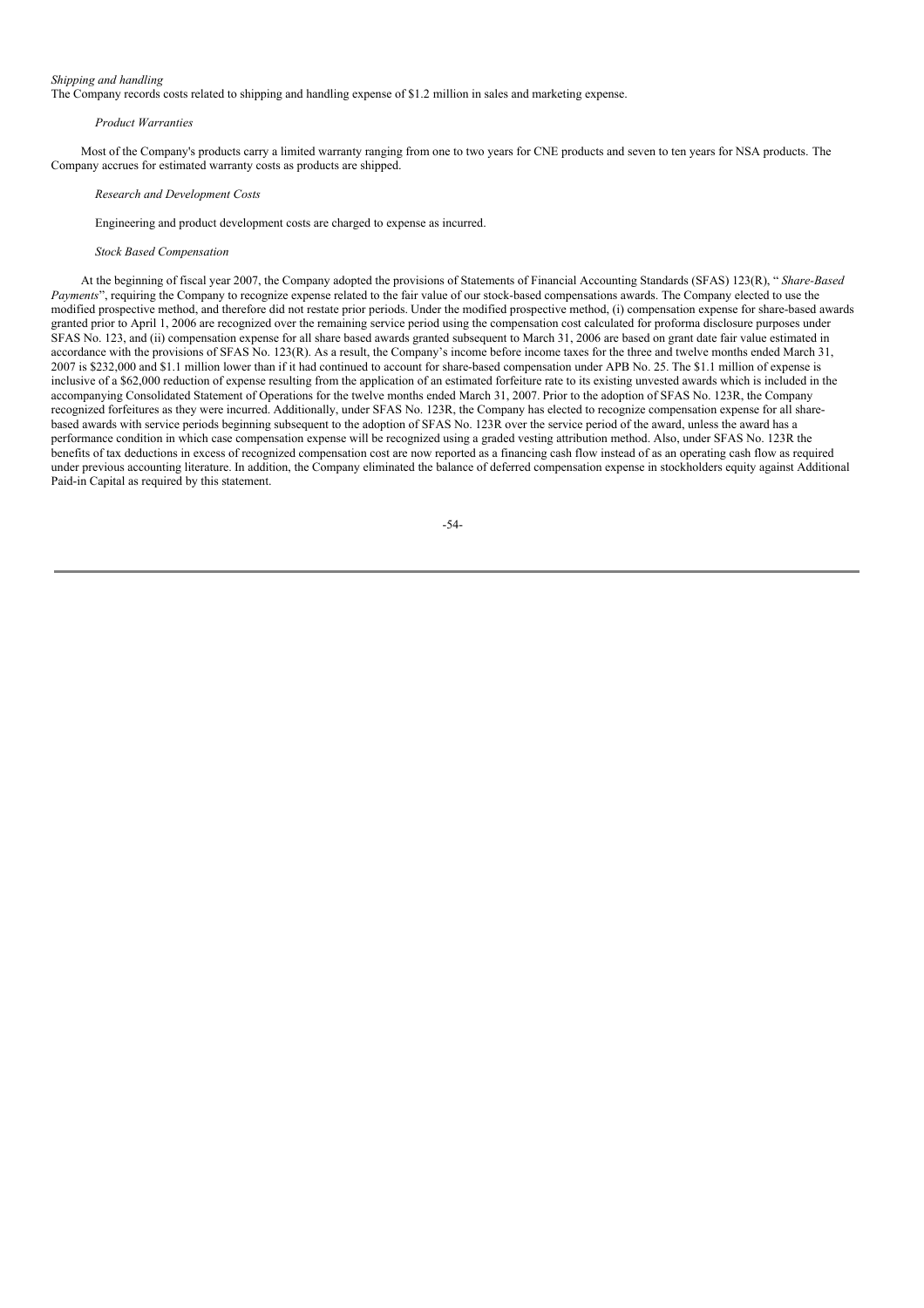*Shipping and handling*

The Company records costs related to shipping and handling expense of $1.2 million in sales and marketing expense.

*Product Warranties*

Most of the Company's products carry a limited warranty ranging from one to two years for CNE products and seven to ten years for NSA products. The Company accrues for estimated warranty costs as products are shipped.

*Research and Development Costs*

Engineering and product development costs are charged to expense as incurred.

*Stock Based Compensation*

At the beginning of fiscal year 2007, the Company adopted the provisions of Statements of Financial Accounting Standards (SFAS) 123(R), " *Share-Based Payments*", requiring the Company to recognize expense related to the fair value of our stock-based compensations awards. The Company elected to use the modified prospective method, and therefore did not restate prior periods. Under the modified prospective method, (i) compensation expense for share-based awards granted prior to April 1, 2006 are recognized over the remaining service period using the compensation cost calculated for proforma disclosure purposes under SFAS No. 123, and (ii) compensation expense for all share based awards granted subsequent to March 31, 2006 are based on grant date fair value estimated in accordance with the provisions of SFAS No. 123(R). As a result, the Company's income before income taxes for the three and twelve months ended March 31, 2007 is $232,000 and $1.1 million lower than if it had continued to account for share-based compensation under APB No. 25. The $1.1 million of expense is inclusive of a $62,000 reduction of expense resulting from the application of an estimated forfeiture rate to its existing unvested awards which is included in the accompanying Consolidated Statement of Operations for the twelve months ended March 31, 2007. Prior to the adoption of SFAS No. 123R, the Company recognized forfeitures as they were incurred. Additionally, under SFAS No. 123R, the Company has elected to recognize compensation expense for all share-based awards with service periods beginning subsequent to the adoption of SFAS No. 123R over the service period of the award, unless the award has a performance condition in which case compensation expense will be recognized using a graded vesting attribution method. Also, under SFAS No. 123R the benefits of tax deductions in excess of recognized compensation cost are now reported as a financing cash flow instead of as an operating cash flow as required under previous accounting literature. In addition, the Company eliminated the balance of deferred compensation expense in stockholders equity against Additional Paid-in Capital as required by this statement.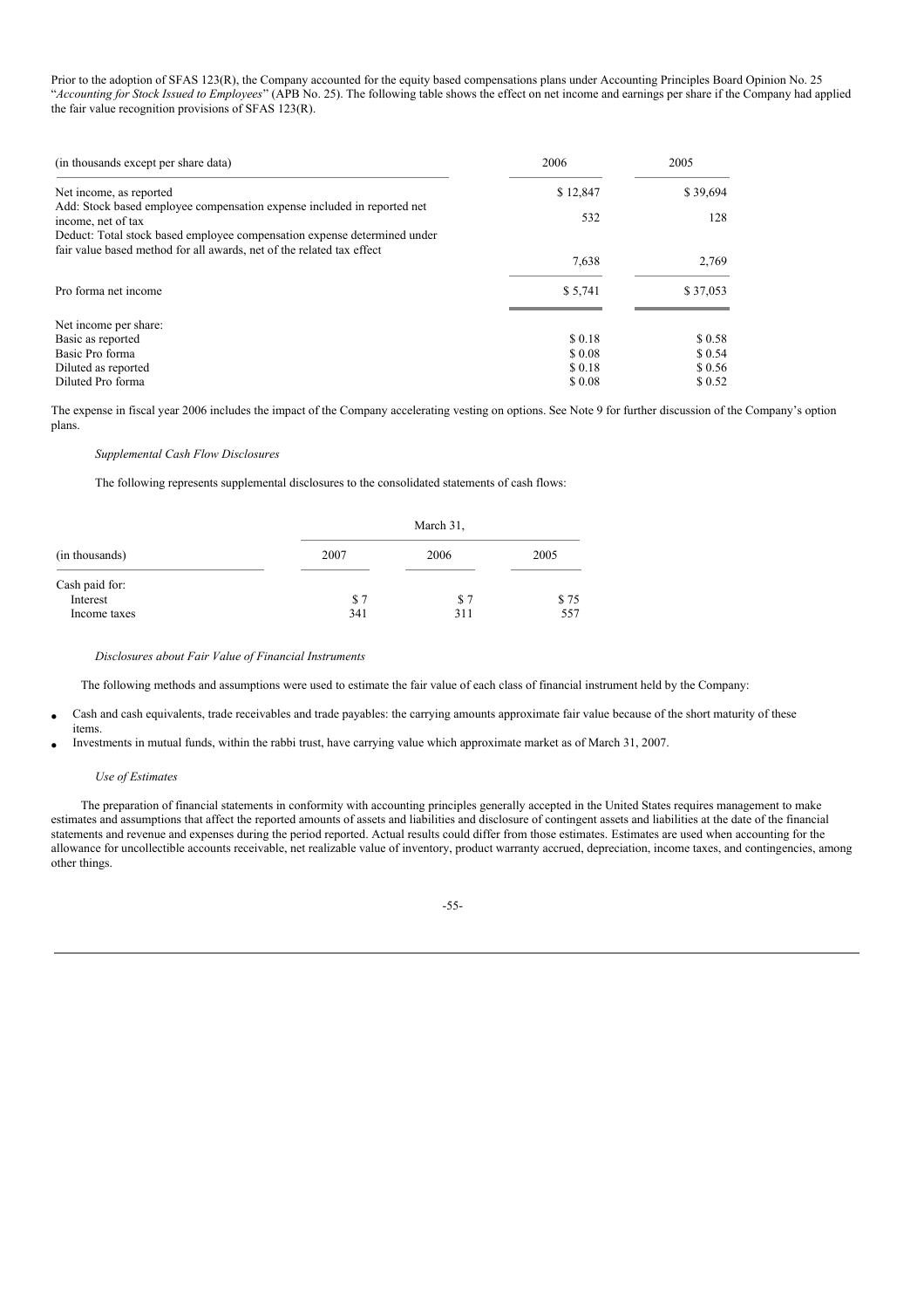Prior to the adoption of SFAS 123(R), the Company accounted for the equity based compensations plans under Accounting Principles Board Opinion No. 25 "*Accounting for Stock Issued to Employees*" (APB No. 25). The following table shows the effect on net income and earnings per share if the Company had applied the fair value recognition provisions of SFAS 123(R).

| (in thousands except per share data) | 2006 | 2005 |
|---|---|---|
| Net income, as reported | $ 12,847 | $ 39,694 |
| Add: Stock based employee compensation expense included in reported net income, net of tax | 532 | 128 |
| Deduct: Total stock based employee compensation expense determined under fair value based method for all awards, net of the related tax effect | 7,638 | 2,769 |
| Pro forma net income | $ 5,741 | $ 37,053 |
| Net income per share: | | |
| Basic as reported | $ 0.18 | $ 0.58 |
| Basic Pro forma | $ 0.08 | $ 0.54 |
| Diluted as reported | $ 0.18 | $ 0.56 |
| Diluted Pro forma | $ 0.08 | $ 0.52 |

The expense in fiscal year 2006 includes the impact of the Company accelerating vesting on options. See Note 9 for further discussion of the Company's option plans.

*Supplemental Cash Flow Disclosures*

The following represents supplemental disclosures to the consolidated statements of cash flows:

| | March 31, | | |
|---|---|---|---|
| (in thousands) | 2007 | 2006 | 2005 |
| Cash paid for: | | | |
| Interest | $ 7 | $ 7 | $ 75 |
| Income taxes | 341 | 311 | 557 |

*Disclosures about Fair Value of Financial Instruments*

The following methods and assumptions were used to estimate the fair value of each class of financial instrument held by the Company:

- Cash and cash equivalents, trade receivables and trade payables: the carrying amounts approximate fair value because of the short maturity of these items.
- Investments in mutual funds, within the rabbi trust, have carrying value which approximate market as of March 31, 2007.

*Use of Estimates*

The preparation of financial statements in conformity with accounting principles generally accepted in the United States requires management to make estimates and assumptions that affect the reported amounts of assets and liabilities and disclosure of contingent assets and liabilities at the date of the financial statements and revenue and expenses during the period reported. Actual results could differ from those estimates. Estimates are used when accounting for the allowance for uncollectible accounts receivable, net realizable value of inventory, product warranty accrued, depreciation, income taxes, and contingencies, among other things.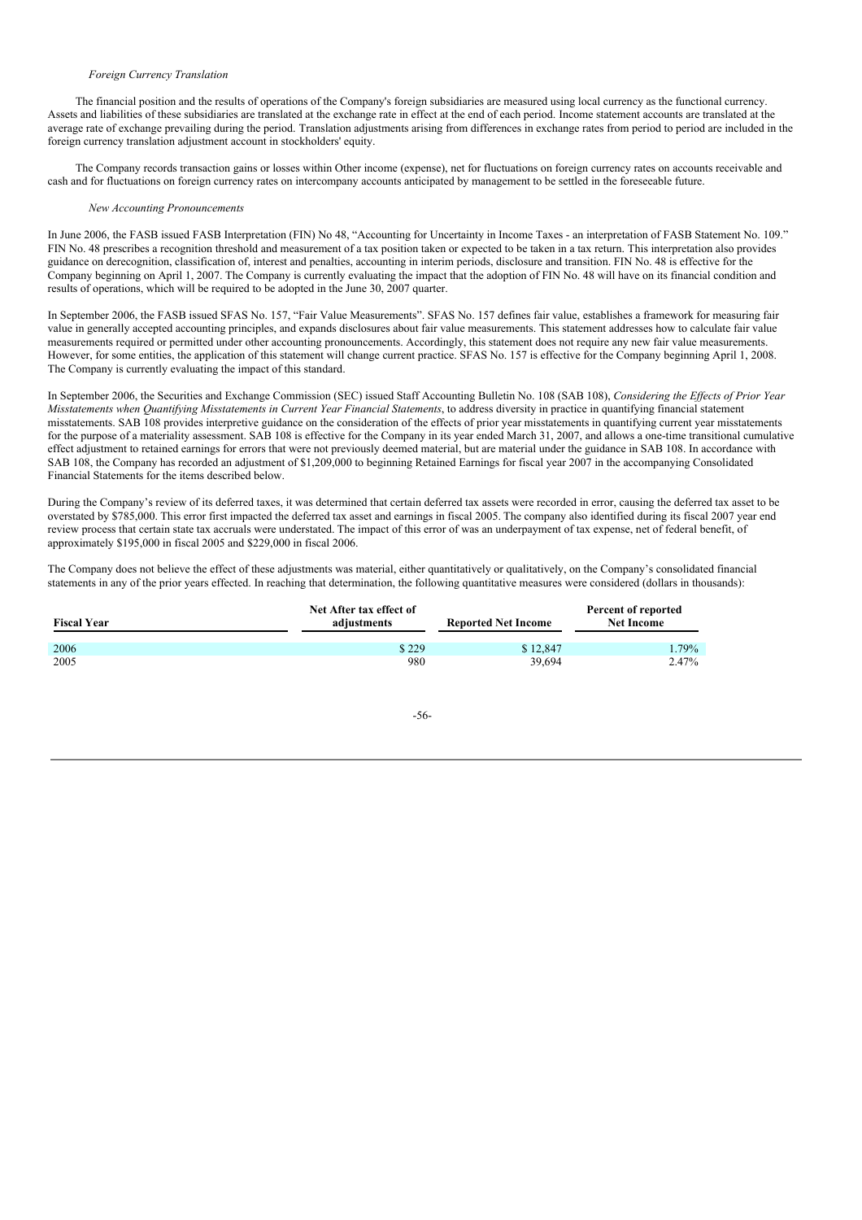*Foreign Currency Translation*

The financial position and the results of operations of the Company's foreign subsidiaries are measured using local currency as the functional currency. Assets and liabilities of these subsidiaries are translated at the exchange rate in effect at the end of each period. Income statement accounts are translated at the average rate of exchange prevailing during the period. Translation adjustments arising from differences in exchange rates from period to period are included in the foreign currency translation adjustment account in stockholders' equity.

The Company records transaction gains or losses within Other income (expense), net for fluctuations on foreign currency rates on accounts receivable and cash and for fluctuations on foreign currency rates on intercompany accounts anticipated by management to be settled in the foreseeable future.

*New Accounting Pronouncements*

In June 2006, the FASB issued FASB Interpretation (FIN) No 48, "Accounting for Uncertainty in Income Taxes - an interpretation of FASB Statement No. 109." FIN No. 48 prescribes a recognition threshold and measurement of a tax position taken or expected to be taken in a tax return. This interpretation also provides guidance on derecognition, classification of, interest and penalties, accounting in interim periods, disclosure and transition. FIN No. 48 is effective for the Company beginning on April 1, 2007. The Company is currently evaluating the impact that the adoption of FIN No. 48 will have on its financial condition and results of operations, which will be required to be adopted in the June 30, 2007 quarter.

In September 2006, the FASB issued SFAS No. 157, "Fair Value Measurements". SFAS No. 157 defines fair value, establishes a framework for measuring fair value in generally accepted accounting principles, and expands disclosures about fair value measurements. This statement addresses how to calculate fair value measurements required or permitted under other accounting pronouncements. Accordingly, this statement does not require any new fair value measurements. However, for some entities, the application of this statement will change current practice. SFAS No. 157 is effective for the Company beginning April 1, 2008. The Company is currently evaluating the impact of this standard.

In September 2006, the Securities and Exchange Commission (SEC) issued Staff Accounting Bulletin No. 108 (SAB 108), *Considering the Effects of Prior Year Misstatements when Quantifying Misstatements in Current Year Financial Statements*, to address diversity in practice in quantifying financial statement misstatements. SAB 108 provides interpretive guidance on the consideration of the effects of prior year misstatements in quantifying current year misstatements for the purpose of a materiality assessment. SAB 108 is effective for the Company in its year ended March 31, 2007, and allows a one-time transitional cumulative effect adjustment to retained earnings for errors that were not previously deemed material, but are material under the guidance in SAB 108. In accordance with SAB 108, the Company has recorded an adjustment of $1,209,000 to beginning Retained Earnings for fiscal year 2007 in the accompanying Consolidated Financial Statements for the items described below.

During the Company's review of its deferred taxes, it was determined that certain deferred tax assets were recorded in error, causing the deferred tax asset to be overstated by $785,000. This error first impacted the deferred tax asset and earnings in fiscal 2005. The company also identified during its fiscal 2007 year end review process that certain state tax accruals were understated. The impact of this error of was an underpayment of tax expense, net of federal benefit, of approximately $195,000 in fiscal 2005 and $229,000 in fiscal 2006.

The Company does not believe the effect of these adjustments was material, either quantitatively or qualitatively, on the Company's consolidated financial statements in any of the prior years effected. In reaching that determination, the following quantitative measures were considered (dollars in thousands):

| Fiscal Year | Net After tax effect of adjustments | Reported Net Income | Percent of reported Net Income |
|---|---|---|---|
| 2006 | $ 229 | $ 12,847 | 1.79% |
| 2005 | 980 | 39,694 | 2.47% |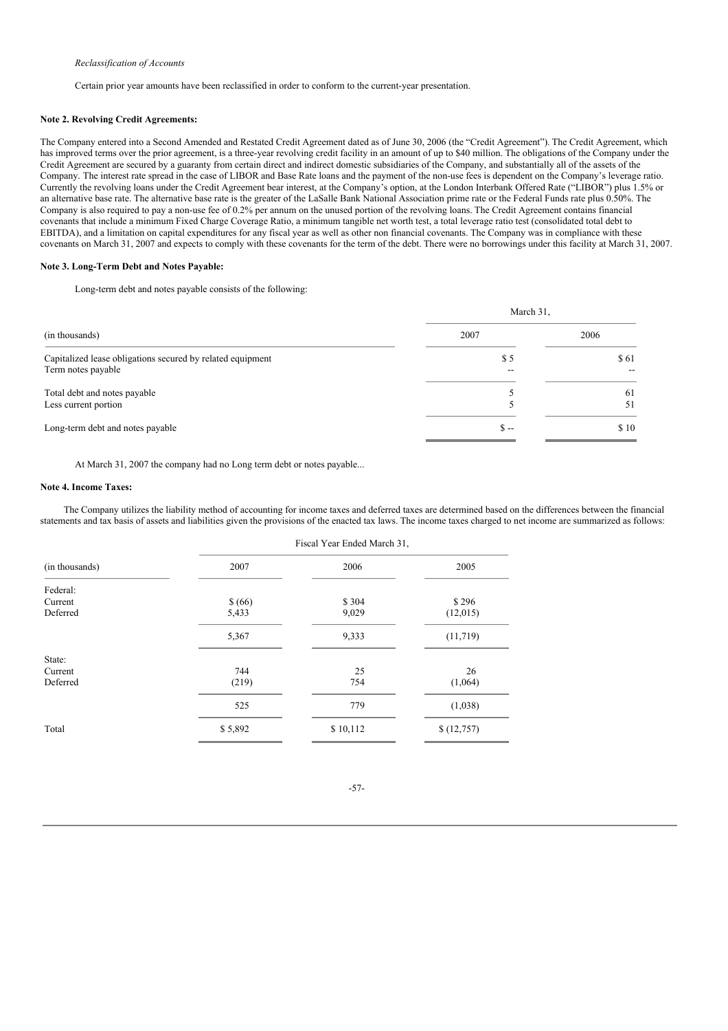*Reclassification of Accounts*

Certain prior year amounts have been reclassified in order to conform to the current-year presentation.

**Note 2. Revolving Credit Agreements:**

The Company entered into a Second Amended and Restated Credit Agreement dated as of June 30, 2006 (the "Credit Agreement"). The Credit Agreement, which has improved terms over the prior agreement, is a three-year revolving credit facility in an amount of up to $40 million. The obligations of the Company under the Credit Agreement are secured by a guaranty from certain direct and indirect domestic subsidiaries of the Company, and substantially all of the assets of the Company. The interest rate spread in the case of LIBOR and Base Rate loans and the payment of the non-use fees is dependent on the Company's leverage ratio. Currently the revolving loans under the Credit Agreement bear interest, at the Company's option, at the London Interbank Offered Rate ("LIBOR") plus 1.5% or an alternative base rate. The alternative base rate is the greater of the LaSalle Bank National Association prime rate or the Federal Funds rate plus 0.50%. The Company is also required to pay a non-use fee of 0.2% per annum on the unused portion of the revolving loans. The Credit Agreement contains financial covenants that include a minimum Fixed Charge Coverage Ratio, a minimum tangible net worth test, a total leverage ratio test (consolidated total debt to EBITDA), and a limitation on capital expenditures for any fiscal year as well as other non financial covenants. The Company was in compliance with these covenants on March 31, 2007 and expects to comply with these covenants for the term of the debt. There were no borrowings under this facility at March 31, 2007.

**Note 3. Long-Term Debt and Notes Payable:**

Long-term debt and notes payable consists of the following:

| | March 31, | |
|---|---|---|
| (in thousands) | 2007 | 2006 |
| Capitalized lease obligations secured by related equipment | $ 5 | $ 61 |
| Term notes payable | -- | -- |
| Total debt and notes payable | 5 | 61 |
| Less current portion | 5 | 51 |
| Long-term debt and notes payable | $ -- | $ 10 |

At March 31, 2007 the company had no Long term debt or notes payable...

**Note 4. Income Taxes:**

The Company utilizes the liability method of accounting for income taxes and deferred taxes are determined based on the differences between the financial statements and tax basis of assets and liabilities given the provisions of the enacted tax laws. The income taxes charged to net income are summarized as follows:

| | Fiscal Year Ended March 31, | | |
|---|---|---|---|
| (in thousands) | 2007 | 2006 | 2005 |
| Federal: | | | |
| Current | $ (66) | $ 304 | $ 296 |
| Deferred | 5,433 | 9,029 | (12,015) |
| | 5,367 | 9,333 | (11,719) |
| State: | | | |
| Current | 744 | 25 | 26 |
| Deferred | (219) | 754 | (1,064) |
| | 525 | 779 | (1,038) |
| Total | $ 5,892 | $ 10,112 | $ (12,757) |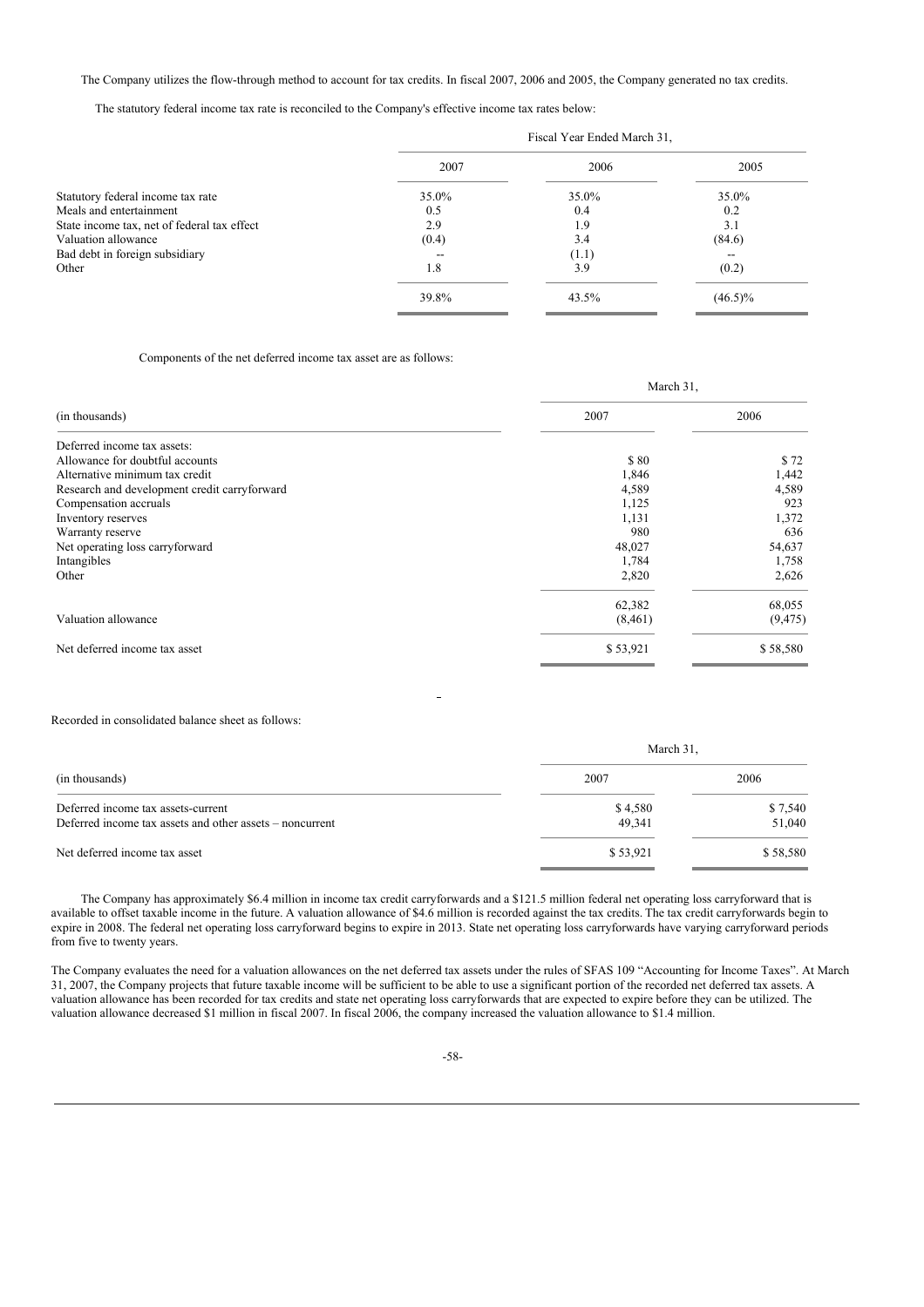The Company utilizes the flow-through method to account for tax credits. In fiscal 2007, 2006 and 2005, the Company generated no tax credits.

The statutory federal income tax rate is reconciled to the Company's effective income tax rates below:

| | Fiscal Year Ended March 31, | | |
|---|---|---|---|
| | 2007 | 2006 | 2005 |
| Statutory federal income tax rate | 35.0% | 35.0% | 35.0% |
| Meals and entertainment | 0.5 | 0.4 | 0.2 |
| State income tax, net of federal tax effect | 2.9 | 1.9 | 3.1 |
| Valuation allowance | (0.4) | 3.4 | (84.6) |
| Bad debt in foreign subsidiary | -- | (1.1) | -- |
| Other | 1.8 | 3.9 | (0.2) |
| | 39.8% | 43.5% | (46.5)% |

Components of the net deferred income tax asset are as follows:

| | March 31, | |
|---|---|---|
| (in thousands) | 2007 | 2006 |
| Deferred income tax assets: | | |
| Allowance for doubtful accounts | $ 80 | $ 72 |
| Alternative minimum tax credit | 1,846 | 1,442 |
| Research and development credit carryforward | 4,589 | 4,589 |
| Compensation accruals | 1,125 | 923 |
| Inventory reserves | 1,131 | 1,372 |
| Warranty reserve | 980 | 636 |
| Net operating loss carryforward | 48,027 | 54,637 |
| Intangibles | 1,784 | 1,758 |
| Other | 2,820 | 2,626 |
| | 62,382 | 68,055 |
| Valuation allowance | (8,461) | (9,475) |
| Net deferred income tax asset | $ 53,921 | $ 58,580 |

Recorded in consolidated balance sheet as follows:

| | March 31, | |
|---|---|---|
| (in thousands) | 2007 | 2006 |
| Deferred income tax assets-current | $ 4,580 | $ 7,540 |
| Deferred income tax assets and other assets – noncurrent | 49,341 | 51,040 |
| Net deferred income tax asset | $ 53,921 | $ 58,580 |

The Company has approximately $6.4 million in income tax credit carryforwards and a $121.5 million federal net operating loss carryforward that is available to offset taxable income in the future. A valuation allowance of $4.6 million is recorded against the tax credits. The tax credit carryforwards begin to expire in 2008. The federal net operating loss carryforward begins to expire in 2013. State net operating loss carryforwards have varying carryforward periods from five to twenty years.

The Company evaluates the need for a valuation allowances on the net deferred tax assets under the rules of SFAS 109 "Accounting for Income Taxes". At March 31, 2007, the Company projects that future taxable income will be sufficient to be able to use a significant portion of the recorded net deferred tax assets. A valuation allowance has been recorded for tax credits and state net operating loss carryforwards that are expected to expire before they can be utilized. The valuation allowance decreased $1 million in fiscal 2007. In fiscal 2006, the company increased the valuation allowance to $1.4 million.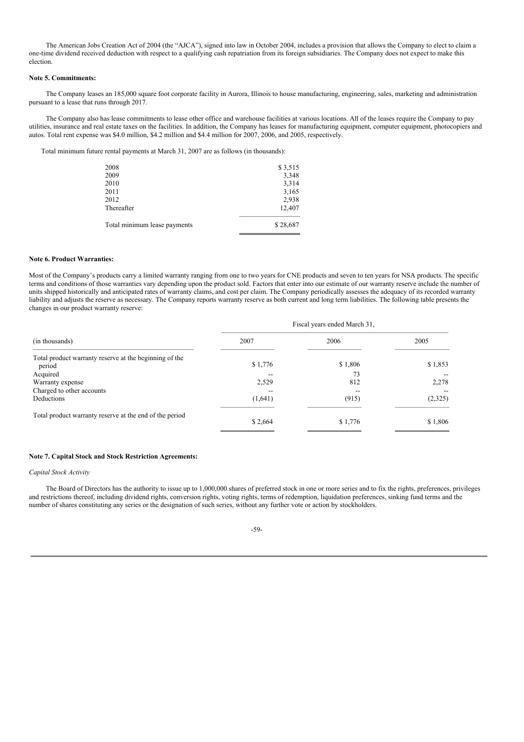The American Jobs Creation Act of 2004 (the "AJCA"), signed into law in October 2004, includes a provision that allows the Company to elect to claim a one-time dividend received deduction with respect to a qualifying cash repatriation from its foreign subsidiaries. The Company does not expect to make this election.

**Note 5. Commitments:**

The Company leases an 185,000 square foot corporate facility in Aurora, Illinois to house manufacturing, engineering, sales, marketing and administration pursuant to a lease that runs through 2017.

The Company also has lease commitments to lease other office and warehouse facilities at various locations. All of the leases require the Company to pay utilities, insurance and real estate taxes on the facilities. In addition, the Company has leases for manufacturing equipment, computer equipment, photocopiers and autos. Total rent expense was $4.0 million, $4.2 million and $4.4 million for 2007, 2006, and 2005, respectively.

Total minimum future rental payments at March 31, 2007 are as follows (in thousands):

| | |
|---|---|
| 2008 | $ 3,515 |
| 2009 | 3,348 |
| 2010 | 3,314 |
| 2011 | 3,165 |
| 2012 | 2,938 |
| Thereafter | 12,407 |
| Total minimum lease payments | $ 28,687 |

**Note 6. Product Warranties:**

Most of the Company's products carry a limited warranty ranging from one to two years for CNE products and seven to ten years for NSA products. The specific terms and conditions of those warranties vary depending upon the product sold. Factors that enter into our estimate of our warranty reserve include the number of units shipped historically and anticipated rates of warranty claims, and cost per claim. The Company periodically assesses the adequacy of its recorded warranty liability and adjusts the reserve as necessary. The Company reports warranty reserve as both current and long term liabilities. The following table presents the changes in our product warranty reserve:

| | Fiscal years ended March 31, | | |
|---|---|---|---|
| (in thousands) | 2007 | 2006 | 2005 |
| Total product warranty reserve at the beginning of the period | $ 1,776 | $ 1,806 | $ 1,853 |
| Acquired | -- | 73 | -- |
| Warranty expense | 2,529 | 812 | 2,278 |
| Charged to other accounts | -- | -- | -- |
| Deductions | (1,641) | (915) | (2,325) |
| Total product warranty reserve at the end of the period | $ 2,664 | $ 1,776 | $ 1,806 |

**Note 7. Capital Stock and Stock Restriction Agreements:**

*Capital Stock Activity*

The Board of Directors has the authority to issue up to 1,000,000 shares of preferred stock in one or more series and to fix the rights, preferences, privileges and restrictions thereof, including dividend rights, conversion rights, voting rights, terms of redemption, liquidation preferences, sinking fund terms and the number of shares constituting any series or the designation of such series, without any further vote or action by stockholders.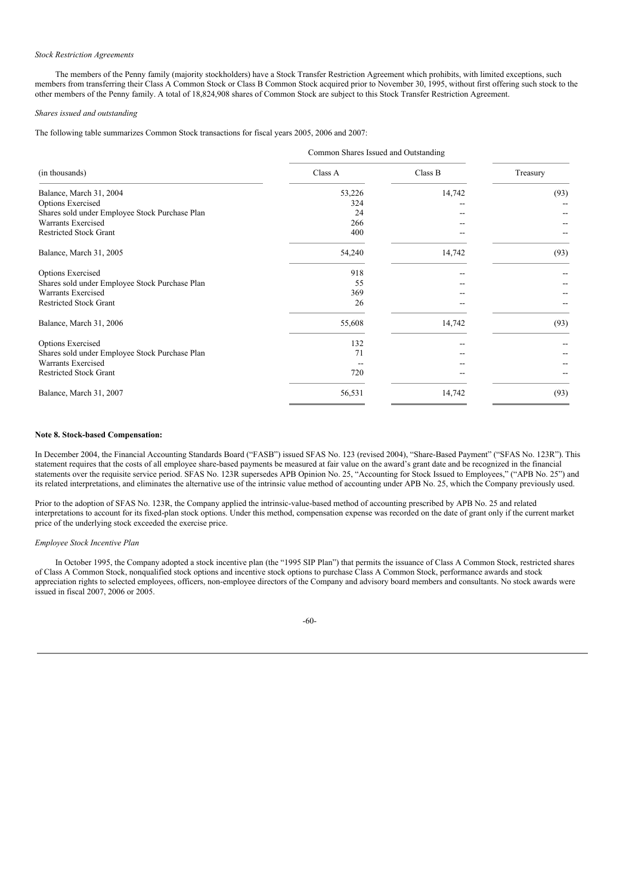*Stock Restriction Agreements*

The members of the Penny family (majority stockholders) have a Stock Transfer Restriction Agreement which prohibits, with limited exceptions, such members from transferring their Class A Common Stock or Class B Common Stock acquired prior to November 30, 1995, without first offering such stock to the other members of the Penny family. A total of 18,824,908 shares of Common Stock are subject to this Stock Transfer Restriction Agreement.

*Shares issued and outstanding*

The following table summarizes Common Stock transactions for fiscal years 2005, 2006 and 2007:

| | Common Shares Issued and Outstanding | | |
|---|---|---|---|
| (in thousands) | Class A | Class B | Treasury |
| Balance, March 31, 2004 | 53,226 | 14,742 | (93) |
| Options Exercised | 324 | -- | -- |
| Shares sold under Employee Stock Purchase Plan | 24 | -- | -- |
| Warrants Exercised | 266 | -- | -- |
| Restricted Stock Grant | 400 | -- | -- |
| Balance, March 31, 2005 | 54,240 | 14,742 | (93) |
| Options Exercised | 918 | -- | -- |
| Shares sold under Employee Stock Purchase Plan | 55 | -- | -- |
| Warrants Exercised | 369 | -- | -- |
| Restricted Stock Grant | 26 | -- | -- |
| Balance, March 31, 2006 | 55,608 | 14,742 | (93) |
| Options Exercised | 132 | -- | -- |
| Shares sold under Employee Stock Purchase Plan | 71 | -- | -- |
| Warrants Exercised | -- | -- | -- |
| Restricted Stock Grant | 720 | -- | -- |
| Balance, March 31, 2007 | 56,531 | 14,742 | (93) |

**Note 8. Stock-based Compensation:**

In December 2004, the Financial Accounting Standards Board ("FASB") issued SFAS No. 123 (revised 2004), "Share-Based Payment" ("SFAS No. 123R"). This statement requires that the costs of all employee share-based payments be measured at fair value on the award's grant date and be recognized in the financial statements over the requisite service period. SFAS No. 123R supersedes APB Opinion No. 25, "Accounting for Stock Issued to Employees," ("APB No. 25") and its related interpretations, and eliminates the alternative use of the intrinsic value method of accounting under APB No. 25, which the Company previously used.

Prior to the adoption of SFAS No. 123R, the Company applied the intrinsic-value-based method of accounting prescribed by APB No. 25 and related interpretations to account for its fixed-plan stock options. Under this method, compensation expense was recorded on the date of grant only if the current market price of the underlying stock exceeded the exercise price.

*Employee Stock Incentive Plan*

In October 1995, the Company adopted a stock incentive plan (the "1995 SIP Plan") that permits the issuance of Class A Common Stock, restricted shares of Class A Common Stock, nonqualified stock options and incentive stock options to purchase Class A Common Stock, performance awards and stock appreciation rights to selected employees, officers, non-employee directors of the Company and advisory board members and consultants. No stock awards were issued in fiscal 2007, 2006 or 2005.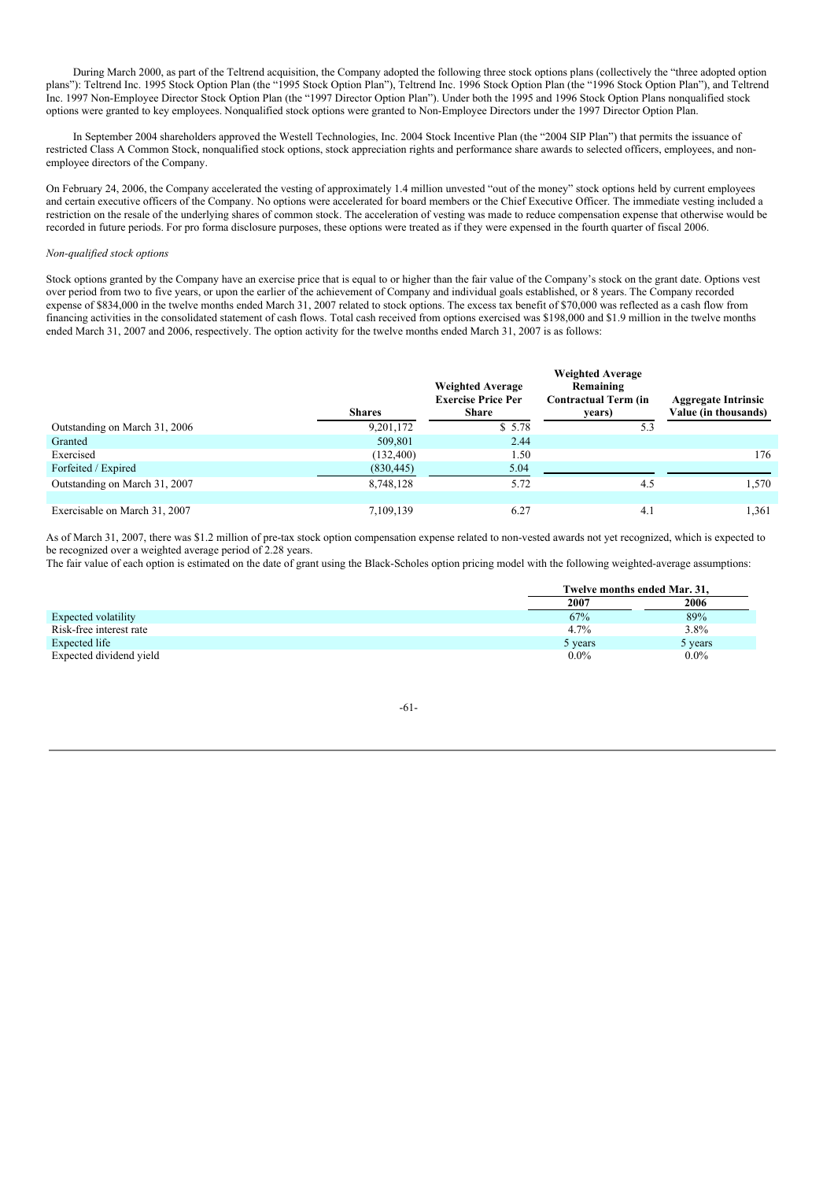During March 2000, as part of the Teltrend acquisition, the Company adopted the following three stock options plans (collectively the "three adopted option plans"): Teltrend Inc. 1995 Stock Option Plan (the "1995 Stock Option Plan"), Teltrend Inc. 1996 Stock Option Plan (the "1996 Stock Option Plan"), and Teltrend Inc. 1997 Non-Employee Director Stock Option Plan (the "1997 Director Option Plan"). Under both the 1995 and 1996 Stock Option Plans nonqualified stock options were granted to key employees. Nonqualified stock options were granted to Non-Employee Directors under the 1997 Director Option Plan.

In September 2004 shareholders approved the Westell Technologies, Inc. 2004 Stock Incentive Plan (the "2004 SIP Plan") that permits the issuance of restricted Class A Common Stock, nonqualified stock options, stock appreciation rights and performance share awards to selected officers, employees, and non-employee directors of the Company.

On February 24, 2006, the Company accelerated the vesting of approximately 1.4 million unvested "out of the money" stock options held by current employees and certain executive officers of the Company. No options were accelerated for board members or the Chief Executive Officer. The immediate vesting included a restriction on the resale of the underlying shares of common stock. The acceleration of vesting was made to reduce compensation expense that otherwise would be recorded in future periods. For pro forma disclosure purposes, these options were treated as if they were expensed in the fourth quarter of fiscal 2006.

*Non-qualified stock options*

Stock options granted by the Company have an exercise price that is equal to or higher than the fair value of the Company's stock on the grant date. Options vest over period from two to five years, or upon the earlier of the achievement of Company and individual goals established, or 8 years. The Company recorded expense of $834,000 in the twelve months ended March 31, 2007 related to stock options. The excess tax benefit of $70,000 was reflected as a cash flow from financing activities in the consolidated statement of cash flows. Total cash received from options exercised was $198,000 and $1.9 million in the twelve months ended March 31, 2007 and 2006, respectively. The option activity for the twelve months ended March 31, 2007 is as follows:

| | Shares | Weighted Average Exercise Price Per Share | Weighted Average Remaining Contractual Term (in years) | Aggregate Intrinsic Value (in thousands) |
|---|---|---|---|---|
| Outstanding on March 31, 2006 | 9,201,172 | $ 5.78 | 5.3 | |
| Granted | 509,801 | 2.44 | | |
| Exercised | (132,400) | 1.50 | | 176 |
| Forfeited / Expired | (830,445) | 5.04 | | |
| Outstanding on March 31, 2007 | 8,748,128 | 5.72 | 4.5 | 1,570 |
| Exercisable on March 31, 2007 | 7,109,139 | 6.27 | 4.1 | 1,361 |

As of March 31, 2007, there was $1.2 million of pre-tax stock option compensation expense related to non-vested awards not yet recognized, which is expected to be recognized over a weighted average period of 2.28 years.

The fair value of each option is estimated on the date of grant using the Black-Scholes option pricing model with the following weighted-average assumptions:

| | Twelve months ended Mar. 31, | |
|---|---|---|
| | 2007 | 2006 |
| Expected volatility | 67% | 89% |
| Risk-free interest rate | 4.7% | 3.8% |
| Expected life | 5 years | 5 years |
| Expected dividend yield | 0.0% | 0.0% |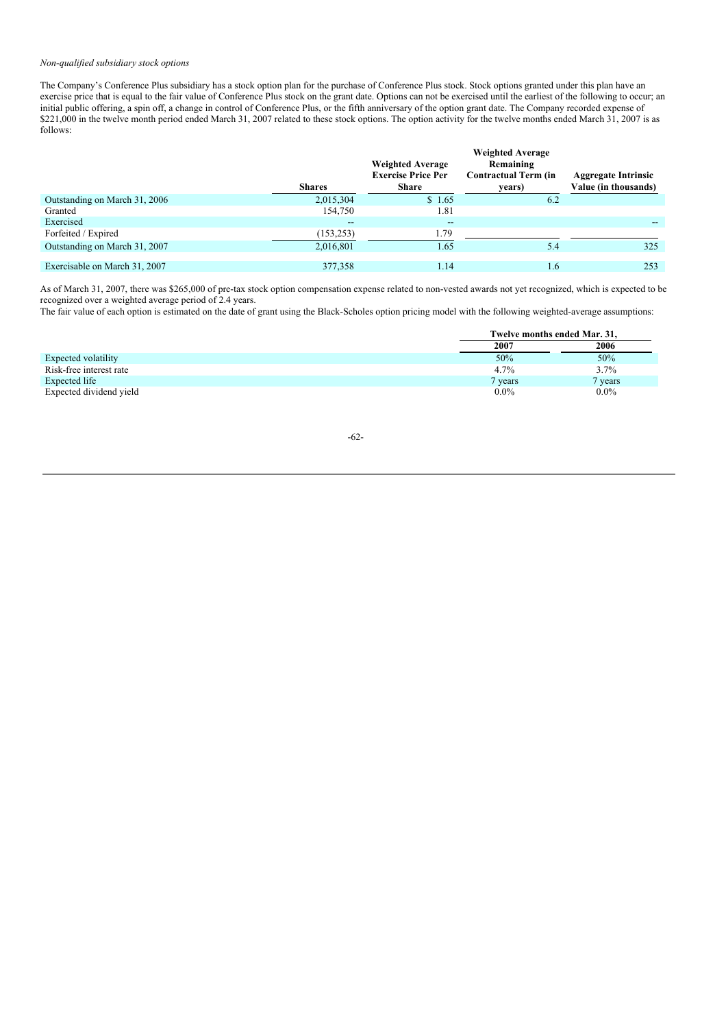*Non-qualified subsidiary stock options*

The Company's Conference Plus subsidiary has a stock option plan for the purchase of Conference Plus stock. Stock options granted under this plan have an exercise price that is equal to the fair value of Conference Plus stock on the grant date. Options can not be exercised until the earliest of the following to occur; an initial public offering, a spin off, a change in control of Conference Plus, or the fifth anniversary of the option grant date. The Company recorded expense of $221,000 in the twelve month period ended March 31, 2007 related to these stock options. The option activity for the twelve months ended March 31, 2007 is as follows:

| | Shares | Weighted Average Exercise Price Per Share | Weighted Average Remaining Contractual Term (in years) | Aggregate Intrinsic Value (in thousands) |
|---|---|---|---|---|
| Outstanding on March 31, 2006 | 2,015,304 | $ 1.65 | 6.2 | |
| Granted | 154,750 | 1.81 | | |
| Exercised | -- | -- | | -- |
| Forfeited / Expired | (153,253) | 1.79 | | |
| Outstanding on March 31, 2007 | 2,016,801 | 1.65 | 5.4 | 325 |
| Exercisable on March 31, 2007 | 377,358 | 1.14 | 1.6 | 253 |

As of March 31, 2007, there was $265,000 of pre-tax stock option compensation expense related to non-vested awards not yet recognized, which is expected to be recognized over a weighted average period of 2.4 years.

The fair value of each option is estimated on the date of grant using the Black-Scholes option pricing model with the following weighted-average assumptions:

| | Twelve months ended Mar. 31, | |
|---|---|---|
| | 2007 | 2006 |
| Expected volatility | 50% | 50% |
| Risk-free interest rate | 4.7% | 3.7% |
| Expected life | 7 years | 7 years |
| Expected dividend yield | 0.0% | 0.0% |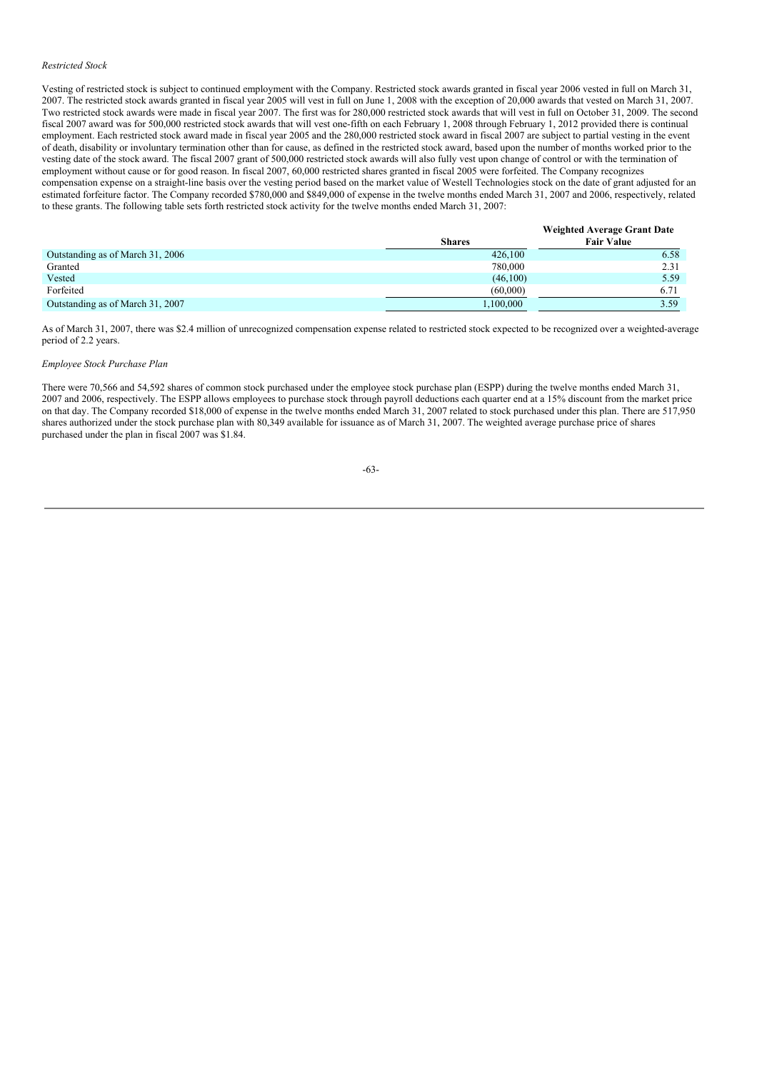*Restricted Stock*

Vesting of restricted stock is subject to continued employment with the Company. Restricted stock awards granted in fiscal year 2006 vested in full on March 31, 2007. The restricted stock awards granted in fiscal year 2005 will vest in full on June 1, 2008 with the exception of 20,000 awards that vested on March 31, 2007. Two restricted stock awards were made in fiscal year 2007. The first was for 280,000 restricted stock awards that will vest in full on October 31, 2009. The second fiscal 2007 award was for 500,000 restricted stock awards that will vest one-fifth on each February 1, 2008 through February 1, 2012 provided there is continual employment. Each restricted stock award made in fiscal year 2005 and the 280,000 restricted stock award in fiscal 2007 are subject to partial vesting in the event of death, disability or involuntary termination other than for cause, as defined in the restricted stock award, based upon the number of months worked prior to the vesting date of the stock award. The fiscal 2007 grant of 500,000 restricted stock awards will also fully vest upon change of control or with the termination of employment without cause or for good reason. In fiscal 2007, 60,000 restricted shares granted in fiscal 2005 were forfeited. The Company recognizes compensation expense on a straight-line basis over the vesting period based on the market value of Westell Technologies stock on the date of grant adjusted for an estimated forfeiture factor. The Company recorded $780,000 and $849,000 of expense in the twelve months ended March 31, 2007 and 2006, respectively, related to these grants. The following table sets forth restricted stock activity for the twelve months ended March 31, 2007:

| | Shares | Weighted Average Grant Date Fair Value |
|---|---|---|
| Outstanding as of March 31, 2006 | 426,100 | 6.58 |
| Granted | 780,000 | 2.31 |
| Vested | (46,100) | 5.59 |
| Forfeited | (60,000) | 6.71 |
| Outstanding as of March 31, 2007 | 1,100,000 | 3.59 |

As of March 31, 2007, there was $2.4 million of unrecognized compensation expense related to restricted stock expected to be recognized over a weighted-average period of 2.2 years.

*Employee Stock Purchase Plan*

There were 70,566 and 54,592 shares of common stock purchased under the employee stock purchase plan (ESPP) during the twelve months ended March 31, 2007 and 2006, respectively. The ESPP allows employees to purchase stock through payroll deductions each quarter end at a 15% discount from the market price on that day. The Company recorded $18,000 of expense in the twelve months ended March 31, 2007 related to stock purchased under this plan. There are 517,950 shares authorized under the stock purchase plan with 80,349 available for issuance as of March 31, 2007. The weighted average purchase price of shares purchased under the plan in fiscal 2007 was $1.84.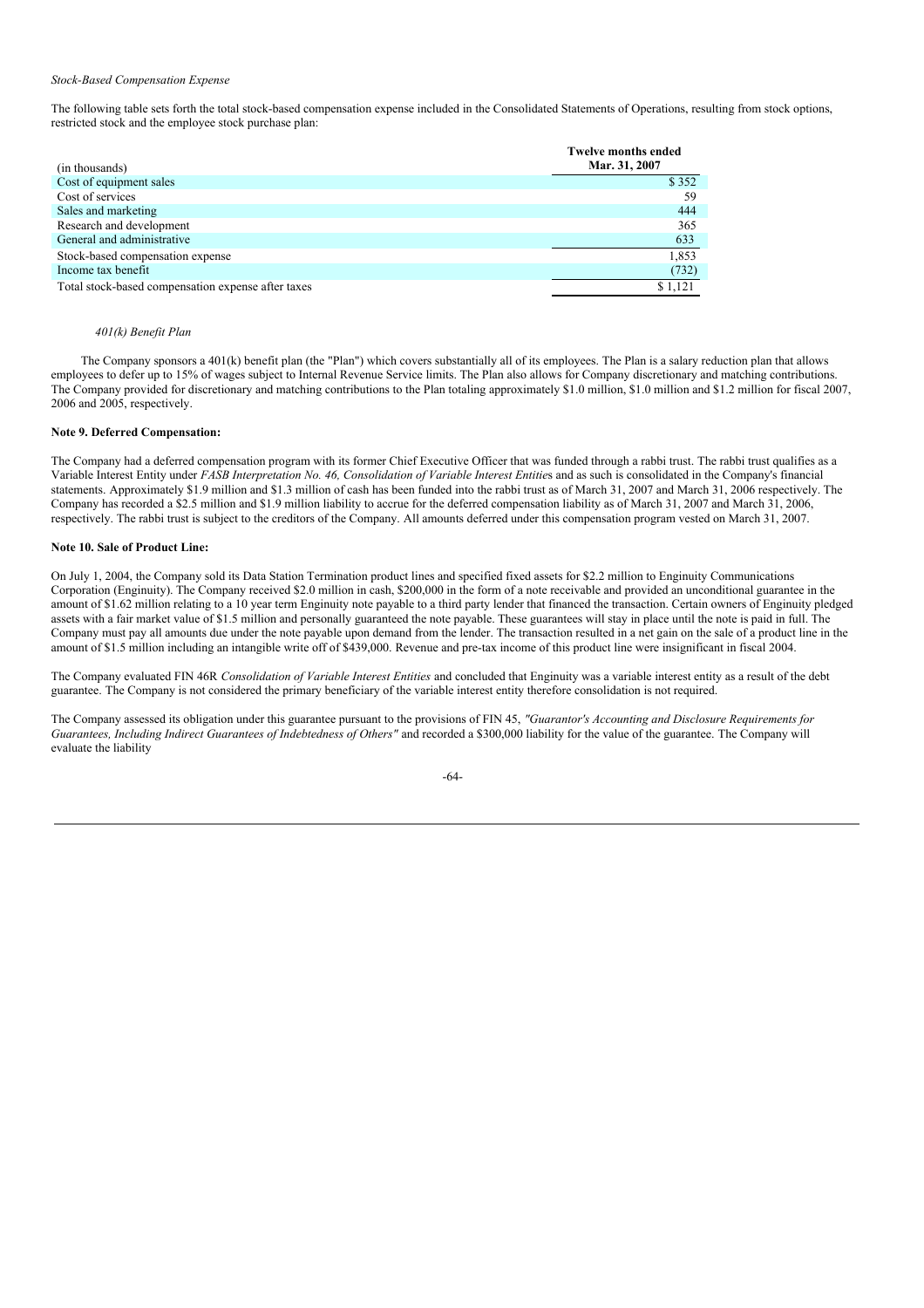*Stock-Based Compensation Expense*

The following table sets forth the total stock-based compensation expense included in the Consolidated Statements of Operations, resulting from stock options, restricted stock and the employee stock purchase plan:

| (in thousands) | Twelve months ended Mar. 31, 2007 |
|---|---|
| Cost of equipment sales | $ 352 |
| Cost of services | 59 |
| Sales and marketing | 444 |
| Research and development | 365 |
| General and administrative | 633 |
| Stock-based compensation expense | 1,853 |
| Income tax benefit | (732) |
| Total stock-based compensation expense after taxes | $ 1,121 |

*401(k) Benefit Plan*

The Company sponsors a 401(k) benefit plan (the "Plan") which covers substantially all of its employees. The Plan is a salary reduction plan that allows employees to defer up to 15% of wages subject to Internal Revenue Service limits. The Plan also allows for Company discretionary and matching contributions. The Company provided for discretionary and matching contributions to the Plan totaling approximately $1.0 million, $1.0 million and $1.2 million for fiscal 2007, 2006 and 2005, respectively.

**Note 9. Deferred Compensation:**

The Company had a deferred compensation program with its former Chief Executive Officer that was funded through a rabbi trust. The rabbi trust qualifies as a Variable Interest Entity under *FASB Interpretation No. 46, Consolidation of Variable Interest Entitie*s and as such is consolidated in the Company's financial statements. Approximately $1.9 million and $1.3 million of cash has been funded into the rabbi trust as of March 31, 2007 and March 31, 2006 respectively. The Company has recorded a $2.5 million and $1.9 million liability to accrue for the deferred compensation liability as of March 31, 2007 and March 31, 2006, respectively. The rabbi trust is subject to the creditors of the Company. All amounts deferred under this compensation program vested on March 31, 2007.

**Note 10. Sale of Product Line:**

On July 1, 2004, the Company sold its Data Station Termination product lines and specified fixed assets for $2.2 million to Enginuity Communications Corporation (Enginuity). The Company received $2.0 million in cash, $200,000 in the form of a note receivable and provided an unconditional guarantee in the amount of $1.62 million relating to a 10 year term Enginuity note payable to a third party lender that financed the transaction. Certain owners of Enginuity pledged assets with a fair market value of $1.5 million and personally guaranteed the note payable. These guarantees will stay in place until the note is paid in full. The Company must pay all amounts due under the note payable upon demand from the lender. The transaction resulted in a net gain on the sale of a product line in the amount of $1.5 million including an intangible write off of $439,000. Revenue and pre-tax income of this product line were insignificant in fiscal 2004.

The Company evaluated FIN 46R *Consolidation of Variable Interest Entities* and concluded that Enginuity was a variable interest entity as a result of the debt guarantee. The Company is not considered the primary beneficiary of the variable interest entity therefore consolidation is not required.

The Company assessed its obligation under this guarantee pursuant to the provisions of FIN 45, *"Guarantor's Accounting and Disclosure Requirements for Guarantees, Including Indirect Guarantees of Indebtedness of Others"* and recorded a $300,000 liability for the value of the guarantee. The Company will evaluate the liability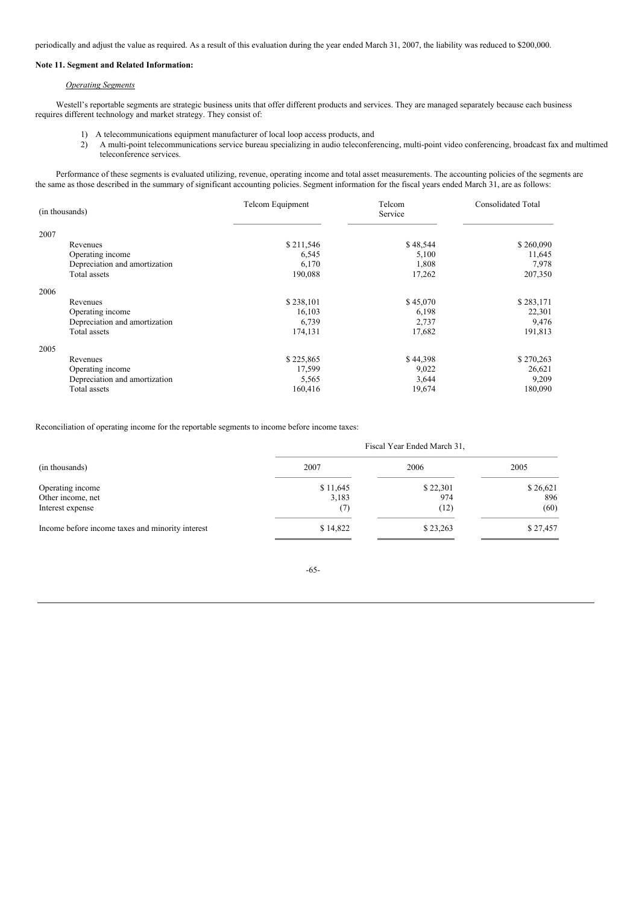periodically and adjust the value as required. As a result of this evaluation during the year ended March 31, 2007, the liability was reduced to $200,000.

**Note 11. Segment and Related Information:**

*Operating Segments*

Westell's reportable segments are strategic business units that offer different products and services. They are managed separately because each business requires different technology and market strategy. They consist of:

1) A telecommunications equipment manufacturer of local loop access products, and
2) A multi-point telecommunications service bureau specializing in audio teleconferencing, multi-point video conferencing, broadcast fax and multimed teleconference services.

Performance of these segments is evaluated utilizing, revenue, operating income and total asset measurements. The accounting policies of the segments are the same as those described in the summary of significant accounting policies. Segment information for the fiscal years ended March 31, are as follows:

| (in thousands) | Telcom Equipment | Telcom Service | Consolidated Total |
|---|---|---|---|
| 2007 | | | |
| Revenues | $ 211,546 | $ 48,544 | $ 260,090 |
| Operating income | 6,545 | 5,100 | 11,645 |
| Depreciation and amortization | 6,170 | 1,808 | 7,978 |
| Total assets | 190,088 | 17,262 | 207,350 |
| 2006 | | | |
| Revenues | $ 238,101 | $ 45,070 | $ 283,171 |
| Operating income | 16,103 | 6,198 | 22,301 |
| Depreciation and amortization | 6,739 | 2,737 | 9,476 |
| Total assets | 174,131 | 17,682 | 191,813 |
| 2005 | | | |
| Revenues | $ 225,865 | $ 44,398 | $ 270,263 |
| Operating income | 17,599 | 9,022 | 26,621 |
| Depreciation and amortization | 5,565 | 3,644 | 9,209 |
| Total assets | 160,416 | 19,674 | 180,090 |

Reconciliation of operating income for the reportable segments to income before income taxes:

| (in thousands) | Fiscal Year Ended March 31, | | |
|---|---|---|---|
| | 2007 | 2006 | 2005 |
| Operating income | $ 11,645 | $ 22,301 | $ 26,621 |
| Other income, net | 3,183 | 974 | 896 |
| Interest expense | (7) | (12) | (60) |
| Income before income taxes and minority interest | $ 14,822 | $ 23,263 | $ 27,457 |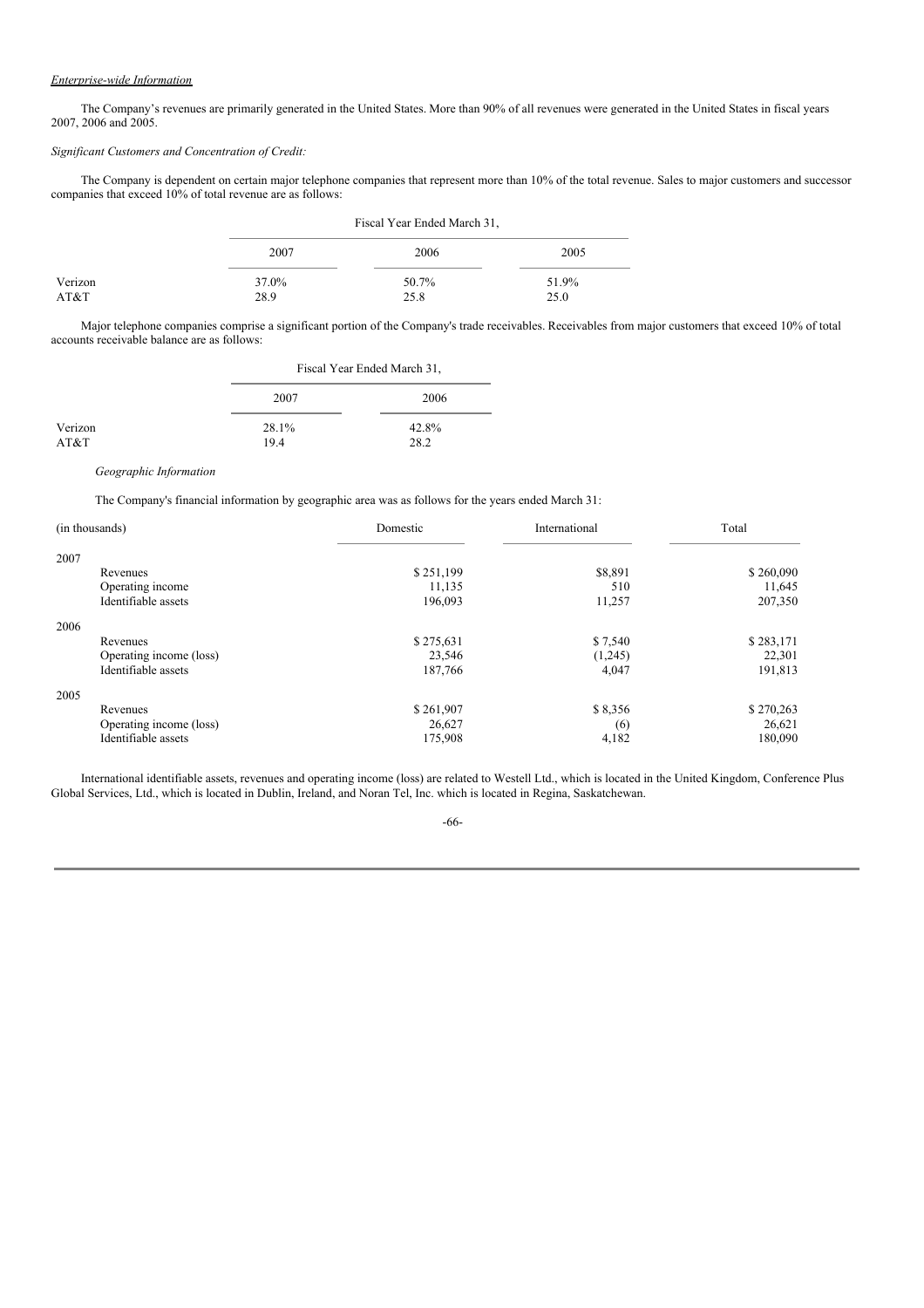*Enterprise-wide Information*

The Company's revenues are primarily generated in the United States. More than 90% of all revenues were generated in the United States in fiscal years 2007, 2006 and 2005.

*Significant Customers and Concentration of Credit:*

The Company is dependent on certain major telephone companies that represent more than 10% of the total revenue. Sales to major customers and successor companies that exceed 10% of total revenue are as follows:

| | Fiscal Year Ended March 31, | | |
|---|---|---|---|
| | 2007 | 2006 | 2005 |
| Verizon | 37.0% | 50.7% | 51.9% |
| AT&T | 28.9 | 25.8 | 25.0 |

Major telephone companies comprise a significant portion of the Company's trade receivables. Receivables from major customers that exceed 10% of total accounts receivable balance are as follows:

| | Fiscal Year Ended March 31, | |
|---|---|---|
| | 2007 | 2006 |
| Verizon | 28.1% | 42.8% |
| AT&T | 19.4 | 28.2 |

*Geographic Information*

The Company's financial information by geographic area was as follows for the years ended March 31:

| (in thousands) | Domestic | International | Total |
|---|---|---|---|
| **2007** | | | |
| Revenues | $ 251,199 | $8,891 | $ 260,090 |
| Operating income | 11,135 | 510 | 11,645 |
| Identifiable assets | 196,093 | 11,257 | 207,350 |
| **2006** | | | |
| Revenues | $ 275,631 | $ 7,540 | $ 283,171 |
| Operating income (loss) | 23,546 | (1,245) | 22,301 |
| Identifiable assets | 187,766 | 4,047 | 191,813 |
| **2005** | | | |
| Revenues | $ 261,907 | $ 8,356 | $ 270,263 |
| Operating income (loss) | 26,627 | (6) | 26,621 |
| Identifiable assets | 175,908 | 4,182 | 180,090 |

International identifiable assets, revenues and operating income (loss) are related to Westell Ltd., which is located in the United Kingdom, Conference Plus Global Services, Ltd., which is located in Dublin, Ireland, and Noran Tel, Inc. which is located in Regina, Saskatchewan.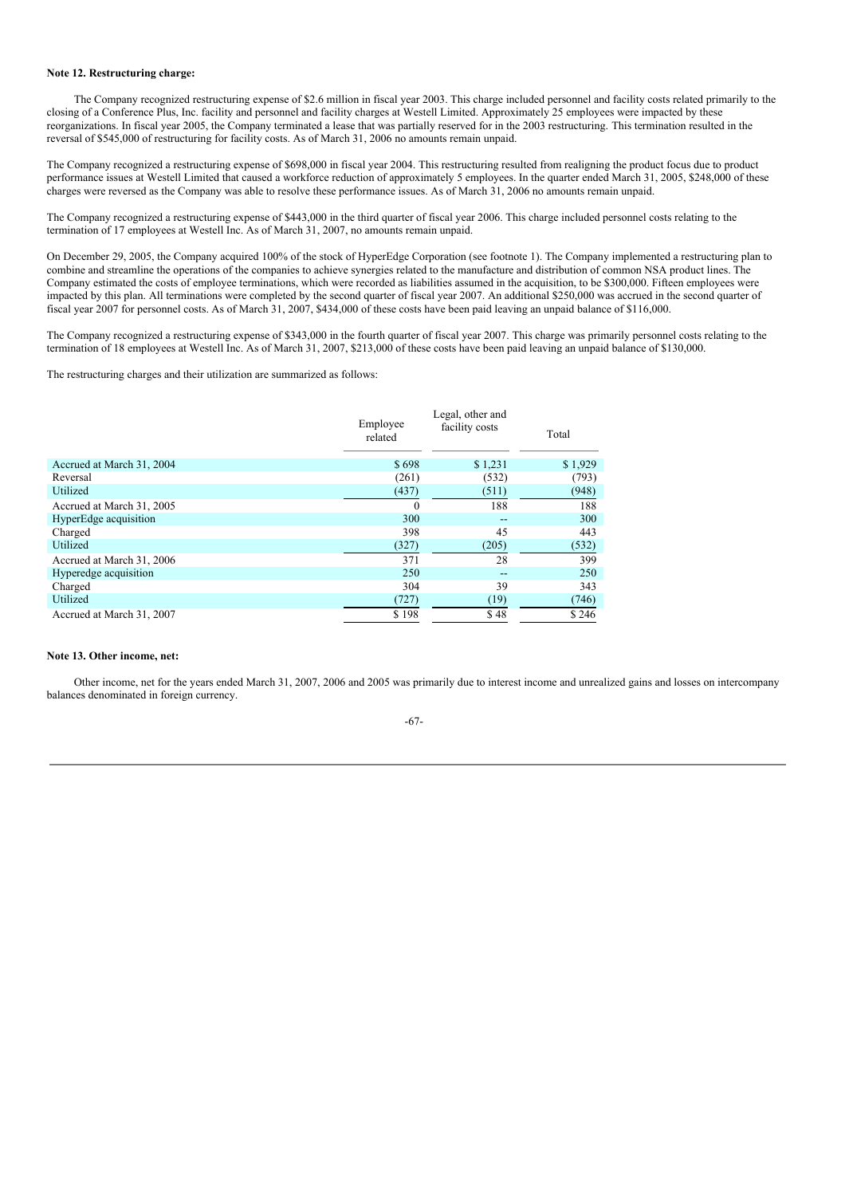**Note 12. Restructuring charge:**

The Company recognized restructuring expense of $2.6 million in fiscal year 2003. This charge included personnel and facility costs related primarily to the closing of a Conference Plus, Inc. facility and personnel and facility charges at Westell Limited. Approximately 25 employees were impacted by these reorganizations. In fiscal year 2005, the Company terminated a lease that was partially reserved for in the 2003 restructuring. This termination resulted in the reversal of $545,000 of restructuring for facility costs. As of March 31, 2006 no amounts remain unpaid.

The Company recognized a restructuring expense of $698,000 in fiscal year 2004. This restructuring resulted from realigning the product focus due to product performance issues at Westell Limited that caused a workforce reduction of approximately 5 employees. In the quarter ended March 31, 2005, $248,000 of these charges were reversed as the Company was able to resolve these performance issues. As of March 31, 2006 no amounts remain unpaid.

The Company recognized a restructuring expense of $443,000 in the third quarter of fiscal year 2006. This charge included personnel costs relating to the termination of 17 employees at Westell Inc. As of March 31, 2007, no amounts remain unpaid.

On December 29, 2005, the Company acquired 100% of the stock of HyperEdge Corporation (see footnote 1). The Company implemented a restructuring plan to combine and streamline the operations of the companies to achieve synergies related to the manufacture and distribution of common NSA product lines. The Company estimated the costs of employee terminations, which were recorded as liabilities assumed in the acquisition, to be $300,000. Fifteen employees were impacted by this plan. All terminations were completed by the second quarter of fiscal year 2007. An additional $250,000 was accrued in the second quarter of fiscal year 2007 for personnel costs. As of March 31, 2007, $434,000 of these costs have been paid leaving an unpaid balance of $116,000.

The Company recognized a restructuring expense of $343,000 in the fourth quarter of fiscal year 2007. This charge was primarily personnel costs relating to the termination of 18 employees at Westell Inc. As of March 31, 2007, $213,000 of these costs have been paid leaving an unpaid balance of $130,000.

The restructuring charges and their utilization are summarized as follows:

| | Employee related | Legal, other and facility costs | Total |
|---|---|---|---|
| Accrued at March 31, 2004 | $ 698 | $ 1,231 | $ 1,929 |
| Reversal | (261) | (532) | (793) |
| Utilized | (437) | (511) | (948) |
| Accrued at March 31, 2005 | 0 | 188 | 188 |
| HyperEdge acquisition | 300 | -- | 300 |
| Charged | 398 | 45 | 443 |
| Utilized | (327) | (205) | (532) |
| Accrued at March 31, 2006 | 371 | 28 | 399 |
| Hyperedge acquisition | 250 | -- | 250 |
| Charged | 304 | 39 | 343 |
| Utilized | (727) | (19) | (746) |
| Accrued at March 31, 2007 | $ 198 | $ 48 | $ 246 |

**Note 13. Other income, net:**

Other income, net for the years ended March 31, 2007, 2006 and 2005 was primarily due to interest income and unrealized gains and losses on intercompany balances denominated in foreign currency.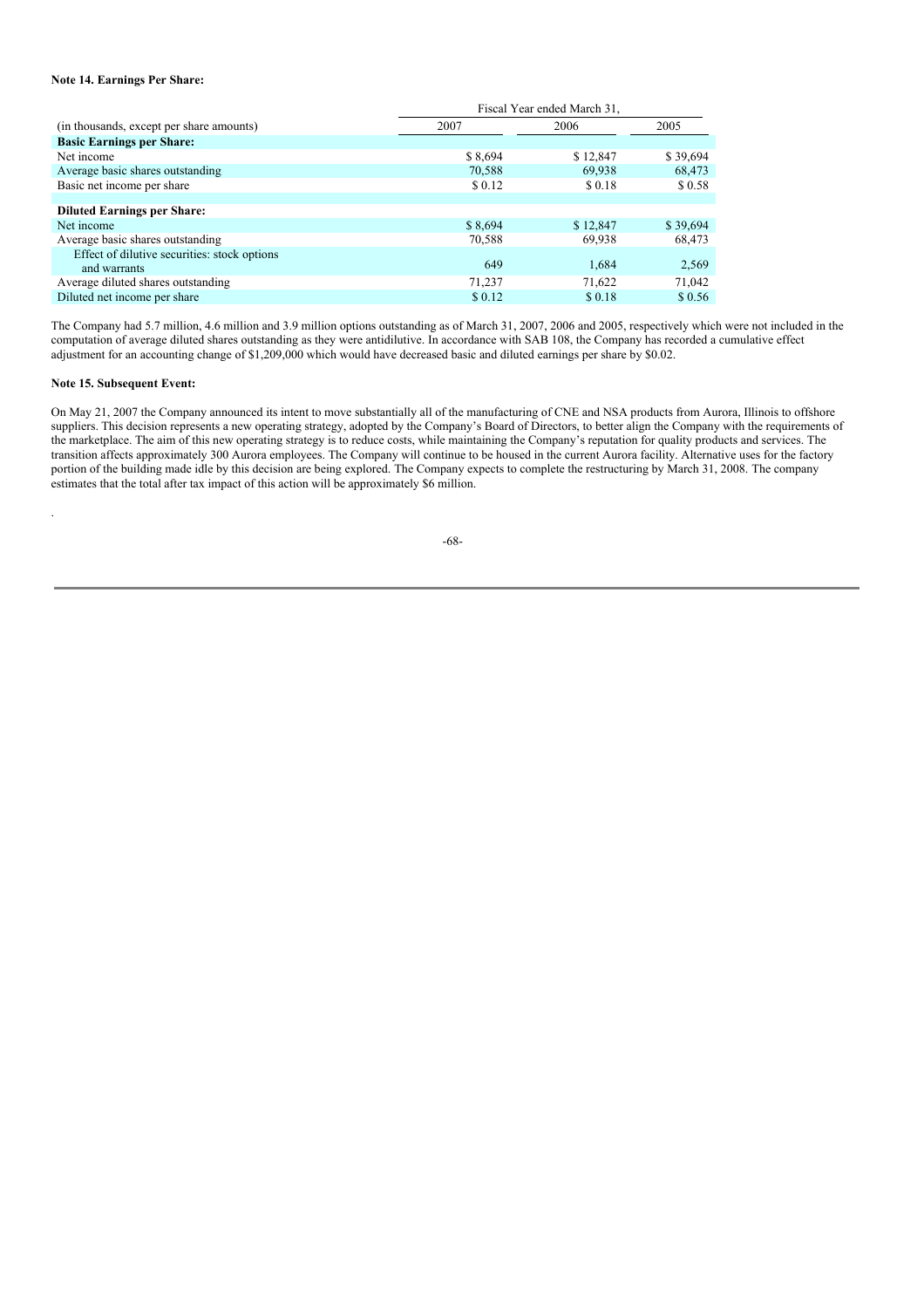**Note 14. Earnings Per Share:**

| (in thousands, except per share amounts) | Fiscal Year ended March 31, | | |
|---|---|---|---|
| | 2007 | 2006 | 2005 |
| **Basic Earnings per Share:** | | | |
| Net income | $ 8,694 | $ 12,847 | $ 39,694 |
| Average basic shares outstanding | 70,588 | 69,938 | 68,473 |
| Basic net income per share | $ 0.12 | $ 0.18 | $ 0.58 |
| **Diluted Earnings per Share:** | | | |
| Net income | $ 8,694 | $ 12,847 | $ 39,694 |
| Average basic shares outstanding | 70,588 | 69,938 | 68,473 |
| Effect of dilutive securities: stock options and warrants | 649 | 1,684 | 2,569 |
| Average diluted shares outstanding | 71,237 | 71,622 | 71,042 |
| Diluted net income per share | $ 0.12 | $ 0.18 | $ 0.56 |

The Company had 5.7 million, 4.6 million and 3.9 million options outstanding as of March 31, 2007, 2006 and 2005, respectively which were not included in the computation of average diluted shares outstanding as they were antidilutive. In accordance with SAB 108, the Company has recorded a cumulative effect adjustment for an accounting change of $1,209,000 which would have decreased basic and diluted earnings per share by $0.02.

**Note 15. Subsequent Event:**

On May 21, 2007 the Company announced its intent to move substantially all of the manufacturing of CNE and NSA products from Aurora, Illinois to offshore suppliers. This decision represents a new operating strategy, adopted by the Company's Board of Directors, to better align the Company with the requirements of the marketplace. The aim of this new operating strategy is to reduce costs, while maintaining the Company's reputation for quality products and services. The transition affects approximately 300 Aurora employees. The Company will continue to be housed in the current Aurora facility. Alternative uses for the factory portion of the building made idle by this decision are being explored. The Company expects to complete the restructuring by March 31, 2008. The company estimates that the total after tax impact of this action will be approximately $6 million.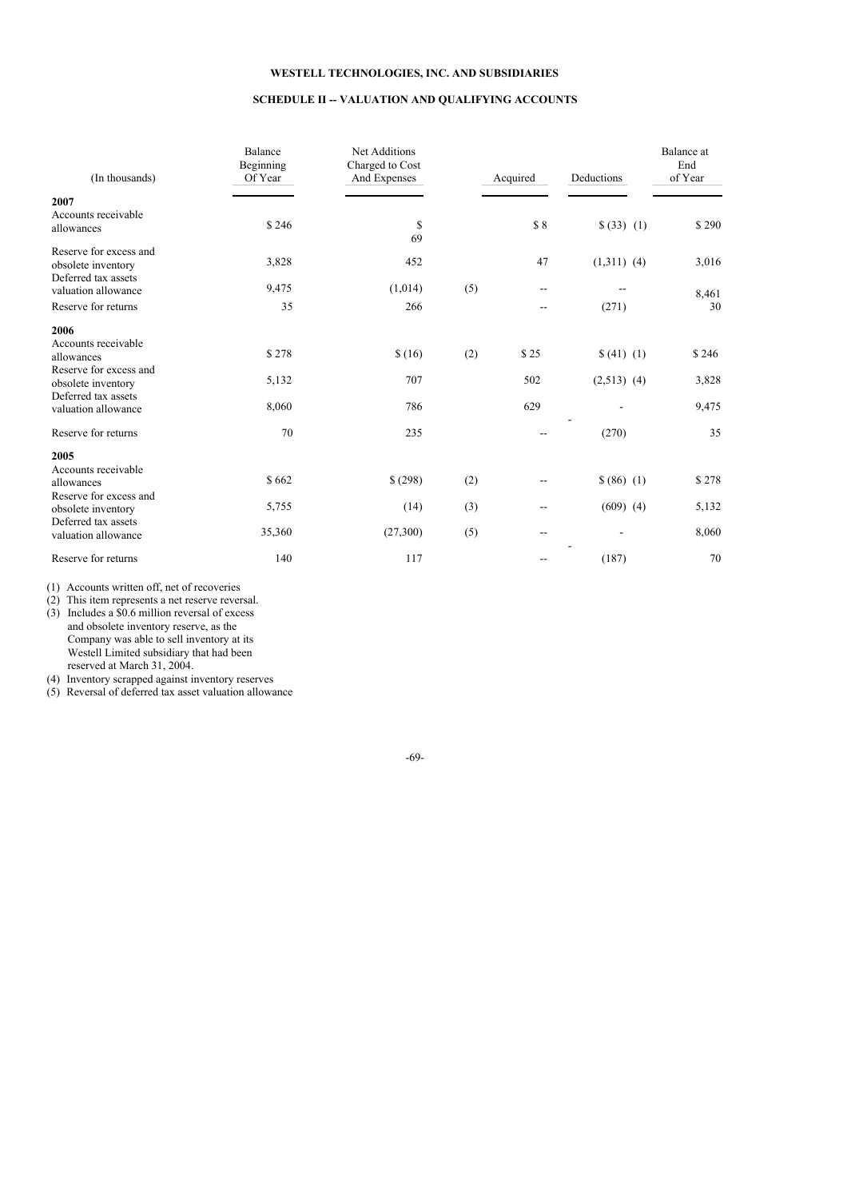**WESTELL TECHNOLOGIES, INC. AND SUBSIDIARIES**

**SCHEDULE II -- VALUATION AND QUALIFYING ACCOUNTS**

| (In thousands) | Balance Beginning Of Year | Net Additions Charged to Cost And Expenses | | Acquired | Deductions | | Balance at End of Year |
|---|---|---|---|---|---|---|---|
| **2007** | | | | | | | |
| Accounts receivable allowances | $ 246 | $ 69 | | $ 8 | $ (33) | (1) | $ 290 |
| Reserve for excess and obsolete inventory | 3,828 | 452 | | 47 | (1,311) | (4) | 3,016 |
| Deferred tax assets valuation allowance | 9,475 | (1,014) | (5) | -- | -- | | 8,461 |
| Reserve for returns | 35 | 266 | | -- | (271) | | 30 |
| **2006** | | | | | | | |
| Accounts receivable allowances | $ 278 | $ (16) | (2) | $ 25 | $ (41) | (1) | $ 246 |
| Reserve for excess and obsolete inventory | 5,132 | 707 | | 502 | (2,513) | (4) | 3,828 |
| Deferred tax assets valuation allowance | 8,060 | 786 | | 629 | - | | 9,475 |
| Reserve for returns | 70 | 235 | | -- | (270) | | 35 |
| **2005** | | | | | | | |
| Accounts receivable allowances | $ 662 | $ (298) | (2) | -- | $ (86) | (1) | $ 278 |
| Reserve for excess and obsolete inventory | 5,755 | (14) | (3) | -- | (609) | (4) | 5,132 |
| Deferred tax assets valuation allowance | 35,360 | (27,300) | (5) | -- | - | | 8,060 |
| Reserve for returns | 140 | 117 | | -- | (187) | | 70 |

(1) Accounts written off, net of recoveries

(2) This item represents a net reserve reversal.

(3) Includes a $0.6 million reversal of excess and obsolete inventory reserve, as the Company was able to sell inventory at its Westell Limited subsidiary that had been reserved at March 31, 2004.

(4) Inventory scrapped against inventory reserves

(5) Reversal of deferred tax asset valuation allowance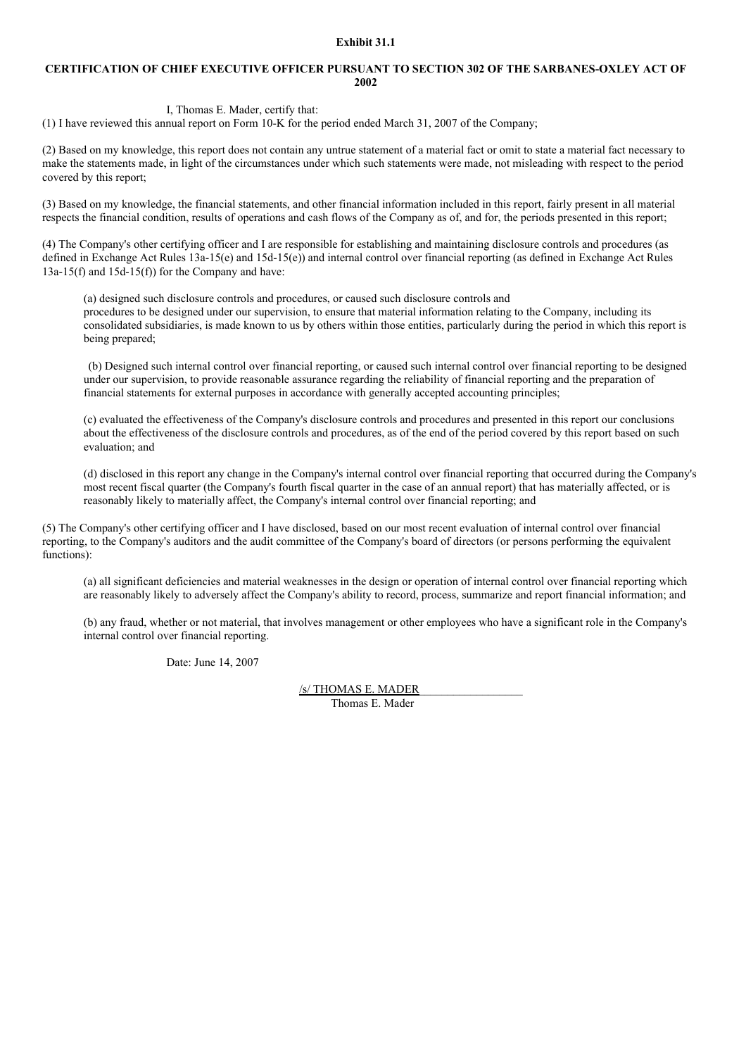**Exhibit 31.1**

**CERTIFICATION OF CHIEF EXECUTIVE OFFICER PURSUANT TO SECTION 302 OF THE SARBANES-OXLEY ACT OF 2002**

I, Thomas E. Mader, certify that:

(1) I have reviewed this annual report on Form 10-K for the period ended March 31, 2007 of the Company;

(2) Based on my knowledge, this report does not contain any untrue statement of a material fact or omit to state a material fact necessary to make the statements made, in light of the circumstances under which such statements were made, not misleading with respect to the period covered by this report;

(3) Based on my knowledge, the financial statements, and other financial information included in this report, fairly present in all material respects the financial condition, results of operations and cash flows of the Company as of, and for, the periods presented in this report;

(4) The Company's other certifying officer and I are responsible for establishing and maintaining disclosure controls and procedures (as defined in Exchange Act Rules 13a-15(e) and 15d-15(e)) and internal control over financial reporting (as defined in Exchange Act Rules 13a-15(f) and 15d-15(f)) for the Company and have:

(a) designed such disclosure controls and procedures, or caused such disclosure controls and procedures to be designed under our supervision, to ensure that material information relating to the Company, including its consolidated subsidiaries, is made known to us by others within those entities, particularly during the period in which this report is being prepared;

(b) Designed such internal control over financial reporting, or caused such internal control over financial reporting to be designed under our supervision, to provide reasonable assurance regarding the reliability of financial reporting and the preparation of financial statements for external purposes in accordance with generally accepted accounting principles;

(c) evaluated the effectiveness of the Company's disclosure controls and procedures and presented in this report our conclusions about the effectiveness of the disclosure controls and procedures, as of the end of the period covered by this report based on such evaluation; and

(d) disclosed in this report any change in the Company's internal control over financial reporting that occurred during the Company's most recent fiscal quarter (the Company's fourth fiscal quarter in the case of an annual report) that has materially affected, or is reasonably likely to materially affect, the Company's internal control over financial reporting; and

(5) The Company's other certifying officer and I have disclosed, based on our most recent evaluation of internal control over financial reporting, to the Company's auditors and the audit committee of the Company's board of directors (or persons performing the equivalent functions):

(a) all significant deficiencies and material weaknesses in the design or operation of internal control over financial reporting which are reasonably likely to adversely affect the Company's ability to record, process, summarize and report financial information; and

(b) any fraud, whether or not material, that involves management or other employees who have a significant role in the Company's internal control over financial reporting.

Date: June 14, 2007

/s/ THOMAS E. MADER

Thomas E. Mader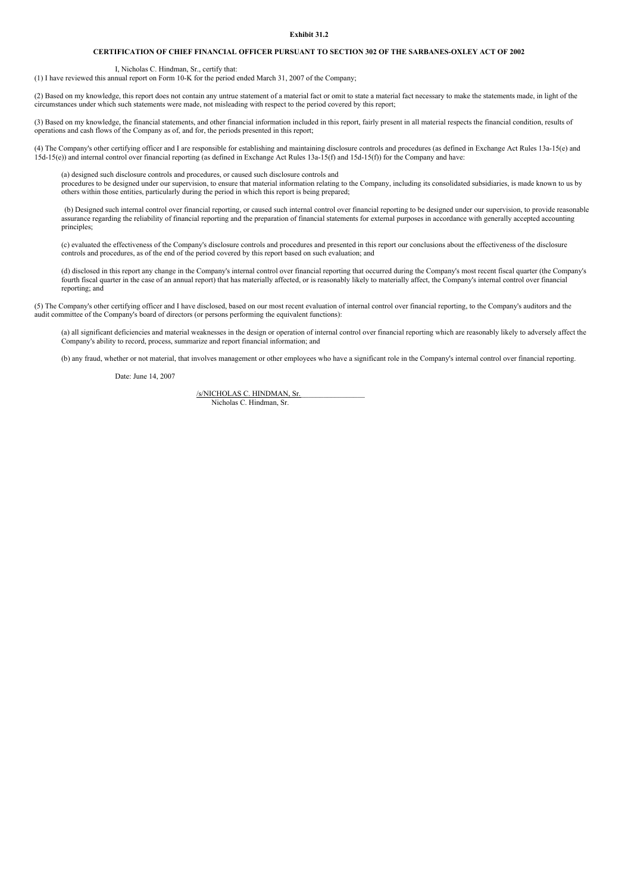**Exhibit 31.2**

**CERTIFICATION OF CHIEF FINANCIAL OFFICER PURSUANT TO SECTION 302 OF THE SARBANES-OXLEY ACT OF 2002**

I, Nicholas C. Hindman, Sr., certify that:

(1) I have reviewed this annual report on Form 10-K for the period ended March 31, 2007 of the Company;

(2) Based on my knowledge, this report does not contain any untrue statement of a material fact or omit to state a material fact necessary to make the statements made, in light of the circumstances under which such statements were made, not misleading with respect to the period covered by this report;

(3) Based on my knowledge, the financial statements, and other financial information included in this report, fairly present in all material respects the financial condition, results of operations and cash flows of the Company as of, and for, the periods presented in this report;

(4) The Company's other certifying officer and I are responsible for establishing and maintaining disclosure controls and procedures (as defined in Exchange Act Rules 13a-15(e) and 15d-15(e)) and internal control over financial reporting (as defined in Exchange Act Rules 13a-15(f) and 15d-15(f)) for the Company and have:

(a) designed such disclosure controls and procedures, or caused such disclosure controls and procedures to be designed under our supervision, to ensure that material information relating to the Company, including its consolidated subsidiaries, is made known to us by others within those entities, particularly during the period in which this report is being prepared;

(b) Designed such internal control over financial reporting, or caused such internal control over financial reporting to be designed under our supervision, to provide reasonable assurance regarding the reliability of financial reporting and the preparation of financial statements for external purposes in accordance with generally accepted accounting principles;

(c) evaluated the effectiveness of the Company's disclosure controls and procedures and presented in this report our conclusions about the effectiveness of the disclosure controls and procedures, as of the end of the period covered by this report based on such evaluation; and

(d) disclosed in this report any change in the Company's internal control over financial reporting that occurred during the Company's most recent fiscal quarter (the Company's fourth fiscal quarter in the case of an annual report) that has materially affected, or is reasonably likely to materially affect, the Company's internal control over financial reporting; and

(5) The Company's other certifying officer and I have disclosed, based on our most recent evaluation of internal control over financial reporting, to the Company's auditors and the audit committee of the Company's board of directors (or persons performing the equivalent functions):

(a) all significant deficiencies and material weaknesses in the design or operation of internal control over financial reporting which are reasonably likely to adversely affect the Company's ability to record, process, summarize and report financial information; and

(b) any fraud, whether or not material, that involves management or other employees who have a significant role in the Company's internal control over financial reporting.

Date: June 14, 2007

/s/NICHOLAS C. HINDMAN, Sr.
Nicholas C. Hindman, Sr.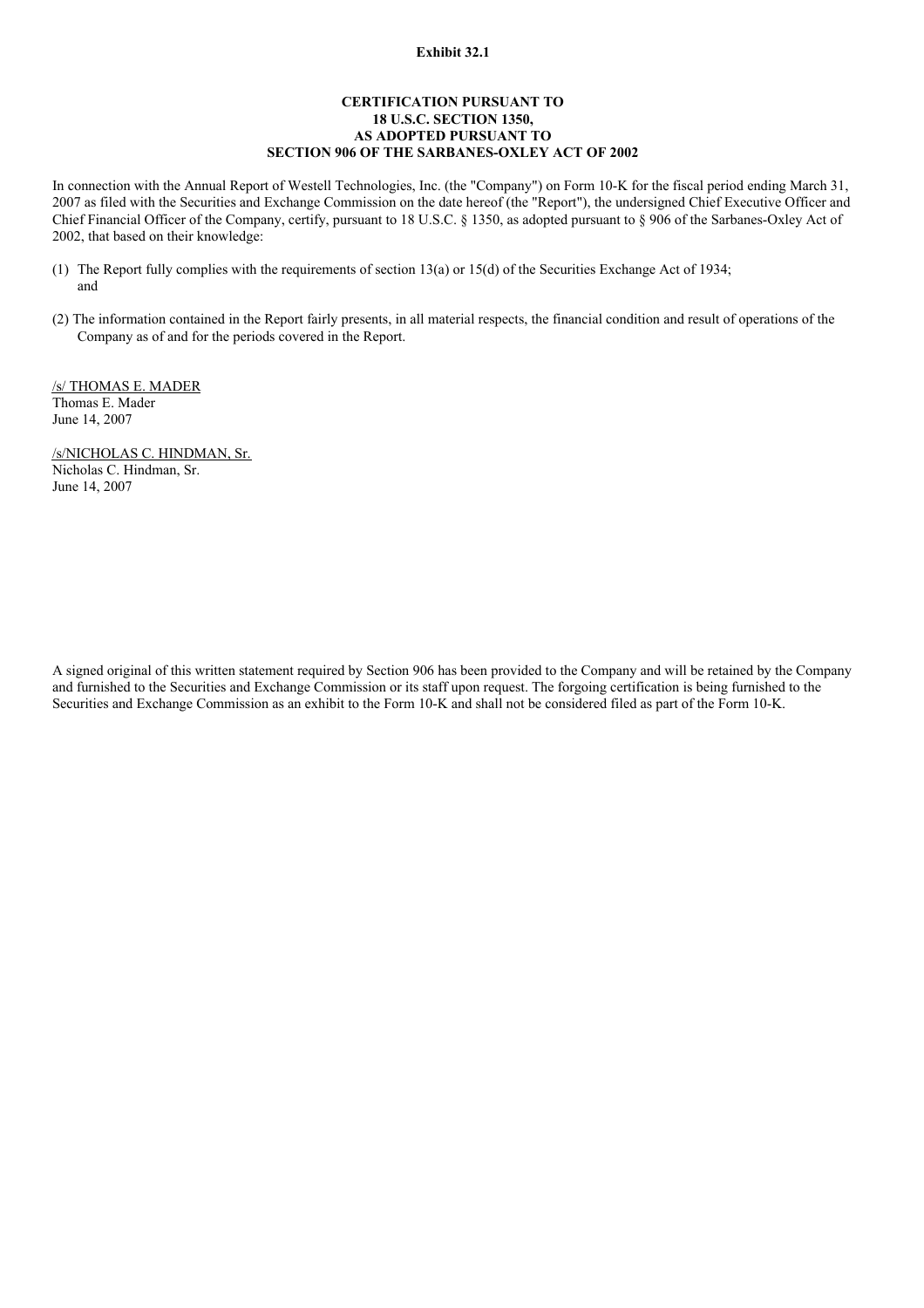**Exhibit 32.1**

**CERTIFICATION PURSUANT TO
18 U.S.C. SECTION 1350,
AS ADOPTED PURSUANT TO
SECTION 906 OF THE SARBANES-OXLEY ACT OF 2002**

In connection with the Annual Report of Westell Technologies, Inc. (the "Company") on Form 10-K for the fiscal period ending March 31, 2007 as filed with the Securities and Exchange Commission on the date hereof (the "Report"), the undersigned Chief Executive Officer and Chief Financial Officer of the Company, certify, pursuant to 18 U.S.C. § 1350, as adopted pursuant to § 906 of the Sarbanes-Oxley Act of 2002, that based on their knowledge:

(1) The Report fully complies with the requirements of section 13(a) or 15(d) of the Securities Exchange Act of 1934; and

(2) The information contained in the Report fairly presents, in all material respects, the financial condition and result of operations of the Company as of and for the periods covered in the Report.

/s/ THOMAS E. MADER
Thomas E. Mader
June 14, 2007

/s/NICHOLAS C. HINDMAN, Sr.
Nicholas C. Hindman, Sr.
June 14, 2007

A signed original of this written statement required by Section 906 has been provided to the Company and will be retained by the Company and furnished to the Securities and Exchange Commission or its staff upon request. The forgoing certification is being furnished to the Securities and Exchange Commission as an exhibit to the Form 10-K and shall not be considered filed as part of the Form 10-K.